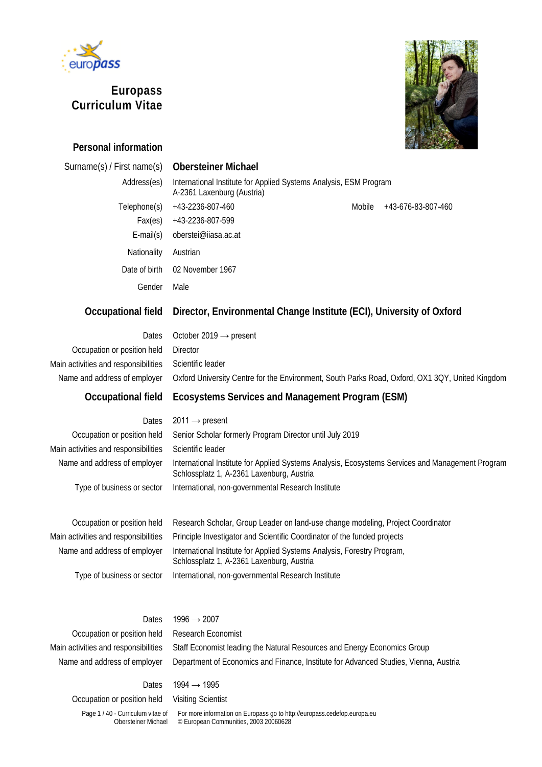# Europass Curriculum Vitae

## Personal information

| | |
|---|---|
| Surname(s) / First name(s) | **Obersteiner Michael** |
| Address(es) | International Institute for Applied Systems Analysis, ESM Program<br>A-2361 Laxenburg (Austria) |
| Telephone(s) | +43-2236-807-460 Mobile +43-676-83-807-460 |
| Fax(es) | +43-2236-807-599 |
| E-mail(s) | oberstei@iiasa.ac.at |
| Nationality | Austrian |
| Date of birth | 02 November 1967 |
| Gender | Male |

## Occupational field — Director, Environmental Change Institute (ECI), University of Oxford

| | |
|---|---|
| Dates | October 2019 → present |
| Occupation or position held | Director |
| Main activities and responsibilities | Scientific leader |
| Name and address of employer | Oxford University Centre for the Environment, South Parks Road, Oxford, OX1 3QY, United Kingdom |

## Occupational field — Ecosystems Services and Management Program (ESM)

| | |
|---|---|
| Dates | 2011 → present |
| Occupation or position held | Senior Scholar formerly Program Director until July 2019 |
| Main activities and responsibilities | Scientific leader |
| Name and address of employer | International Institute for Applied Systems Analysis, Ecosystems Services and Management Program<br>Schlossplatz 1, A-2361 Laxenburg, Austria |
| Type of business or sector | International, non-governmental Research Institute |

| | |
|---|---|
| Occupation or position held | Research Scholar, Group Leader on land-use change modeling, Project Coordinator |
| Main activities and responsibilities | Principle Investigator and Scientific Coordinator of the funded projects |
| Name and address of employer | International Institute for Applied Systems Analysis, Forestry Program,<br>Schlossplatz 1, A-2361 Laxenburg, Austria |
| Type of business or sector | International, non-governmental Research Institute |

| | |
|---|---|
| Dates | 1996 → 2007 |
| Occupation or position held | Research Economist |
| Main activities and responsibilities | Staff Economist leading the Natural Resources and Energy Economics Group |
| Name and address of employer | Department of Economics and Finance, Institute for Advanced Studies, Vienna, Austria |

| | |
|---|---|
| Dates | 1994 → 1995 |
| Occupation or position held | Visiting Scientist |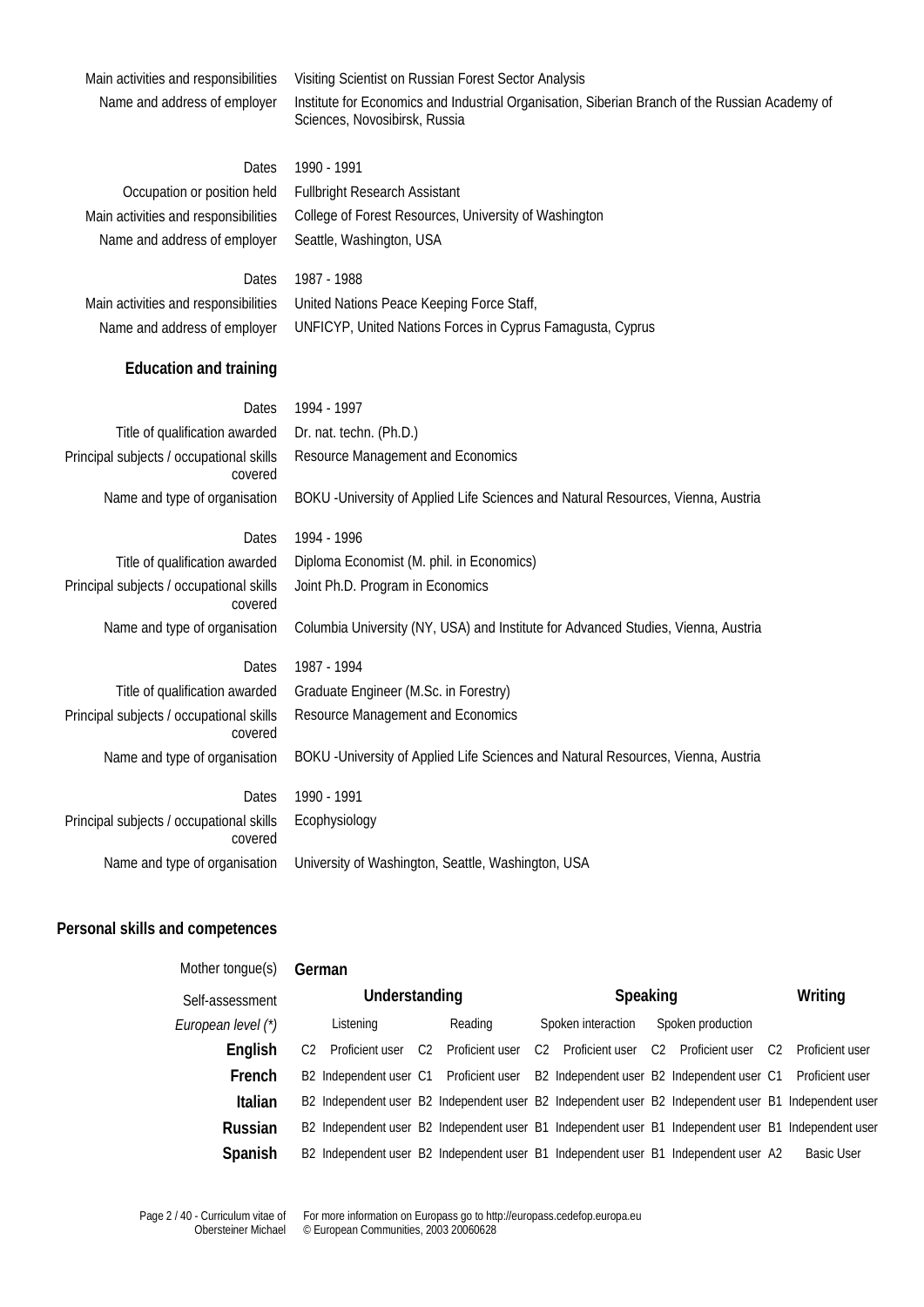Main activities and responsibilities: Visiting Scientist on Russian Forest Sector Analysis
Name and address of employer: Institute for Economics and Industrial Organisation, Siberian Branch of the Russian Academy of Sciences, Novosibirsk, Russia

Dates: 1990 - 1991
Occupation or position held: Fullbright Research Assistant
Main activities and responsibilities: College of Forest Resources, University of Washington
Name and address of employer: Seattle, Washington, USA

Dates: 1987 - 1988
Main activities and responsibilities: United Nations Peace Keeping Force Staff,
Name and address of employer: UNFICYP, United Nations Forces in Cyprus Famagusta, Cyprus

## Education and training

Dates: 1994 - 1997
Title of qualification awarded: Dr. nat. techn. (Ph.D.)
Principal subjects / occupational skills covered: Resource Management and Economics
Name and type of organisation: BOKU -University of Applied Life Sciences and Natural Resources, Vienna, Austria

Dates: 1994 - 1996
Title of qualification awarded: Diploma Economist (M. phil. in Economics)
Principal subjects / occupational skills covered: Joint Ph.D. Program in Economics
Name and type of organisation: Columbia University (NY, USA) and Institute for Advanced Studies, Vienna, Austria

Dates: 1987 - 1994
Title of qualification awarded: Graduate Engineer (M.Sc. in Forestry)
Principal subjects / occupational skills covered: Resource Management and Economics
Name and type of organisation: BOKU -University of Applied Life Sciences and Natural Resources, Vienna, Austria

Dates: 1990 - 1991
Principal subjects / occupational skills covered: Ecophysiology
Name and type of organisation: University of Washington, Seattle, Washington, USA

## Personal skills and competences

Mother tongue(s): **German**

| Self-assessment | Understanding | | Speaking | | Writing |
|---|---|---|---|---|---|
| *European level (\*)* | Listening | Reading | Spoken interaction | Spoken production | |
| **English** | C2 Proficient user | C2 Proficient user | C2 Proficient user | C2 Proficient user | C2 Proficient user |
| **French** | B2 Independent user | C1 Proficient user | B2 Independent user | B2 Independent user | C1 Proficient user |
| **Italian** | B2 Independent user | B2 Independent user | B2 Independent user | B2 Independent user | B1 Independent user |
| **Russian** | B2 Independent user | B2 Independent user | B1 Independent user | B1 Independent user | B1 Independent user |
| **Spanish** | B2 Independent user | B2 Independent user | B1 Independent user | B1 Independent user | A2 Basic User |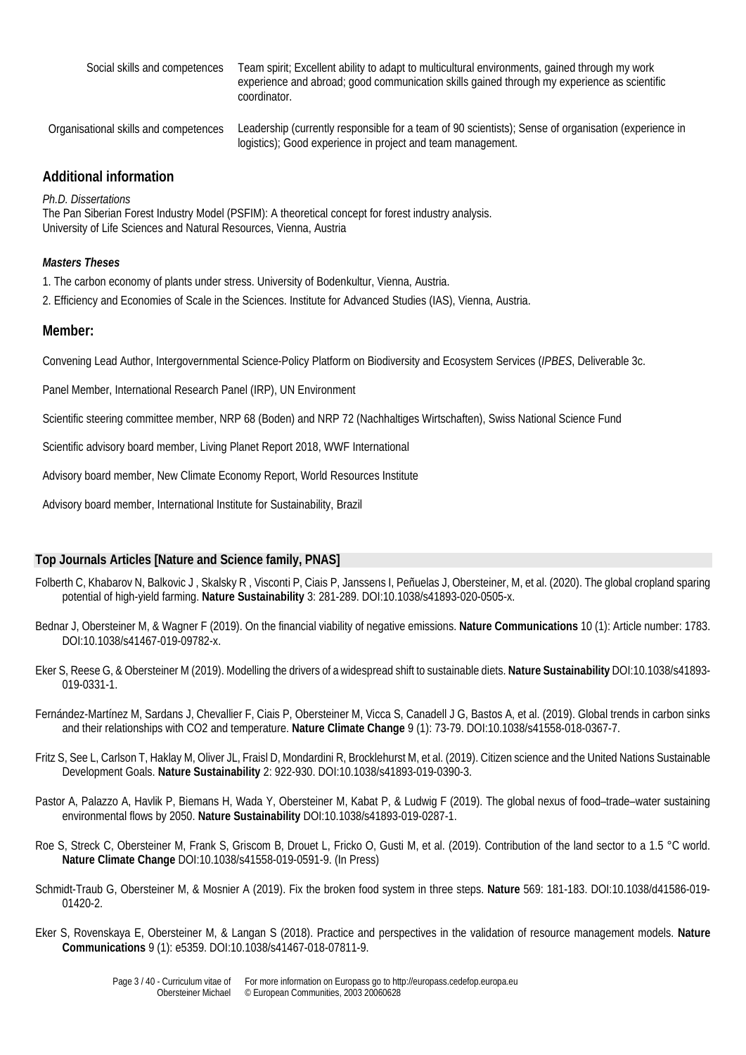| | |
|---|---|
| Social skills and competences | Team spirit; Excellent ability to adapt to multicultural environments, gained through my work experience and abroad; good communication skills gained through my experience as scientific coordinator. |
| Organisational skills and competences | Leadership (currently responsible for a team of 90 scientists); Sense of organisation (experience in logistics); Good experience in project and team management. |

## Additional information

*Ph.D. Dissertations*
The Pan Siberian Forest Industry Model (PSFIM): A theoretical concept for forest industry analysis.
University of Life Sciences and Natural Resources, Vienna, Austria

***Masters Theses***

1. The carbon economy of plants under stress. University of Bodenkultur, Vienna, Austria.
2. Efficiency and Economies of Scale in the Sciences. Institute for Advanced Studies (IAS), Vienna, Austria.

## Member:

Convening Lead Author, Intergovernmental Science-Policy Platform on Biodiversity and Ecosystem Services (*IPBES*, Deliverable 3c.

Panel Member, International Research Panel (IRP), UN Environment

Scientific steering committee member, NRP 68 (Boden) and NRP 72 (Nachhaltiges Wirtschaften), Swiss National Science Fund

Scientific advisory board member, Living Planet Report 2018, WWF International

Advisory board member, New Climate Economy Report, World Resources Institute

Advisory board member, International Institute for Sustainability, Brazil

## Top Journals Articles [Nature and Science family, PNAS]

Folberth C, Khabarov N, Balkovic J , Skalsky R , Visconti P, Ciais P, Janssens I, Peñuelas J, Obersteiner, M, et al. (2020). The global cropland sparing potential of high-yield farming. **Nature Sustainability** 3: 281-289. DOI:10.1038/s41893-020-0505-x.

Bednar J, Obersteiner M, & Wagner F (2019). On the financial viability of negative emissions. **Nature Communications** 10 (1): Article number: 1783. DOI:10.1038/s41467-019-09782-x.

Eker S, Reese G, & Obersteiner M (2019). Modelling the drivers of a widespread shift to sustainable diets. **Nature Sustainability** DOI:10.1038/s41893-019-0331-1.

Fernández-Martínez M, Sardans J, Chevallier F, Ciais P, Obersteiner M, Vicca S, Canadell J G, Bastos A, et al. (2019). Global trends in carbon sinks and their relationships with CO2 and temperature. **Nature Climate Change** 9 (1): 73-79. DOI:10.1038/s41558-018-0367-7.

Fritz S, See L, Carlson T, Haklay M, Oliver JL, Fraisl D, Mondardini R, Brocklehurst M, et al. (2019). Citizen science and the United Nations Sustainable Development Goals. **Nature Sustainability** 2: 922-930. DOI:10.1038/s41893-019-0390-3.

Pastor A, Palazzo A, Havlik P, Biemans H, Wada Y, Obersteiner M, Kabat P, & Ludwig F (2019). The global nexus of food–trade–water sustaining environmental flows by 2050. **Nature Sustainability** DOI:10.1038/s41893-019-0287-1.

Roe S, Streck C, Obersteiner M, Frank S, Griscom B, Drouet L, Fricko O, Gusti M, et al. (2019). Contribution of the land sector to a 1.5 °C world. **Nature Climate Change** DOI:10.1038/s41558-019-0591-9. (In Press)

Schmidt-Traub G, Obersteiner M, & Mosnier A (2019). Fix the broken food system in three steps. **Nature** 569: 181-183. DOI:10.1038/d41586-019-01420-2.

Eker S, Rovenskaya E, Obersteiner M, & Langan S (2018). Practice and perspectives in the validation of resource management models. **Nature Communications** 9 (1): e5359. DOI:10.1038/s41467-018-07811-9.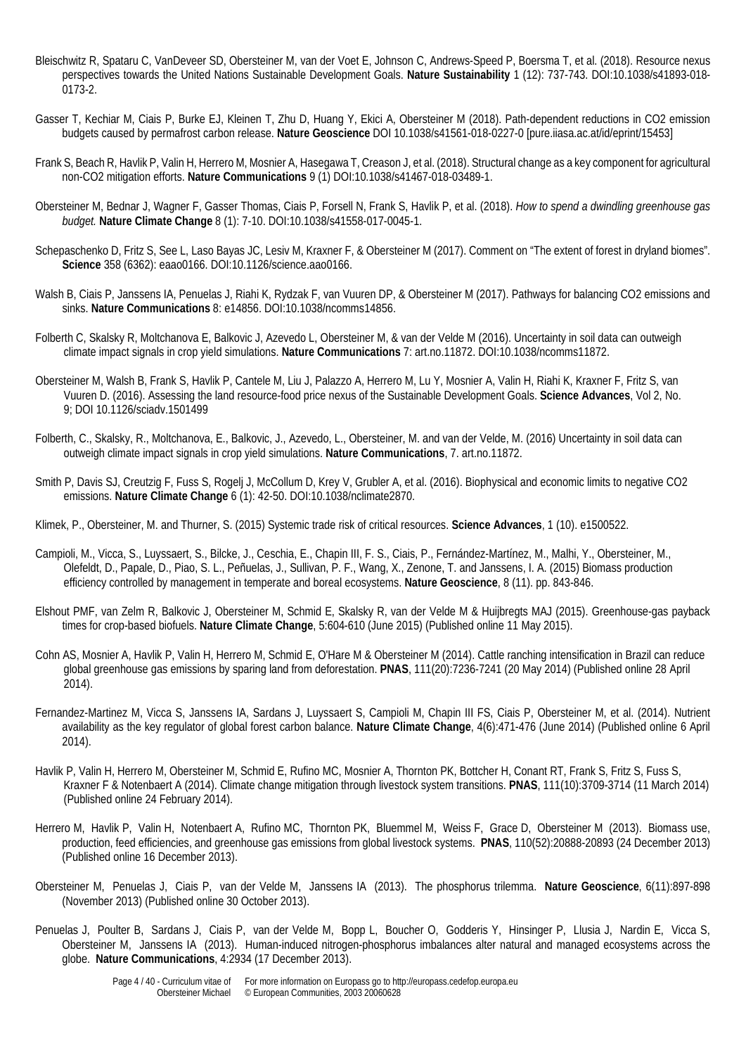Bleischwitz R, Spataru C, VanDeveer SD, Obersteiner M, van der Voet E, Johnson C, Andrews-Speed P, Boersma T, et al. (2018). Resource nexus perspectives towards the United Nations Sustainable Development Goals. **Nature Sustainability** 1 (12): 737-743. DOI:10.1038/s41893-018-0173-2.

Gasser T, Kechiar M, Ciais P, Burke EJ, Kleinen T, Zhu D, Huang Y, Ekici A, Obersteiner M (2018). Path-dependent reductions in CO2 emission budgets caused by permafrost carbon release. **Nature Geoscience** DOI 10.1038/s41561-018-0227-0 [pure.iiasa.ac.at/id/eprint/15453]

Frank S, Beach R, Havlik P, Valin H, Herrero M, Mosnier A, Hasegawa T, Creason J, et al. (2018). Structural change as a key component for agricultural non-CO2 mitigation efforts. **Nature Communications** 9 (1) DOI:10.1038/s41467-018-03489-1.

Obersteiner M, Bednar J, Wagner F, Gasser Thomas, Ciais P, Forsell N, Frank S, Havlik P, et al. (2018). *How to spend a dwindling greenhouse gas budget.* **Nature Climate Change** 8 (1): 7-10. DOI:10.1038/s41558-017-0045-1.

Schepaschenko D, Fritz S, See L, Laso Bayas JC, Lesiv M, Kraxner F, & Obersteiner M (2017). Comment on "The extent of forest in dryland biomes". **Science** 358 (6362): eaao0166. DOI:10.1126/science.aao0166.

Walsh B, Ciais P, Janssens IA, Penuelas J, Riahi K, Rydzak F, van Vuuren DP, & Obersteiner M (2017). Pathways for balancing CO2 emissions and sinks. **Nature Communications** 8: e14856. DOI:10.1038/ncomms14856.

Folberth C, Skalsky R, Moltchanova E, Balkovic J, Azevedo L, Obersteiner M, & van der Velde M (2016). Uncertainty in soil data can outweigh climate impact signals in crop yield simulations. **Nature Communications** 7: art.no.11872. DOI:10.1038/ncomms11872.

Obersteiner M, Walsh B, Frank S, Havlik P, Cantele M, Liu J, Palazzo A, Herrero M, Lu Y, Mosnier A, Valin H, Riahi K, Kraxner F, Fritz S, van Vuuren D. (2016). Assessing the land resource-food price nexus of the Sustainable Development Goals. **Science Advances**, Vol 2, No. 9; DOI 10.1126/sciadv.1501499

Folberth, C., Skalsky, R., Moltchanova, E., Balkovic, J., Azevedo, L., Obersteiner, M. and van der Velde, M. (2016) Uncertainty in soil data can outweigh climate impact signals in crop yield simulations. **Nature Communications**, 7. art.no.11872.

Smith P, Davis SJ, Creutzig F, Fuss S, Rogelj J, McCollum D, Krey V, Grubler A, et al. (2016). Biophysical and economic limits to negative CO2 emissions. **Nature Climate Change** 6 (1): 42-50. DOI:10.1038/nclimate2870.

Klimek, P., Obersteiner, M. and Thurner, S. (2015) Systemic trade risk of critical resources. **Science Advances**, 1 (10). e1500522.

Campioli, M., Vicca, S., Luyssaert, S., Bilcke, J., Ceschia, E., Chapin III, F. S., Ciais, P., Fernández-Martínez, M., Malhi, Y., Obersteiner, M., Olefeldt, D., Papale, D., Piao, S. L., Peñuelas, J., Sullivan, P. F., Wang, X., Zenone, T. and Janssens, I. A. (2015) Biomass production efficiency controlled by management in temperate and boreal ecosystems. **Nature Geoscience**, 8 (11). pp. 843-846.

Elshout PMF, van Zelm R, Balkovic J, Obersteiner M, Schmid E, Skalsky R, van der Velde M & Huijbregts MAJ (2015). Greenhouse-gas payback times for crop-based biofuels. **Nature Climate Change**, 5:604-610 (June 2015) (Published online 11 May 2015).

Cohn AS, Mosnier A, Havlik P, Valin H, Herrero M, Schmid E, O'Hare M & Obersteiner M (2014). Cattle ranching intensification in Brazil can reduce global greenhouse gas emissions by sparing land from deforestation. **PNAS**, 111(20):7236-7241 (20 May 2014) (Published online 28 April 2014).

Fernandez-Martinez M, Vicca S, Janssens IA, Sardans J, Luyssaert S, Campioli M, Chapin III FS, Ciais P, Obersteiner M, et al. (2014). Nutrient availability as the key regulator of global forest carbon balance. **Nature Climate Change**, 4(6):471-476 (June 2014) (Published online 6 April 2014).

Havlik P, Valin H, Herrero M, Obersteiner M, Schmid E, Rufino MC, Mosnier A, Thornton PK, Bottcher H, Conant RT, Frank S, Fritz S, Fuss S, Kraxner F & Notenbaert A (2014). Climate change mitigation through livestock system transitions. **PNAS**, 111(10):3709-3714 (11 March 2014) (Published online 24 February 2014).

Herrero M, Havlik P, Valin H, Notenbaert A, Rufino MC, Thornton PK, Bluemmel M, Weiss F, Grace D, Obersteiner M (2013). Biomass use, production, feed efficiencies, and greenhouse gas emissions from global livestock systems. **PNAS**, 110(52):20888-20893 (24 December 2013) (Published online 16 December 2013).

Obersteiner M, Penuelas J, Ciais P, van der Velde M, Janssens IA (2013). The phosphorus trilemma. **Nature Geoscience**, 6(11):897-898 (November 2013) (Published online 30 October 2013).

Penuelas J, Poulter B, Sardans J, Ciais P, van der Velde M, Bopp L, Boucher O, Godderis Y, Hinsinger P, Llusia J, Nardin E, Vicca S, Obersteiner M, Janssens IA (2013). Human-induced nitrogen-phosphorus imbalances alter natural and managed ecosystems across the globe. **Nature Communications**, 4:2934 (17 December 2013).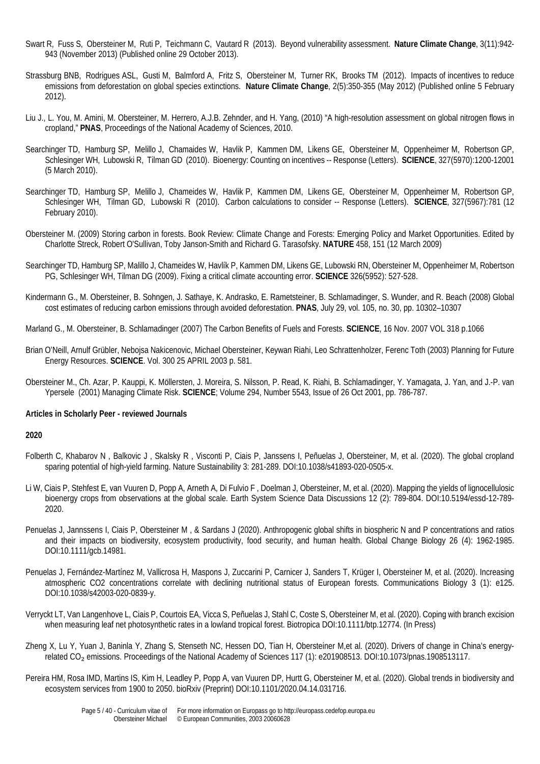Swart R, Fuss S, Obersteiner M, Ruti P, Teichmann C, Vautard R (2013). Beyond vulnerability assessment. **Nature Climate Change**, 3(11):942-943 (November 2013) (Published online 29 October 2013).

Strassburg BNB, Rodrigues ASL, Gusti M, Balmford A, Fritz S, Obersteiner M, Turner RK, Brooks TM (2012). Impacts of incentives to reduce emissions from deforestation on global species extinctions. **Nature Climate Change**, 2(5):350-355 (May 2012) (Published online 5 February 2012).

Liu J., L. You, M. Amini, M. Obersteiner, M. Herrero, A.J.B. Zehnder, and H. Yang, (2010) "A high-resolution assessment on global nitrogen flows in cropland," **PNAS**, Proceedings of the National Academy of Sciences, 2010.

Searchinger TD, Hamburg SP, Melillo J, Chamaides W, Havlik P, Kammen DM, Likens GE, Obersteiner M, Oppenheimer M, Robertson GP, Schlesinger WH, Lubowski R, Tilman GD (2010). Bioenergy: Counting on incentives -- Response (Letters). **SCIENCE**, 327(5970):1200-12001 (5 March 2010).

Searchinger TD, Hamburg SP, Melillo J, Chameides W, Havlik P, Kammen DM, Likens GE, Obersteiner M, Oppenheimer M, Robertson GP, Schlesinger WH, Tilman GD, Lubowski R (2010). Carbon calculations to consider -- Response (Letters). **SCIENCE**, 327(5967):781 (12 February 2010).

Obersteiner M. (2009) Storing carbon in forests. Book Review: Climate Change and Forests: Emerging Policy and Market Opportunities. Edited by Charlotte Streck, Robert O'Sullivan, Toby Janson-Smith and Richard G. Tarasofsky. **NATURE** 458, 151 (12 March 2009)

Searchinger TD, Hamburg SP, Malillo J, Chameides W, Havlík P, Kammen DM, Likens GE, Lubowski RN, Obersteiner M, Oppenheimer M, Robertson PG, Schlesinger WH, Tilman DG (2009). Fixing a critical climate accounting error. **SCIENCE** 326(5952): 527-528.

Kindermann G., M. Obersteiner, B. Sohngen, J. Sathaye, K. Andrasko, E. Rametsteiner, B. Schlamadinger, S. Wunder, and R. Beach (2008) Global cost estimates of reducing carbon emissions through avoided deforestation. **PNAS**, July 29, vol. 105, no. 30, pp. 10302–10307

Marland G., M. Obersteiner, B. Schlamadinger (2007) The Carbon Benefits of Fuels and Forests. **SCIENCE**, 16 Nov. 2007 VOL 318 p.1066

Brian O'Neill, Arnulf Grübler, Nebojsa Nakicenovic, Michael Obersteiner, Keywan Riahi, Leo Schrattenholzer, Ferenc Toth (2003) Planning for Future Energy Resources. **SCIENCE**. Vol. 300 25 APRIL 2003 p. 581.

Obersteiner M., Ch. Azar, P. Kauppi, K. Möllersten, J. Moreira, S. Nilsson, P. Read, K. Riahi, B. Schlamadinger, Y. Yamagata, J. Yan, and J.-P. van Ypersele (2001) Managing Climate Risk. **SCIENCE**; Volume 294, Number 5543, Issue of 26 Oct 2001, pp. 786-787.

**Articles in Scholarly Peer - reviewed Journals**

**2020**

Folberth C, Khabarov N , Balkovic J , Skalsky R , Visconti P, Ciais P, Janssens I, Peñuelas J, Obersteiner, M, et al. (2020). The global cropland sparing potential of high-yield farming. Nature Sustainability 3: 281-289. DOI:10.1038/s41893-020-0505-x.

Li W, Ciais P, Stehfest E, van Vuuren D, Popp A, Arneth A, Di Fulvio F , Doelman J, Obersteiner, M, et al. (2020). Mapping the yields of lignocellulosic bioenergy crops from observations at the global scale. Earth System Science Data Discussions 12 (2): 789-804. DOI:10.5194/essd-12-789-2020.

Penuelas J, Jannssens I, Ciais P, Obersteiner M , & Sardans J (2020). Anthropogenic global shifts in biospheric N and P concentrations and ratios and their impacts on biodiversity, ecosystem productivity, food security, and human health. Global Change Biology 26 (4): 1962-1985. DOI:10.1111/gcb.14981.

Penuelas J, Fernández-Martínez M, Vallicrosa H, Maspons J, Zuccarini P, Carnicer J, Sanders T, Krüger I, Obersteiner M, et al. (2020). Increasing atmospheric CO2 concentrations correlate with declining nutritional status of European forests. Communications Biology 3 (1): e125. DOI:10.1038/s42003-020-0839-y.

Verryckt LT, Van Langenhove L, Ciais P, Courtois EA, Vicca S, Peñuelas J, Stahl C, Coste S, Obersteiner M, et al. (2020). Coping with branch excision when measuring leaf net photosynthetic rates in a lowland tropical forest. Biotropica DOI:10.1111/btp.12774. (In Press)

Zheng X, Lu Y, Yuan J, Baninla Y, Zhang S, Stenseth NC, Hessen DO, Tian H, Obersteiner M,et al. (2020). Drivers of change in China's energy-related $CO_2$ emissions. Proceedings of the National Academy of Sciences 117 (1): e201908513. DOI:10.1073/pnas.1908513117.

Pereira HM, Rosa IMD, Martins IS, Kim H, Leadley P, Popp A, van Vuuren DP, Hurtt G, Obersteiner M, et al. (2020). Global trends in biodiversity and ecosystem services from 1900 to 2050. bioRxiv (Preprint) DOI:10.1101/2020.04.14.031716.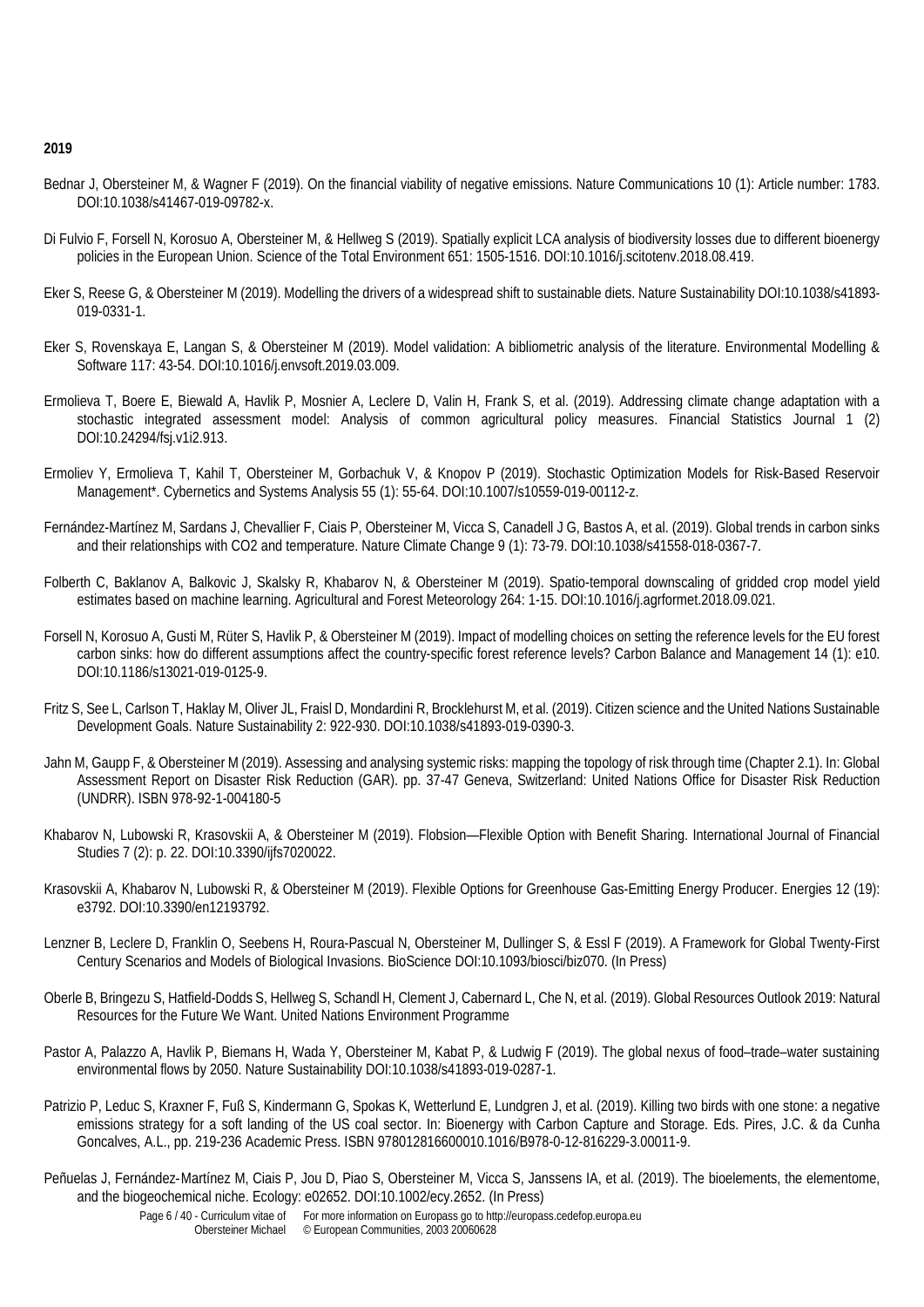**2019**

Bednar J, Obersteiner M, & Wagner F (2019). On the financial viability of negative emissions. Nature Communications 10 (1): Article number: 1783. DOI:10.1038/s41467-019-09782-x.

Di Fulvio F, Forsell N, Korosuo A, Obersteiner M, & Hellweg S (2019). Spatially explicit LCA analysis of biodiversity losses due to different bioenergy policies in the European Union. Science of the Total Environment 651: 1505-1516. DOI:10.1016/j.scitotenv.2018.08.419.

Eker S, Reese G, & Obersteiner M (2019). Modelling the drivers of a widespread shift to sustainable diets. Nature Sustainability DOI:10.1038/s41893-019-0331-1.

Eker S, Rovenskaya E, Langan S, & Obersteiner M (2019). Model validation: A bibliometric analysis of the literature. Environmental Modelling & Software 117: 43-54. DOI:10.1016/j.envsoft.2019.03.009.

Ermolieva T, Boere E, Biewald A, Havlik P, Mosnier A, Leclere D, Valin H, Frank S, et al. (2019). Addressing climate change adaptation with a stochastic integrated assessment model: Analysis of common agricultural policy measures. Financial Statistics Journal 1 (2) DOI:10.24294/fsj.v1i2.913.

Ermoliev Y, Ermolieva T, Kahil T, Obersteiner M, Gorbachuk V, & Knopov P (2019). Stochastic Optimization Models for Risk-Based Reservoir Management*. Cybernetics and Systems Analysis 55 (1): 55-64. DOI:10.1007/s10559-019-00112-z.

Fernández-Martínez M, Sardans J, Chevallier F, Ciais P, Obersteiner M, Vicca S, Canadell J G, Bastos A, et al. (2019). Global trends in carbon sinks and their relationships with CO2 and temperature. Nature Climate Change 9 (1): 73-79. DOI:10.1038/s41558-018-0367-7.

Folberth C, Baklanov A, Balkovic J, Skalsky R, Khabarov N, & Obersteiner M (2019). Spatio-temporal downscaling of gridded crop model yield estimates based on machine learning. Agricultural and Forest Meteorology 264: 1-15. DOI:10.1016/j.agrformet.2018.09.021.

Forsell N, Korosuo A, Gusti M, Rüter S, Havlik P, & Obersteiner M (2019). Impact of modelling choices on setting the reference levels for the EU forest carbon sinks: how do different assumptions affect the country-specific forest reference levels? Carbon Balance and Management 14 (1): e10. DOI:10.1186/s13021-019-0125-9.

Fritz S, See L, Carlson T, Haklay M, Oliver JL, Fraisl D, Mondardini R, Brocklehurst M, et al. (2019). Citizen science and the United Nations Sustainable Development Goals. Nature Sustainability 2: 922-930. DOI:10.1038/s41893-019-0390-3.

Jahn M, Gaupp F, & Obersteiner M (2019). Assessing and analysing systemic risks: mapping the topology of risk through time (Chapter 2.1). In: Global Assessment Report on Disaster Risk Reduction (GAR). pp. 37-47 Geneva, Switzerland: United Nations Office for Disaster Risk Reduction (UNDRR). ISBN 978-92-1-004180-5

Khabarov N, Lubowski R, Krasovskii A, & Obersteiner M (2019). Flobsion—Flexible Option with Benefit Sharing. International Journal of Financial Studies 7 (2): p. 22. DOI:10.3390/ijfs7020022.

Krasovskii A, Khabarov N, Lubowski R, & Obersteiner M (2019). Flexible Options for Greenhouse Gas-Emitting Energy Producer. Energies 12 (19): e3792. DOI:10.3390/en12193792.

Lenzner B, Leclere D, Franklin O, Seebens H, Roura-Pascual N, Obersteiner M, Dullinger S, & Essl F (2019). A Framework for Global Twenty-First Century Scenarios and Models of Biological Invasions. BioScience DOI:10.1093/biosci/biz070. (In Press)

Oberle B, Bringezu S, Hatfield-Dodds S, Hellweg S, Schandl H, Clement J, Cabernard L, Che N, et al. (2019). Global Resources Outlook 2019: Natural Resources for the Future We Want. United Nations Environment Programme

Pastor A, Palazzo A, Havlik P, Biemans H, Wada Y, Obersteiner M, Kabat P, & Ludwig F (2019). The global nexus of food–trade–water sustaining environmental flows by 2050. Nature Sustainability DOI:10.1038/s41893-019-0287-1.

Patrizio P, Leduc S, Kraxner F, Fuß S, Kindermann G, Spokas K, Wetterlund E, Lundgren J, et al. (2019). Killing two birds with one stone: a negative emissions strategy for a soft landing of the US coal sector. In: Bioenergy with Carbon Capture and Storage. Eds. Pires, J.C. & da Cunha Goncalves, A.L., pp. 219-236 Academic Press. ISBN 978012816600010.1016/B978-0-12-816229-3.00011-9.

Peñuelas J, Fernández-Martínez M, Ciais P, Jou D, Piao S, Obersteiner M, Vicca S, Janssens IA, et al. (2019). The bioelements, the elementome, and the biogeochemical niche. Ecology: e02652. DOI:10.1002/ecy.2652. (In Press)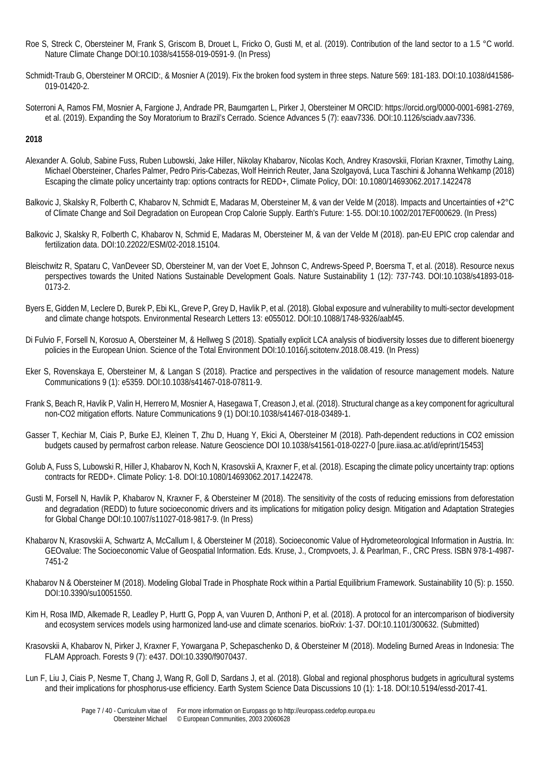Roe S, Streck C, Obersteiner M, Frank S, Griscom B, Drouet L, Fricko O, Gusti M, et al. (2019). Contribution of the land sector to a 1.5 °C world. Nature Climate Change DOI:10.1038/s41558-019-0591-9. (In Press)

Schmidt-Traub G, Obersteiner M ORCID:, & Mosnier A (2019). Fix the broken food system in three steps. Nature 569: 181-183. DOI:10.1038/d41586-019-01420-2.

Soterroni A, Ramos FM, Mosnier A, Fargione J, Andrade PR, Baumgarten L, Pirker J, Obersteiner M ORCID: https://orcid.org/0000-0001-6981-2769, et al. (2019). Expanding the Soy Moratorium to Brazil's Cerrado. Science Advances 5 (7): eaav7336. DOI:10.1126/sciadv.aav7336.

**2018**

Alexander A. Golub, Sabine Fuss, Ruben Lubowski, Jake Hiller, Nikolay Khabarov, Nicolas Koch, Andrey Krasovskii, Florian Kraxner, Timothy Laing, Michael Obersteiner, Charles Palmer, Pedro Piris-Cabezas, Wolf Heinrich Reuter, Jana Szolgayová, Luca Taschini & Johanna Wehkamp (2018) Escaping the climate policy uncertainty trap: options contracts for REDD+, Climate Policy, DOI: 10.1080/14693062.2017.1422478

Balkovic J, Skalsky R, Folberth C, Khabarov N, Schmidt E, Madaras M, Obersteiner M, & van der Velde M (2018). Impacts and Uncertainties of +2°C of Climate Change and Soil Degradation on European Crop Calorie Supply. Earth's Future: 1-55. DOI:10.1002/2017EF000629. (In Press)

Balkovic J, Skalsky R, Folberth C, Khabarov N, Schmid E, Madaras M, Obersteiner M, & van der Velde M (2018). pan-EU EPIC crop calendar and fertilization data. DOI:10.22022/ESM/02-2018.15104.

Bleischwitz R, Spataru C, VanDeveer SD, Obersteiner M, van der Voet E, Johnson C, Andrews-Speed P, Boersma T, et al. (2018). Resource nexus perspectives towards the United Nations Sustainable Development Goals. Nature Sustainability 1 (12): 737-743. DOI:10.1038/s41893-018-0173-2.

Byers E, Gidden M, Leclere D, Burek P, Ebi KL, Greve P, Grey D, Havlik P, et al. (2018). Global exposure and vulnerability to multi-sector development and climate change hotspots. Environmental Research Letters 13: e055012. DOI:10.1088/1748-9326/aabf45.

Di Fulvio F, Forsell N, Korosuo A, Obersteiner M, & Hellweg S (2018). Spatially explicit LCA analysis of biodiversity losses due to different bioenergy policies in the European Union. Science of the Total Environment DOI:10.1016/j.scitotenv.2018.08.419. (In Press)

Eker S, Rovenskaya E, Obersteiner M, & Langan S (2018). Practice and perspectives in the validation of resource management models. Nature Communications 9 (1): e5359. DOI:10.1038/s41467-018-07811-9.

Frank S, Beach R, Havlik P, Valin H, Herrero M, Mosnier A, Hasegawa T, Creason J, et al. (2018). Structural change as a key component for agricultural non-CO2 mitigation efforts. Nature Communications 9 (1) DOI:10.1038/s41467-018-03489-1.

Gasser T, Kechiar M, Ciais P, Burke EJ, Kleinen T, Zhu D, Huang Y, Ekici A, Obersteiner M (2018). Path-dependent reductions in CO2 emission budgets caused by permafrost carbon release. Nature Geoscience DOI 10.1038/s41561-018-0227-0 [pure.iiasa.ac.at/id/eprint/15453]

Golub A, Fuss S, Lubowski R, Hiller J, Khabarov N, Koch N, Krasovskii A, Kraxner F, et al. (2018). Escaping the climate policy uncertainty trap: options contracts for REDD+. Climate Policy: 1-8. DOI:10.1080/14693062.2017.1422478.

Gusti M, Forsell N, Havlik P, Khabarov N, Kraxner F, & Obersteiner M (2018). The sensitivity of the costs of reducing emissions from deforestation and degradation (REDD) to future socioeconomic drivers and its implications for mitigation policy design. Mitigation and Adaptation Strategies for Global Change DOI:10.1007/s11027-018-9817-9. (In Press)

Khabarov N, Krasovskii A, Schwartz A, McCallum I, & Obersteiner M (2018). Socioeconomic Value of Hydrometeorological Information in Austria. In: GEOvalue: The Socioeconomic Value of Geospatial Information. Eds. Kruse, J., Crompvoets, J. & Pearlman, F., CRC Press. ISBN 978-1-4987-7451-2

Khabarov N & Obersteiner M (2018). Modeling Global Trade in Phosphate Rock within a Partial Equilibrium Framework. Sustainability 10 (5): p. 1550. DOI:10.3390/su10051550.

Kim H, Rosa IMD, Alkemade R, Leadley P, Hurtt G, Popp A, van Vuuren D, Anthoni P, et al. (2018). A protocol for an intercomparison of biodiversity and ecosystem services models using harmonized land-use and climate scenarios. bioRxiv: 1-37. DOI:10.1101/300632. (Submitted)

Krasovskii A, Khabarov N, Pirker J, Kraxner F, Yowargana P, Schepaschenko D, & Obersteiner M (2018). Modeling Burned Areas in Indonesia: The FLAM Approach. Forests 9 (7): e437. DOI:10.3390/f9070437.

Lun F, Liu J, Ciais P, Nesme T, Chang J, Wang R, Goll D, Sardans J, et al. (2018). Global and regional phosphorus budgets in agricultural systems and their implications for phosphorus-use efficiency. Earth System Science Data Discussions 10 (1): 1-18. DOI:10.5194/essd-2017-41.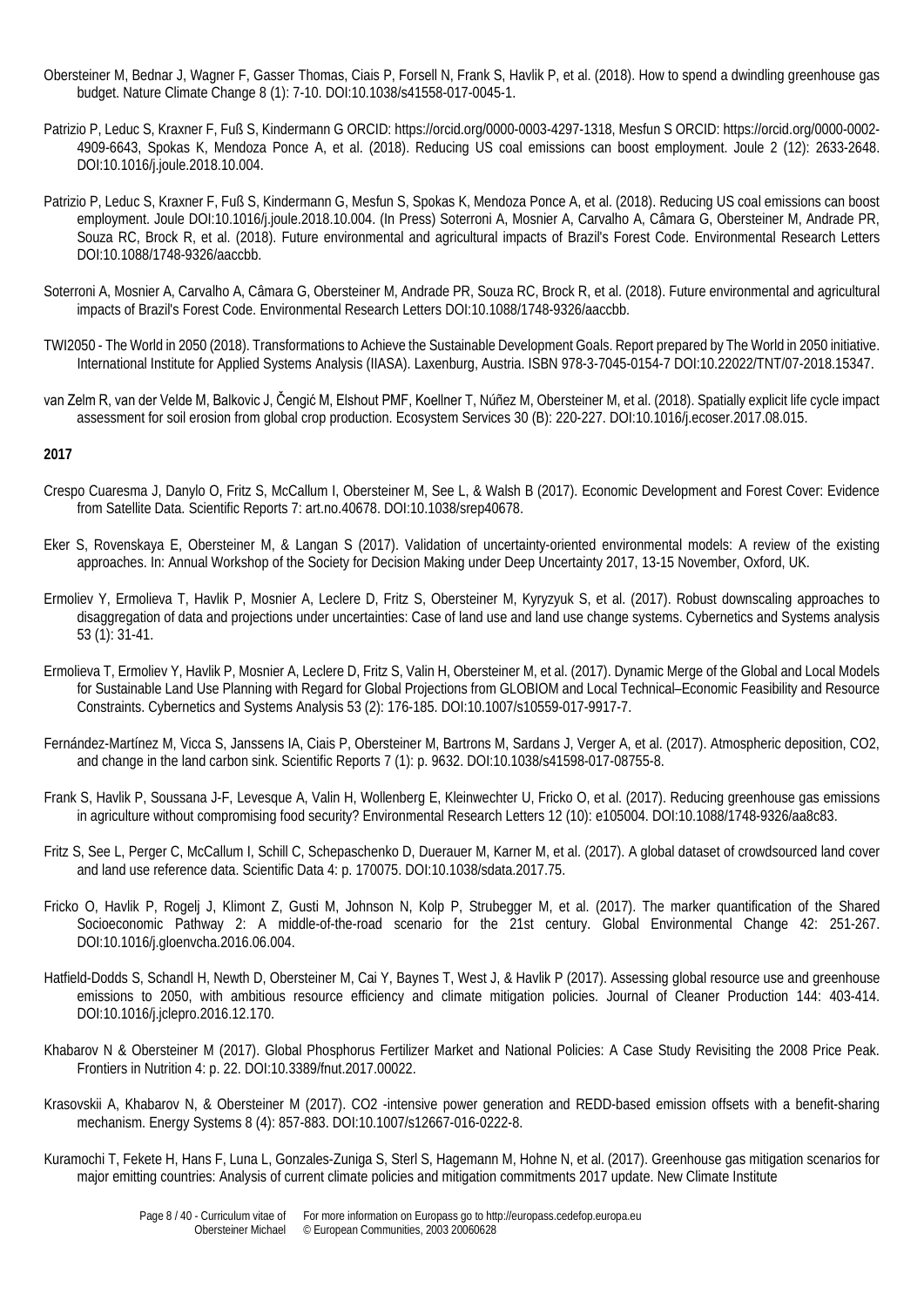Obersteiner M, Bednar J, Wagner F, Gasser Thomas, Ciais P, Forsell N, Frank S, Havlik P, et al. (2018). How to spend a dwindling greenhouse gas budget. Nature Climate Change 8 (1): 7-10. DOI:10.1038/s41558-017-0045-1.

Patrizio P, Leduc S, Kraxner F, Fuß S, Kindermann G ORCID: https://orcid.org/0000-0003-4297-1318, Mesfun S ORCID: https://orcid.org/0000-0002-4909-6643, Spokas K, Mendoza Ponce A, et al. (2018). Reducing US coal emissions can boost employment. Joule 2 (12): 2633-2648. DOI:10.1016/j.joule.2018.10.004.

Patrizio P, Leduc S, Kraxner F, Fuß S, Kindermann G, Mesfun S, Spokas K, Mendoza Ponce A, et al. (2018). Reducing US coal emissions can boost employment. Joule DOI:10.1016/j.joule.2018.10.004. (In Press) Soterroni A, Mosnier A, Carvalho A, Câmara G, Obersteiner M, Andrade PR, Souza RC, Brock R, et al. (2018). Future environmental and agricultural impacts of Brazil's Forest Code. Environmental Research Letters DOI:10.1088/1748-9326/aaccbb.

Soterroni A, Mosnier A, Carvalho A, Câmara G, Obersteiner M, Andrade PR, Souza RC, Brock R, et al. (2018). Future environmental and agricultural impacts of Brazil's Forest Code. Environmental Research Letters DOI:10.1088/1748-9326/aaccbb.

TWI2050 - The World in 2050 (2018). Transformations to Achieve the Sustainable Development Goals. Report prepared by The World in 2050 initiative. International Institute for Applied Systems Analysis (IIASA). Laxenburg, Austria. ISBN 978-3-7045-0154-7 DOI:10.22022/TNT/07-2018.15347.

van Zelm R, van der Velde M, Balkovic J, Čengić M, Elshout PMF, Koellner T, Núñez M, Obersteiner M, et al. (2018). Spatially explicit life cycle impact assessment for soil erosion from global crop production. Ecosystem Services 30 (B): 220-227. DOI:10.1016/j.ecoser.2017.08.015.

**2017**

Crespo Cuaresma J, Danylo O, Fritz S, McCallum I, Obersteiner M, See L, & Walsh B (2017). Economic Development and Forest Cover: Evidence from Satellite Data. Scientific Reports 7: art.no.40678. DOI:10.1038/srep40678.

Eker S, Rovenskaya E, Obersteiner M, & Langan S (2017). Validation of uncertainty-oriented environmental models: A review of the existing approaches. In: Annual Workshop of the Society for Decision Making under Deep Uncertainty 2017, 13-15 November, Oxford, UK.

Ermoliev Y, Ermolieva T, Havlik P, Mosnier A, Leclere D, Fritz S, Obersteiner M, Kyryzyuk S, et al. (2017). Robust downscaling approaches to disaggregation of data and projections under uncertainties: Case of land use and land use change systems. Cybernetics and Systems analysis 53 (1): 31-41.

Ermolieva T, Ermoliev Y, Havlik P, Mosnier A, Leclere D, Fritz S, Valin H, Obersteiner M, et al. (2017). Dynamic Merge of the Global and Local Models for Sustainable Land Use Planning with Regard for Global Projections from GLOBIOM and Local Technical–Economic Feasibility and Resource Constraints. Cybernetics and Systems Analysis 53 (2): 176-185. DOI:10.1007/s10559-017-9917-7.

Fernández-Martínez M, Vicca S, Janssens IA, Ciais P, Obersteiner M, Bartrons M, Sardans J, Verger A, et al. (2017). Atmospheric deposition, CO2, and change in the land carbon sink. Scientific Reports 7 (1): p. 9632. DOI:10.1038/s41598-017-08755-8.

Frank S, Havlik P, Soussana J-F, Levesque A, Valin H, Wollenberg E, Kleinwechter U, Fricko O, et al. (2017). Reducing greenhouse gas emissions in agriculture without compromising food security? Environmental Research Letters 12 (10): e105004. DOI:10.1088/1748-9326/aa8c83.

Fritz S, See L, Perger C, McCallum I, Schill C, Schepaschenko D, Duerauer M, Karner M, et al. (2017). A global dataset of crowdsourced land cover and land use reference data. Scientific Data 4: p. 170075. DOI:10.1038/sdata.2017.75.

Fricko O, Havlik P, Rogelj J, Klimont Z, Gusti M, Johnson N, Kolp P, Strubegger M, et al. (2017). The marker quantification of the Shared Socioeconomic Pathway 2: A middle-of-the-road scenario for the 21st century. Global Environmental Change 42: 251-267. DOI:10.1016/j.gloenvcha.2016.06.004.

Hatfield-Dodds S, Schandl H, Newth D, Obersteiner M, Cai Y, Baynes T, West J, & Havlik P (2017). Assessing global resource use and greenhouse emissions to 2050, with ambitious resource efficiency and climate mitigation policies. Journal of Cleaner Production 144: 403-414. DOI:10.1016/j.jclepro.2016.12.170.

Khabarov N & Obersteiner M (2017). Global Phosphorus Fertilizer Market and National Policies: A Case Study Revisiting the 2008 Price Peak. Frontiers in Nutrition 4: p. 22. DOI:10.3389/fnut.2017.00022.

Krasovskii A, Khabarov N, & Obersteiner M (2017). CO2 -intensive power generation and REDD-based emission offsets with a benefit-sharing mechanism. Energy Systems 8 (4): 857-883. DOI:10.1007/s12667-016-0222-8.

Kuramochi T, Fekete H, Hans F, Luna L, Gonzales-Zuniga S, Sterl S, Hagemann M, Hohne N, et al. (2017). Greenhouse gas mitigation scenarios for major emitting countries: Analysis of current climate policies and mitigation commitments 2017 update. New Climate Institute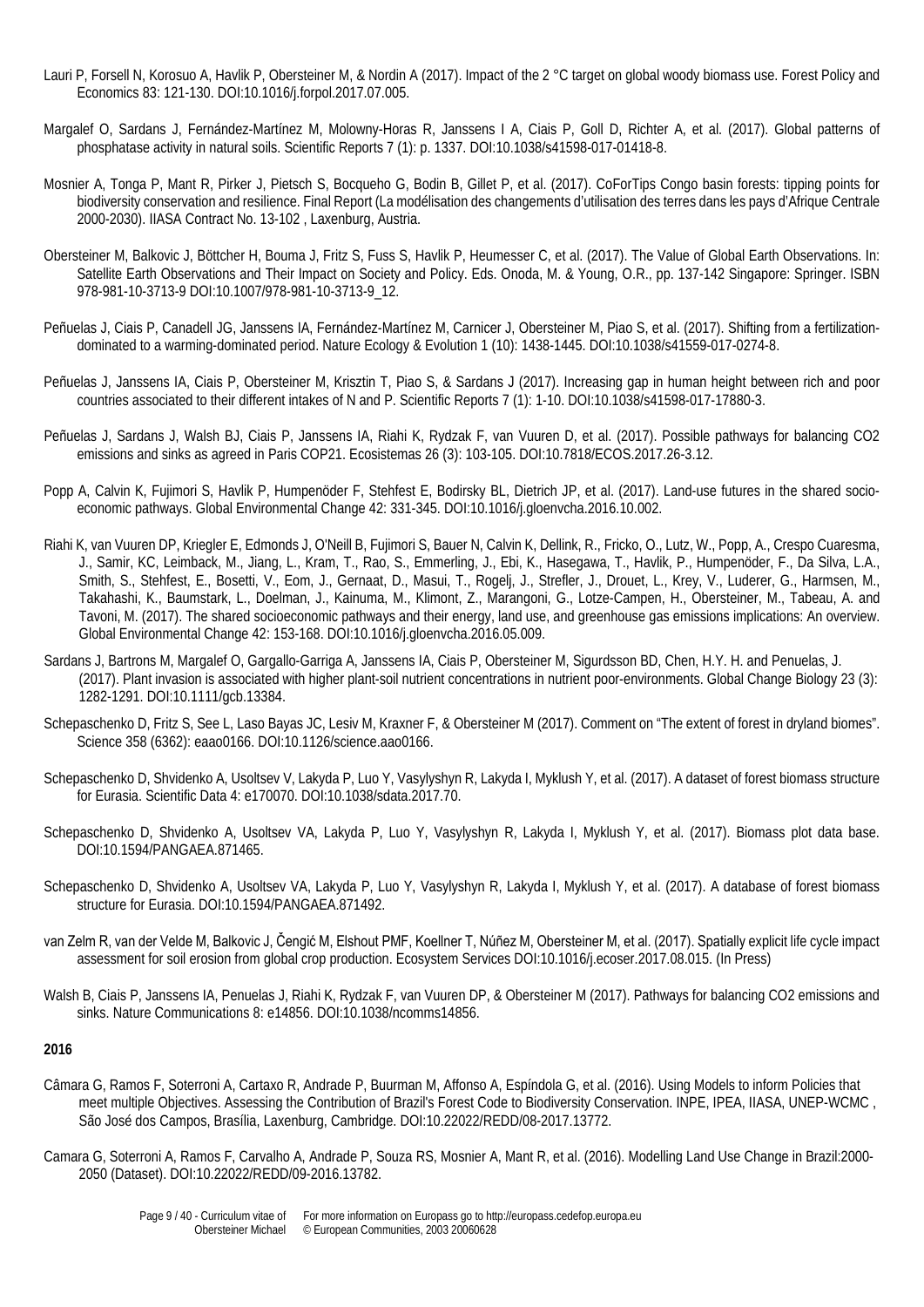Lauri P, Forsell N, Korosuo A, Havlik P, Obersteiner M, & Nordin A (2017). Impact of the 2 °C target on global woody biomass use. Forest Policy and Economics 83: 121-130. DOI:10.1016/j.forpol.2017.07.005.

Margalef O, Sardans J, Fernández-Martínez M, Molowny-Horas R, Janssens I A, Ciais P, Goll D, Richter A, et al. (2017). Global patterns of phosphatase activity in natural soils. Scientific Reports 7 (1): p. 1337. DOI:10.1038/s41598-017-01418-8.

Mosnier A, Tonga P, Mant R, Pirker J, Pietsch S, Bocqueho G, Bodin B, Gillet P, et al. (2017). CoForTips Congo basin forests: tipping points for biodiversity conservation and resilience. Final Report (La modélisation des changements d'utilisation des terres dans les pays d'Afrique Centrale 2000-2030). IIASA Contract No. 13-102 , Laxenburg, Austria.

Obersteiner M, Balkovic J, Böttcher H, Bouma J, Fritz S, Fuss S, Havlik P, Heumesser C, et al. (2017). The Value of Global Earth Observations. In: Satellite Earth Observations and Their Impact on Society and Policy. Eds. Onoda, M. & Young, O.R., pp. 137-142 Singapore: Springer. ISBN 978-981-10-3713-9 DOI:10.1007/978-981-10-3713-9_12.

Peñuelas J, Ciais P, Canadell JG, Janssens IA, Fernández-Martínez M, Carnicer J, Obersteiner M, Piao S, et al. (2017). Shifting from a fertilization-dominated to a warming-dominated period. Nature Ecology & Evolution 1 (10): 1438-1445. DOI:10.1038/s41559-017-0274-8.

Peñuelas J, Janssens IA, Ciais P, Obersteiner M, Krisztin T, Piao S, & Sardans J (2017). Increasing gap in human height between rich and poor countries associated to their different intakes of N and P. Scientific Reports 7 (1): 1-10. DOI:10.1038/s41598-017-17880-3.

Peñuelas J, Sardans J, Walsh BJ, Ciais P, Janssens IA, Riahi K, Rydzak F, van Vuuren D, et al. (2017). Possible pathways for balancing CO2 emissions and sinks as agreed in Paris COP21. Ecosistemas 26 (3): 103-105. DOI:10.7818/ECOS.2017.26-3.12.

Popp A, Calvin K, Fujimori S, Havlik P, Humpenöder F, Stehfest E, Bodirsky BL, Dietrich JP, et al. (2017). Land-use futures in the shared socio-economic pathways. Global Environmental Change 42: 331-345. DOI:10.1016/j.gloenvcha.2016.10.002.

Riahi K, van Vuuren DP, Kriegler E, Edmonds J, O'Neill B, Fujimori S, Bauer N, Calvin K, Dellink, R., Fricko, O., Lutz, W., Popp, A., Crespo Cuaresma, J., Samir, KC, Leimback, M., Jiang, L., Kram, T., Rao, S., Emmerling, J., Ebi, K., Hasegawa, T., Havlik, P., Humpenöder, F., Da Silva, L.A., Smith, S., Stehfest, E., Bosetti, V., Eom, J., Gernaat, D., Masui, T., Rogelj, J., Strefler, J., Drouet, L., Krey, V., Luderer, G., Harmsen, M., Takahashi, K., Baumstark, L., Doelman, J., Kainuma, M., Klimont, Z., Marangoni, G., Lotze-Campen, H., Obersteiner, M., Tabeau, A. and Tavoni, M. (2017). The shared socioeconomic pathways and their energy, land use, and greenhouse gas emissions implications: An overview. Global Environmental Change 42: 153-168. DOI:10.1016/j.gloenvcha.2016.05.009.

Sardans J, Bartrons M, Margalef O, Gargallo-Garriga A, Janssens IA, Ciais P, Obersteiner M, Sigurdsson BD, Chen, H.Y. H. and Penuelas, J. (2017). Plant invasion is associated with higher plant-soil nutrient concentrations in nutrient poor-environments. Global Change Biology 23 (3): 1282-1291. DOI:10.1111/gcb.13384.

Schepaschenko D, Fritz S, See L, Laso Bayas JC, Lesiv M, Kraxner F, & Obersteiner M (2017). Comment on "The extent of forest in dryland biomes". Science 358 (6362): eaao0166. DOI:10.1126/science.aao0166.

Schepaschenko D, Shvidenko A, Usoltsev V, Lakyda P, Luo Y, Vasylyshyn R, Lakyda I, Myklush Y, et al. (2017). A dataset of forest biomass structure for Eurasia. Scientific Data 4: e170070. DOI:10.1038/sdata.2017.70.

Schepaschenko D, Shvidenko A, Usoltsev VA, Lakyda P, Luo Y, Vasylyshyn R, Lakyda I, Myklush Y, et al. (2017). Biomass plot data base. DOI:10.1594/PANGAEA.871465.

Schepaschenko D, Shvidenko A, Usoltsev VA, Lakyda P, Luo Y, Vasylyshyn R, Lakyda I, Myklush Y, et al. (2017). A database of forest biomass structure for Eurasia. DOI:10.1594/PANGAEA.871492.

van Zelm R, van der Velde M, Balkovic J, Čengić M, Elshout PMF, Koellner T, Núñez M, Obersteiner M, et al. (2017). Spatially explicit life cycle impact assessment for soil erosion from global crop production. Ecosystem Services DOI:10.1016/j.ecoser.2017.08.015. (In Press)

Walsh B, Ciais P, Janssens IA, Penuelas J, Riahi K, Rydzak F, van Vuuren DP, & Obersteiner M (2017). Pathways for balancing CO2 emissions and sinks. Nature Communications 8: e14856. DOI:10.1038/ncomms14856.

**2016**

Câmara G, Ramos F, Soterroni A, Cartaxo R, Andrade P, Buurman M, Affonso A, Espíndola G, et al. (2016). Using Models to inform Policies that meet multiple Objectives. Assessing the Contribution of Brazil's Forest Code to Biodiversity Conservation. INPE, IPEA, IIASA, UNEP-WCMC , São José dos Campos, Brasília, Laxenburg, Cambridge. DOI:10.22022/REDD/08-2017.13772.

Camara G, Soterroni A, Ramos F, Carvalho A, Andrade P, Souza RS, Mosnier A, Mant R, et al. (2016). Modelling Land Use Change in Brazil:2000-2050 (Dataset). DOI:10.22022/REDD/09-2016.13782.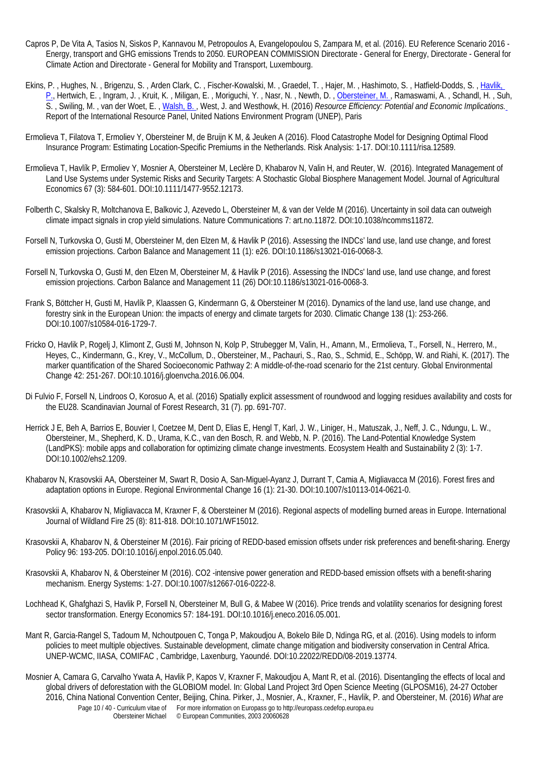Capros P, De Vita A, Tasios N, Siskos P, Kannavou M, Petropoulos A, Evangelopoulou S, Zampara M, et al. (2016). EU Reference Scenario 2016 - Energy, transport and GHG emissions Trends to 2050. EUROPEAN COMMISSION Directorate - General for Energy, Directorate - General for Climate Action and Directorate - General for Mobility and Transport, Luxembourg.

Ekins, P. , Hughes, N. , Brigenzu, S. , Arden Clark, C. , Fischer-Kowalski, M. , Graedel, T. , Hajer, M. , Hashimoto, S. , Hatfield-Dodds, S. , Havlik, P., Hertwich, E. , Ingram, J. , Kruit, K. , Miligan, E. , Moriguchi, Y. , Nasr, N. , Newth, D. , Obersteiner, M. , Ramaswami, A. , Schandl, H. , Suh, S. , Swiling, M. , van der Woet, E. , Walsh, B. , West, J. and Westhowk, H. (2016) *Resource Efficiency: Potential and Economic Implications.* Report of the International Resource Panel, United Nations Environment Program (UNEP), Paris

Ermolieva T, Filatova T, Ermoliev Y, Obersteiner M, de Bruijn K M, & Jeuken A (2016). Flood Catastrophe Model for Designing Optimal Flood Insurance Program: Estimating Location-Specific Premiums in the Netherlands. Risk Analysis: 1-17. DOI:10.1111/risa.12589.

Ermolieva T, Havlík P, Ermoliev Y, Mosnier A, Obersteiner M, Leclère D, Khabarov N, Valin H, and Reuter, W. (2016). Integrated Management of Land Use Systems under Systemic Risks and Security Targets: A Stochastic Global Biosphere Management Model. Journal of Agricultural Economics 67 (3): 584-601. DOI:10.1111/1477-9552.12173.

Folberth C, Skalsky R, Moltchanova E, Balkovic J, Azevedo L, Obersteiner M, & van der Velde M (2016). Uncertainty in soil data can outweigh climate impact signals in crop yield simulations. Nature Communications 7: art.no.11872. DOI:10.1038/ncomms11872.

Forsell N, Turkovska O, Gusti M, Obersteiner M, den Elzen M, & Havlik P (2016). Assessing the INDCs' land use, land use change, and forest emission projections. Carbon Balance and Management 11 (1): e26. DOI:10.1186/s13021-016-0068-3.

Forsell N, Turkovska O, Gusti M, den Elzen M, Obersteiner M, & Havlik P (2016). Assessing the INDCs' land use, land use change, and forest emission projections. Carbon Balance and Management 11 (26) DOI:10.1186/s13021-016-0068-3.

Frank S, Böttcher H, Gusti M, Havlík P, Klaassen G, Kindermann G, & Obersteiner M (2016). Dynamics of the land use, land use change, and forestry sink in the European Union: the impacts of energy and climate targets for 2030. Climatic Change 138 (1): 253-266. DOI:10.1007/s10584-016-1729-7.

Fricko O, Havlik P, Rogelj J, Klimont Z, Gusti M, Johnson N, Kolp P, Strubegger M, Valin, H., Amann, M., Ermolieva, T., Forsell, N., Herrero, M., Heyes, C., Kindermann, G., Krey, V., McCollum, D., Obersteiner, M., Pachauri, S., Rao, S., Schmid, E., Schöpp, W. and Riahi, K. (2017). The marker quantification of the Shared Socioeconomic Pathway 2: A middle-of-the-road scenario for the 21st century. Global Environmental Change 42: 251-267. DOI:10.1016/j.gloenvcha.2016.06.004.

Di Fulvio F, Forsell N, Lindroos O, Korosuo A, et al. (2016) Spatially explicit assessment of roundwood and logging residues availability and costs for the EU28. Scandinavian Journal of Forest Research, 31 (7). pp. 691-707.

Herrick J E, Beh A, Barrios E, Bouvier I, Coetzee M, Dent D, Elias E, Hengl T, Karl, J. W., Liniger, H., Matuszak, J., Neff, J. C., Ndungu, L. W., Obersteiner, M., Shepherd, K. D., Urama, K.C., van den Bosch, R. and Webb, N. P. (2016). The Land-Potential Knowledge System (LandPKS): mobile apps and collaboration for optimizing climate change investments. Ecosystem Health and Sustainability 2 (3): 1-7. DOI:10.1002/ehs2.1209.

Khabarov N, Krasovskii AA, Obersteiner M, Swart R, Dosio A, San-Miguel-Ayanz J, Durrant T, Camia A, Migliavacca M (2016). Forest fires and adaptation options in Europe. Regional Environmental Change 16 (1): 21-30. DOI:10.1007/s10113-014-0621-0.

Krasovskii A, Khabarov N, Migliavacca M, Kraxner F, & Obersteiner M (2016). Regional aspects of modelling burned areas in Europe. International Journal of Wildland Fire 25 (8): 811-818. DOI:10.1071/WF15012.

Krasovskii A, Khabarov N, & Obersteiner M (2016). Fair pricing of REDD-based emission offsets under risk preferences and benefit-sharing. Energy Policy 96: 193-205. DOI:10.1016/j.enpol.2016.05.040.

Krasovskii A, Khabarov N, & Obersteiner M (2016). CO2 -intensive power generation and REDD-based emission offsets with a benefit-sharing mechanism. Energy Systems: 1-27. DOI:10.1007/s12667-016-0222-8.

Lochhead K, Ghafghazi S, Havlik P, Forsell N, Obersteiner M, Bull G, & Mabee W (2016). Price trends and volatility scenarios for designing forest sector transformation. Energy Economics 57: 184-191. DOI:10.1016/j.eneco.2016.05.001.

Mant R, Garcia-Rangel S, Tadoum M, Nchoutpouen C, Tonga P, Makoudjou A, Bokelo Bile D, Ndinga RG, et al. (2016). Using models to inform policies to meet multiple objectives. Sustainable development, climate change mitigation and biodiversity conservation in Central Africa. UNEP-WCMC, IIASA, COMIFAC , Cambridge, Laxenburg, Yaoundé. DOI:10.22022/REDD/08-2019.13774.

Mosnier A, Camara G, Carvalho Ywata A, Havlik P, Kapos V, Kraxner F, Makoudjou A, Mant R, et al. (2016). Disentangling the effects of local and global drivers of deforestation with the GLOBIOM model. In: Global Land Project 3rd Open Science Meeting (GLPOSM16), 24-27 October 2016, China National Convention Center, Beijing, China. Pirker, J., Mosnier, A., Kraxner, F., Havlik, P. and Obersteiner, M. (2016) *What are*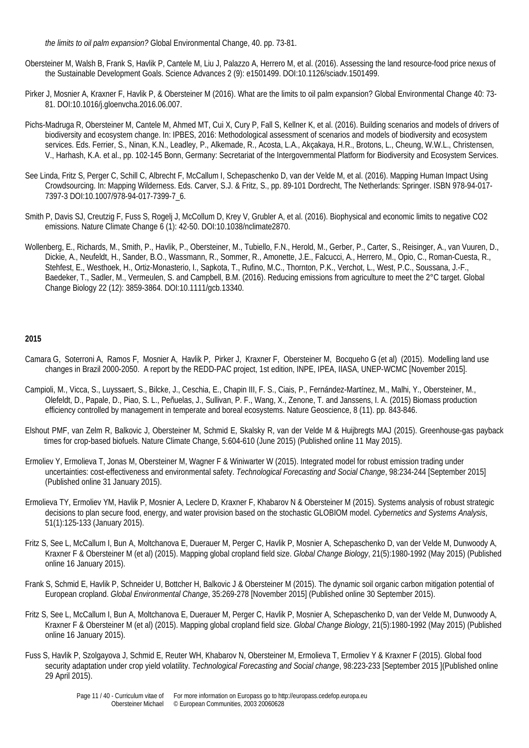*the limits to oil palm expansion?* Global Environmental Change, 40. pp. 73-81.

Obersteiner M, Walsh B, Frank S, Havlik P, Cantele M, Liu J, Palazzo A, Herrero M, et al. (2016). Assessing the land resource-food price nexus of the Sustainable Development Goals. Science Advances 2 (9): e1501499. DOI:10.1126/sciadv.1501499.

Pirker J, Mosnier A, Kraxner F, Havlik P, & Obersteiner M (2016). What are the limits to oil palm expansion? Global Environmental Change 40: 73-81. DOI:10.1016/j.gloenvcha.2016.06.007.

Pichs-Madruga R, Obersteiner M, Cantele M, Ahmed MT, Cui X, Cury P, Fall S, Kellner K, et al. (2016). Building scenarios and models of drivers of biodiversity and ecosystem change. In: IPBES, 2016: Methodological assessment of scenarios and models of biodiversity and ecosystem services. Eds. Ferrier, S., Ninan, K.N., Leadley, P., Alkemade, R., Acosta, L.A., Akçakaya, H.R., Brotons, L., Cheung, W.W.L., Christensen, V., Harhash, K.A. et al., pp. 102-145 Bonn, Germany: Secretariat of the Intergovernmental Platform for Biodiversity and Ecosystem Services.

See Linda, Fritz S, Perger C, Schill C, Albrecht F, McCallum I, Schepaschenko D, van der Velde M, et al. (2016). Mapping Human Impact Using Crowdsourcing. In: Mapping Wilderness. Eds. Carver, S.J. & Fritz, S., pp. 89-101 Dordrecht, The Netherlands: Springer. ISBN 978-94-017-7397-3 DOI:10.1007/978-94-017-7399-7_6.

Smith P, Davis SJ, Creutzig F, Fuss S, Rogelj J, McCollum D, Krey V, Grubler A, et al. (2016). Biophysical and economic limits to negative CO2 emissions. Nature Climate Change 6 (1): 42-50. DOI:10.1038/nclimate2870.

Wollenberg, E., Richards, M., Smith, P., Havlik, P., Obersteiner, M., Tubiello, F.N., Herold, M., Gerber, P., Carter, S., Reisinger, A., van Vuuren, D., Dickie, A., Neufeldt, H., Sander, B.O., Wassmann, R., Sommer, R., Amonette, J.E., Falcucci, A., Herrero, M., Opio, C., Roman-Cuesta, R., Stehfest, E., Westhoek, H., Ortiz-Monasterio, I., Sapkota, T., Rufino, M.C., Thornton, P.K., Verchot, L., West, P.C., Soussana, J.-F., Baedeker, T., Sadler, M., Vermeulen, S. and Campbell, B.M. (2016). Reducing emissions from agriculture to meet the 2°C target. Global Change Biology 22 (12): 3859-3864. DOI:10.1111/gcb.13340.

**2015**

Camara G, Soterroni A, Ramos F, Mosnier A, Havlik P, Pirker J, Kraxner F, Obersteiner M, Bocqueho G (et al) (2015). Modelling land use changes in Brazil 2000-2050. A report by the REDD-PAC project, 1st edition, INPE, IPEA, IIASA, UNEP-WCMC [November 2015].

Campioli, M., Vicca, S., Luyssaert, S., Bilcke, J., Ceschia, E., Chapin III, F. S., Ciais, P., Fernández-Martínez, M., Malhi, Y., Obersteiner, M., Olefeldt, D., Papale, D., Piao, S. L., Peñuelas, J., Sullivan, P. F., Wang, X., Zenone, T. and Janssens, I. A. (2015) Biomass production efficiency controlled by management in temperate and boreal ecosystems. Nature Geoscience, 8 (11). pp. 843-846.

Elshout PMF, van Zelm R, Balkovic J, Obersteiner M, Schmid E, Skalsky R, van der Velde M & Huijbregts MAJ (2015). Greenhouse-gas payback times for crop-based biofuels. Nature Climate Change, 5:604-610 (June 2015) (Published online 11 May 2015).

Ermoliev Y, Ermolieva T, Jonas M, Obersteiner M, Wagner F & Winiwarter W (2015). Integrated model for robust emission trading under uncertainties: cost-effectiveness and environmental safety. *Technological Forecasting and Social Change*, 98:234-244 [September 2015] (Published online 31 January 2015).

Ermolieva TY, Ermoliev YM, Havlik P, Mosnier A, Leclere D, Kraxner F, Khabarov N & Obersteiner M (2015). Systems analysis of robust strategic decisions to plan secure food, energy, and water provision based on the stochastic GLOBIOM model. *Cybernetics and Systems Analysis*, 51(1):125-133 (January 2015).

Fritz S, See L, McCallum I, Bun A, Moltchanova E, Duerauer M, Perger C, Havlik P, Mosnier A, Schepaschenko D, van der Velde M, Dunwoody A, Kraxner F & Obersteiner M (et al) (2015). Mapping global cropland field size. *Global Change Biology*, 21(5):1980-1992 (May 2015) (Published online 16 January 2015).

Frank S, Schmid E, Havlik P, Schneider U, Bottcher H, Balkovic J & Obersteiner M (2015). The dynamic soil organic carbon mitigation potential of European cropland. *Global Environmental Change*, 35:269-278 [November 2015] (Published online 30 September 2015).

Fritz S, See L, McCallum I, Bun A, Moltchanova E, Duerauer M, Perger C, Havlik P, Mosnier A, Schepaschenko D, van der Velde M, Dunwoody A, Kraxner F & Obersteiner M (et al) (2015). Mapping global cropland field size. *Global Change Biology*, 21(5):1980-1992 (May 2015) (Published online 16 January 2015).

Fuss S, Havlik P, Szolgayova J, Schmid E, Reuter WH, Khabarov N, Obersteiner M, Ermolieva T, Ermoliev Y & Kraxner F (2015). Global food security adaptation under crop yield volatility. *Technological Forecasting and Social change*, 98:223-233 [September 2015 ](Published online 29 April 2015).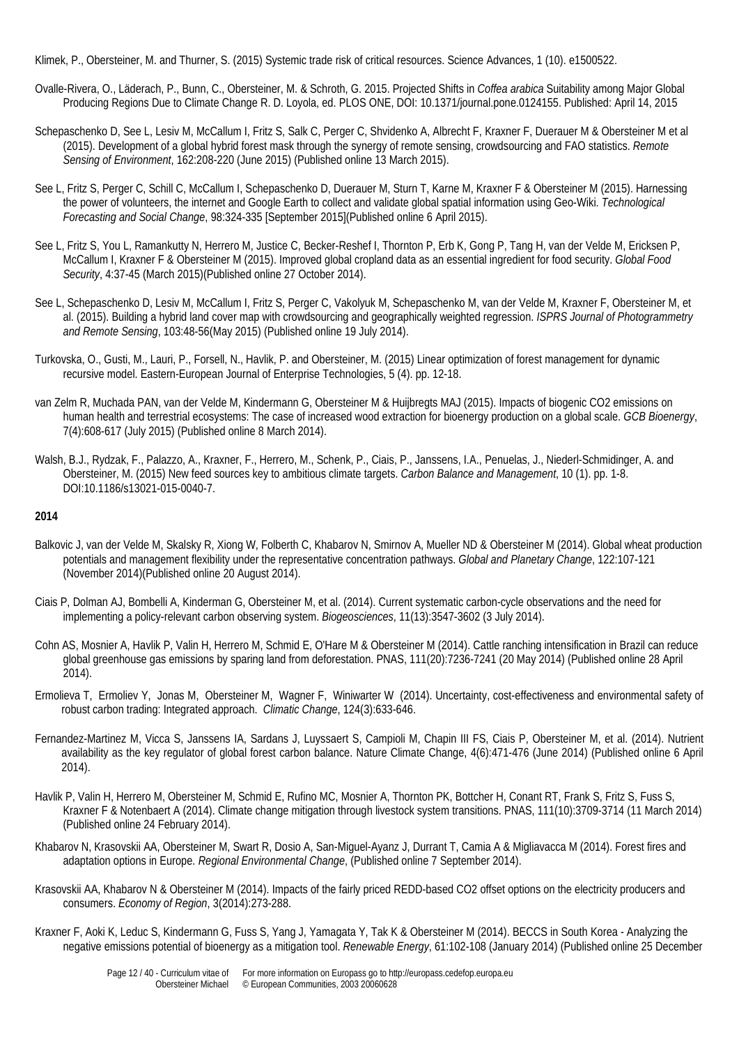Klimek, P., Obersteiner, M. and Thurner, S. (2015) Systemic trade risk of critical resources. Science Advances, 1 (10). e1500522.

Ovalle-Rivera, O., Läderach, P., Bunn, C., Obersteiner, M. & Schroth, G. 2015. Projected Shifts in *Coffea arabica* Suitability among Major Global Producing Regions Due to Climate Change R. D. Loyola, ed. PLOS ONE, DOI: 10.1371/journal.pone.0124155. Published: April 14, 2015

Schepaschenko D, See L, Lesiv M, McCallum I, Fritz S, Salk C, Perger C, Shvidenko A, Albrecht F, Kraxner F, Duerauer M & Obersteiner M et al (2015). Development of a global hybrid forest mask through the synergy of remote sensing, crowdsourcing and FAO statistics. *Remote Sensing of Environment*, 162:208-220 (June 2015) (Published online 13 March 2015).

See L, Fritz S, Perger C, Schill C, McCallum I, Schepaschenko D, Duerauer M, Sturn T, Karne M, Kraxner F & Obersteiner M (2015). Harnessing the power of volunteers, the internet and Google Earth to collect and validate global spatial information using Geo-Wiki. *Technological Forecasting and Social Change*, 98:324-335 [September 2015](Published online 6 April 2015).

See L, Fritz S, You L, Ramankutty N, Herrero M, Justice C, Becker-Reshef I, Thornton P, Erb K, Gong P, Tang H, van der Velde M, Ericksen P, McCallum I, Kraxner F & Obersteiner M (2015). Improved global cropland data as an essential ingredient for food security. *Global Food Security*, 4:37-45 (March 2015)(Published online 27 October 2014).

See L, Schepaschenko D, Lesiv M, McCallum I, Fritz S, Perger C, Vakolyuk M, Schepaschenko M, van der Velde M, Kraxner F, Obersteiner M, et al. (2015). Building a hybrid land cover map with crowdsourcing and geographically weighted regression. *ISPRS Journal of Photogrammetry and Remote Sensing*, 103:48-56(May 2015) (Published online 19 July 2014).

Turkovska, O., Gusti, M., Lauri, P., Forsell, N., Havlik, P. and Obersteiner, M. (2015) Linear optimization of forest management for dynamic recursive model. Eastern-European Journal of Enterprise Technologies, 5 (4). pp. 12-18.

van Zelm R, Muchada PAN, van der Velde M, Kindermann G, Obersteiner M & Huijbregts MAJ (2015). Impacts of biogenic CO2 emissions on human health and terrestrial ecosystems: The case of increased wood extraction for bioenergy production on a global scale. *GCB Bioenergy*, 7(4):608-617 (July 2015) (Published online 8 March 2014).

Walsh, B.J., Rydzak, F., Palazzo, A., Kraxner, F., Herrero, M., Schenk, P., Ciais, P., Janssens, I.A., Penuelas, J., Niederl-Schmidinger, A. and Obersteiner, M. (2015) New feed sources key to ambitious climate targets. *Carbon Balance and Management*, 10 (1). pp. 1-8. DOI:10.1186/s13021-015-0040-7.

**2014**

Balkovic J, van der Velde M, Skalsky R, Xiong W, Folberth C, Khabarov N, Smirnov A, Mueller ND & Obersteiner M (2014). Global wheat production potentials and management flexibility under the representative concentration pathways. *Global and Planetary Change*, 122:107-121 (November 2014)(Published online 20 August 2014).

Ciais P, Dolman AJ, Bombelli A, Kinderman G, Obersteiner M, et al. (2014). Current systematic carbon-cycle observations and the need for implementing a policy-relevant carbon observing system. *Biogeosciences*, 11(13):3547-3602 (3 July 2014).

Cohn AS, Mosnier A, Havlik P, Valin H, Herrero M, Schmid E, O'Hare M & Obersteiner M (2014). Cattle ranching intensification in Brazil can reduce global greenhouse gas emissions by sparing land from deforestation. PNAS, 111(20):7236-7241 (20 May 2014) (Published online 28 April 2014).

Ermolieva T, Ermoliev Y, Jonas M, Obersteiner M, Wagner F, Winiwarter W (2014). Uncertainty, cost-effectiveness and environmental safety of robust carbon trading: Integrated approach. *Climatic Change*, 124(3):633-646.

Fernandez-Martinez M, Vicca S, Janssens IA, Sardans J, Luyssaert S, Campioli M, Chapin III FS, Ciais P, Obersteiner M, et al. (2014). Nutrient availability as the key regulator of global forest carbon balance. Nature Climate Change, 4(6):471-476 (June 2014) (Published online 6 April 2014).

Havlik P, Valin H, Herrero M, Obersteiner M, Schmid E, Rufino MC, Mosnier A, Thornton PK, Bottcher H, Conant RT, Frank S, Fritz S, Fuss S, Kraxner F & Notenbaert A (2014). Climate change mitigation through livestock system transitions. PNAS, 111(10):3709-3714 (11 March 2014) (Published online 24 February 2014).

Khabarov N, Krasovskii AA, Obersteiner M, Swart R, Dosio A, San-Miguel-Ayanz J, Durrant T, Camia A & Migliavacca M (2014). Forest fires and adaptation options in Europe. *Regional Environmental Change*, (Published online 7 September 2014).

Krasovskii AA, Khabarov N & Obersteiner M (2014). Impacts of the fairly priced REDD-based CO2 offset options on the electricity producers and consumers. *Economy of Region*, 3(2014):273-288.

Kraxner F, Aoki K, Leduc S, Kindermann G, Fuss S, Yang J, Yamagata Y, Tak K & Obersteiner M (2014). BECCS in South Korea - Analyzing the negative emissions potential of bioenergy as a mitigation tool. *Renewable Energy*, 61:102-108 (January 2014) (Published online 25 December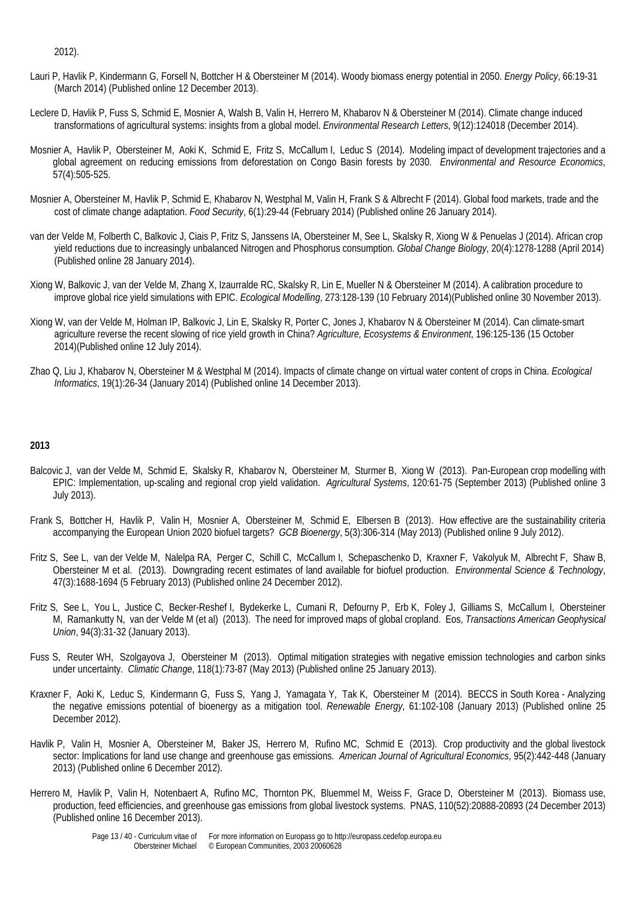2012).

Lauri P, Havlik P, Kindermann G, Forsell N, Bottcher H & Obersteiner M (2014). Woody biomass energy potential in 2050. *Energy Policy*, 66:19-31 (March 2014) (Published online 12 December 2013).

Leclere D, Havlik P, Fuss S, Schmid E, Mosnier A, Walsh B, Valin H, Herrero M, Khabarov N & Obersteiner M (2014). Climate change induced transformations of agricultural systems: insights from a global model. *Environmental Research Letters*, 9(12):124018 (December 2014).

Mosnier A, Havlik P, Obersteiner M, Aoki K, Schmid E, Fritz S, McCallum I, Leduc S (2014). Modeling impact of development trajectories and a global agreement on reducing emissions from deforestation on Congo Basin forests by 2030. *Environmental and Resource Economics*, 57(4):505-525.

Mosnier A, Obersteiner M, Havlik P, Schmid E, Khabarov N, Westphal M, Valin H, Frank S & Albrecht F (2014). Global food markets, trade and the cost of climate change adaptation. *Food Security*, 6(1):29-44 (February 2014) (Published online 26 January 2014).

van der Velde M, Folberth C, Balkovic J, Ciais P, Fritz S, Janssens IA, Obersteiner M, See L, Skalsky R, Xiong W & Penuelas J (2014). African crop yield reductions due to increasingly unbalanced Nitrogen and Phosphorus consumption. *Global Change Biology*, 20(4):1278-1288 (April 2014) (Published online 28 January 2014).

Xiong W, Balkovic J, van der Velde M, Zhang X, Izaurralde RC, Skalsky R, Lin E, Mueller N & Obersteiner M (2014). A calibration procedure to improve global rice yield simulations with EPIC. *Ecological Modelling*, 273:128-139 (10 February 2014)(Published online 30 November 2013).

Xiong W, van der Velde M, Holman IP, Balkovic J, Lin E, Skalsky R, Porter C, Jones J, Khabarov N & Obersteiner M (2014). Can climate-smart agriculture reverse the recent slowing of rice yield growth in China? *Agriculture, Ecosystems & Environment*, 196:125-136 (15 October 2014)(Published online 12 July 2014).

Zhao Q, Liu J, Khabarov N, Obersteiner M & Westphal M (2014). Impacts of climate change on virtual water content of crops in China. *Ecological Informatics*, 19(1):26-34 (January 2014) (Published online 14 December 2013).

**2013**

Balcovic J, van der Velde M, Schmid E, Skalsky R, Khabarov N, Obersteiner M, Sturmer B, Xiong W (2013). Pan-European crop modelling with EPIC: Implementation, up-scaling and regional crop yield validation. *Agricultural Systems*, 120:61-75 (September 2013) (Published online 3 July 2013).

Frank S, Bottcher H, Havlik P, Valin H, Mosnier A, Obersteiner M, Schmid E, Elbersen B (2013). How effective are the sustainability criteria accompanying the European Union 2020 biofuel targets? *GCB Bioenergy*, 5(3):306-314 (May 2013) (Published online 9 July 2012).

Fritz S, See L, van der Velde M, Nalelpa RA, Perger C, Schill C, McCallum I, Schepaschenko D, Kraxner F, Vakolyuk M, Albrecht F, Shaw B, Obersteiner M et al. (2013). Downgrading recent estimates of land available for biofuel production. *Environmental Science & Technology*, 47(3):1688-1694 (5 February 2013) (Published online 24 December 2012).

Fritz S, See L, You L, Justice C, Becker-Reshef I, Bydekerke L, Cumani R, Defourny P, Erb K, Foley J, Gilliams S, McCallum I, Obersteiner M, Ramankutty N, van der Velde M (et al) (2013). The need for improved maps of global cropland. Eos, *Transactions American Geophysical Union*, 94(3):31-32 (January 2013).

Fuss S, Reuter WH, Szolgayova J, Obersteiner M (2013). Optimal mitigation strategies with negative emission technologies and carbon sinks under uncertainty. *Climatic Change*, 118(1):73-87 (May 2013) (Published online 25 January 2013).

Kraxner F, Aoki K, Leduc S, Kindermann G, Fuss S, Yang J, Yamagata Y, Tak K, Obersteiner M (2014). BECCS in South Korea - Analyzing the negative emissions potential of bioenergy as a mitigation tool. *Renewable Energy*, 61:102-108 (January 2013) (Published online 25 December 2012).

Havlik P, Valin H, Mosnier A, Obersteiner M, Baker JS, Herrero M, Rufino MC, Schmid E (2013). Crop productivity and the global livestock sector: Implications for land use change and greenhouse gas emissions. *American Journal of Agricultural Economics*, 95(2):442-448 (January 2013) (Published online 6 December 2012).

Herrero M, Havlik P, Valin H, Notenbaert A, Rufino MC, Thornton PK, Bluemmel M, Weiss F, Grace D, Obersteiner M (2013). Biomass use, production, feed efficiencies, and greenhouse gas emissions from global livestock systems. PNAS, 110(52):20888-20893 (24 December 2013) (Published online 16 December 2013).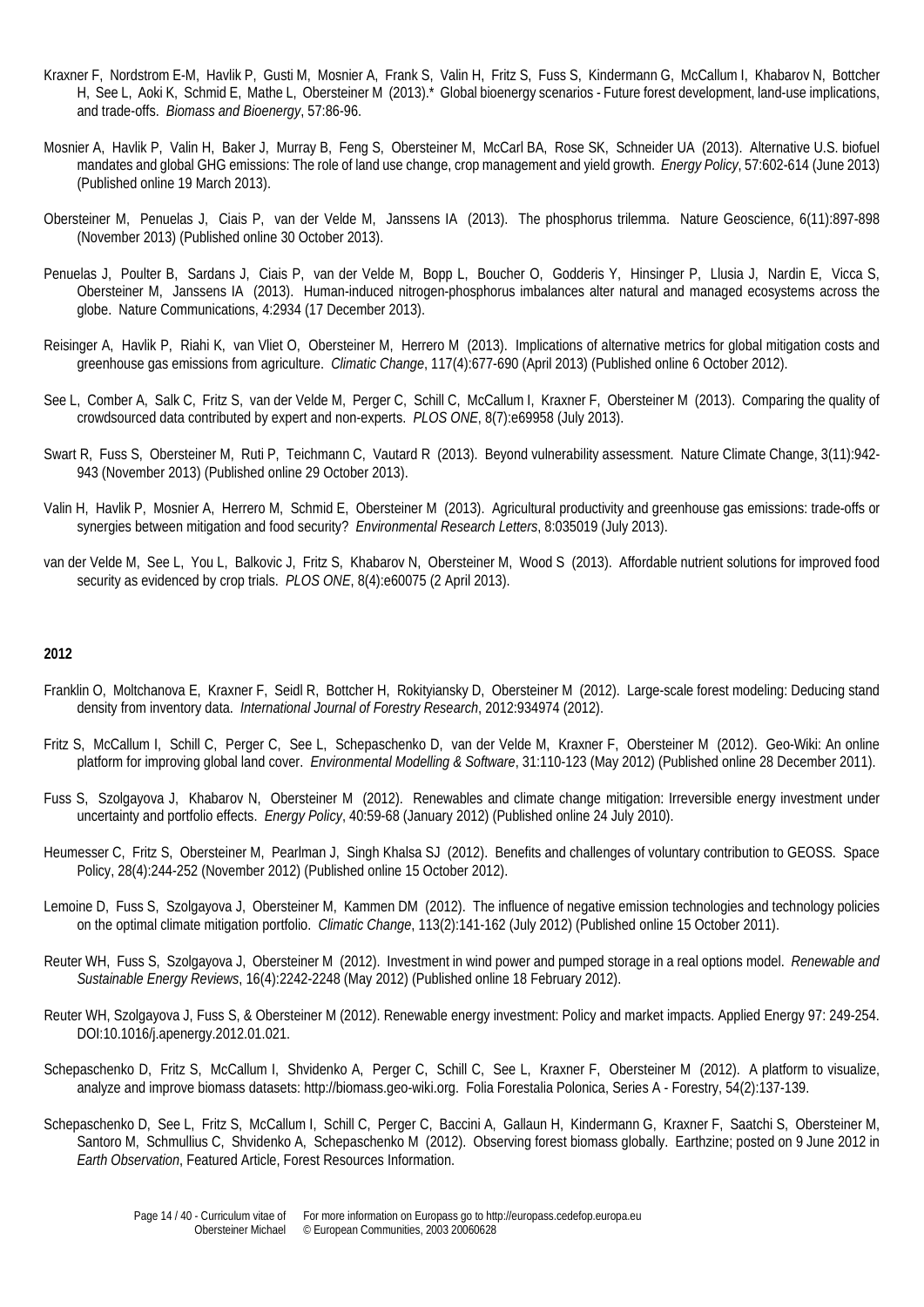Kraxner F, Nordstrom E-M, Havlik P, Gusti M, Mosnier A, Frank S, Valin H, Fritz S, Fuss S, Kindermann G, McCallum I, Khabarov N, Bottcher H, See L, Aoki K, Schmid E, Mathe L, Obersteiner M (2013).* Global bioenergy scenarios - Future forest development, land-use implications, and trade-offs. *Biomass and Bioenergy*, 57:86-96.

Mosnier A, Havlik P, Valin H, Baker J, Murray B, Feng S, Obersteiner M, McCarl BA, Rose SK, Schneider UA (2013). Alternative U.S. biofuel mandates and global GHG emissions: The role of land use change, crop management and yield growth. *Energy Policy*, 57:602-614 (June 2013) (Published online 19 March 2013).

Obersteiner M, Penuelas J, Ciais P, van der Velde M, Janssens IA (2013). The phosphorus trilemma. Nature Geoscience, 6(11):897-898 (November 2013) (Published online 30 October 2013).

Penuelas J, Poulter B, Sardans J, Ciais P, van der Velde M, Bopp L, Boucher O, Godderis Y, Hinsinger P, Llusia J, Nardin E, Vicca S, Obersteiner M, Janssens IA (2013). Human-induced nitrogen-phosphorus imbalances alter natural and managed ecosystems across the globe. Nature Communications, 4:2934 (17 December 2013).

Reisinger A, Havlik P, Riahi K, van Vliet O, Obersteiner M, Herrero M (2013). Implications of alternative metrics for global mitigation costs and greenhouse gas emissions from agriculture. *Climatic Change*, 117(4):677-690 (April 2013) (Published online 6 October 2012).

See L, Comber A, Salk C, Fritz S, van der Velde M, Perger C, Schill C, McCallum I, Kraxner F, Obersteiner M (2013). Comparing the quality of crowdsourced data contributed by expert and non-experts. *PLOS ONE*, 8(7):e69958 (July 2013).

Swart R, Fuss S, Obersteiner M, Ruti P, Teichmann C, Vautard R (2013). Beyond vulnerability assessment. Nature Climate Change, 3(11):942-943 (November 2013) (Published online 29 October 2013).

Valin H, Havlik P, Mosnier A, Herrero M, Schmid E, Obersteiner M (2013). Agricultural productivity and greenhouse gas emissions: trade-offs or synergies between mitigation and food security? *Environmental Research Letters*, 8:035019 (July 2013).

van der Velde M, See L, You L, Balkovic J, Fritz S, Khabarov N, Obersteiner M, Wood S (2013). Affordable nutrient solutions for improved food security as evidenced by crop trials. *PLOS ONE*, 8(4):e60075 (2 April 2013).

**2012**

Franklin O, Moltchanova E, Kraxner F, Seidl R, Bottcher H, Rokityiansky D, Obersteiner M (2012). Large-scale forest modeling: Deducing stand density from inventory data. *International Journal of Forestry Research*, 2012:934974 (2012).

Fritz S, McCallum I, Schill C, Perger C, See L, Schepaschenko D, van der Velde M, Kraxner F, Obersteiner M (2012). Geo-Wiki: An online platform for improving global land cover. *Environmental Modelling & Software*, 31:110-123 (May 2012) (Published online 28 December 2011).

Fuss S, Szolgayova J, Khabarov N, Obersteiner M (2012). Renewables and climate change mitigation: Irreversible energy investment under uncertainty and portfolio effects. *Energy Policy*, 40:59-68 (January 2012) (Published online 24 July 2010).

Heumesser C, Fritz S, Obersteiner M, Pearlman J, Singh Khalsa SJ (2012). Benefits and challenges of voluntary contribution to GEOSS. Space Policy, 28(4):244-252 (November 2012) (Published online 15 October 2012).

Lemoine D, Fuss S, Szolgayova J, Obersteiner M, Kammen DM (2012). The influence of negative emission technologies and technology policies on the optimal climate mitigation portfolio. *Climatic Change*, 113(2):141-162 (July 2012) (Published online 15 October 2011).

Reuter WH, Fuss S, Szolgayova J, Obersteiner M (2012). Investment in wind power and pumped storage in a real options model. *Renewable and Sustainable Energy Reviews*, 16(4):2242-2248 (May 2012) (Published online 18 February 2012).

Reuter WH, Szolgayova J, Fuss S, & Obersteiner M (2012). Renewable energy investment: Policy and market impacts. Applied Energy 97: 249-254. DOI:10.1016/j.apenergy.2012.01.021.

Schepaschenko D, Fritz S, McCallum I, Shvidenko A, Perger C, Schill C, See L, Kraxner F, Obersteiner M (2012). A platform to visualize, analyze and improve biomass datasets: http://biomass.geo-wiki.org. Folia Forestalia Polonica, Series A - Forestry, 54(2):137-139.

Schepaschenko D, See L, Fritz S, McCallum I, Schill C, Perger C, Baccini A, Gallaun H, Kindermann G, Kraxner F, Saatchi S, Obersteiner M, Santoro M, Schmullius C, Shvidenko A, Schepaschenko M (2012). Observing forest biomass globally. Earthzine; posted on 9 June 2012 in *Earth Observation*, Featured Article, Forest Resources Information.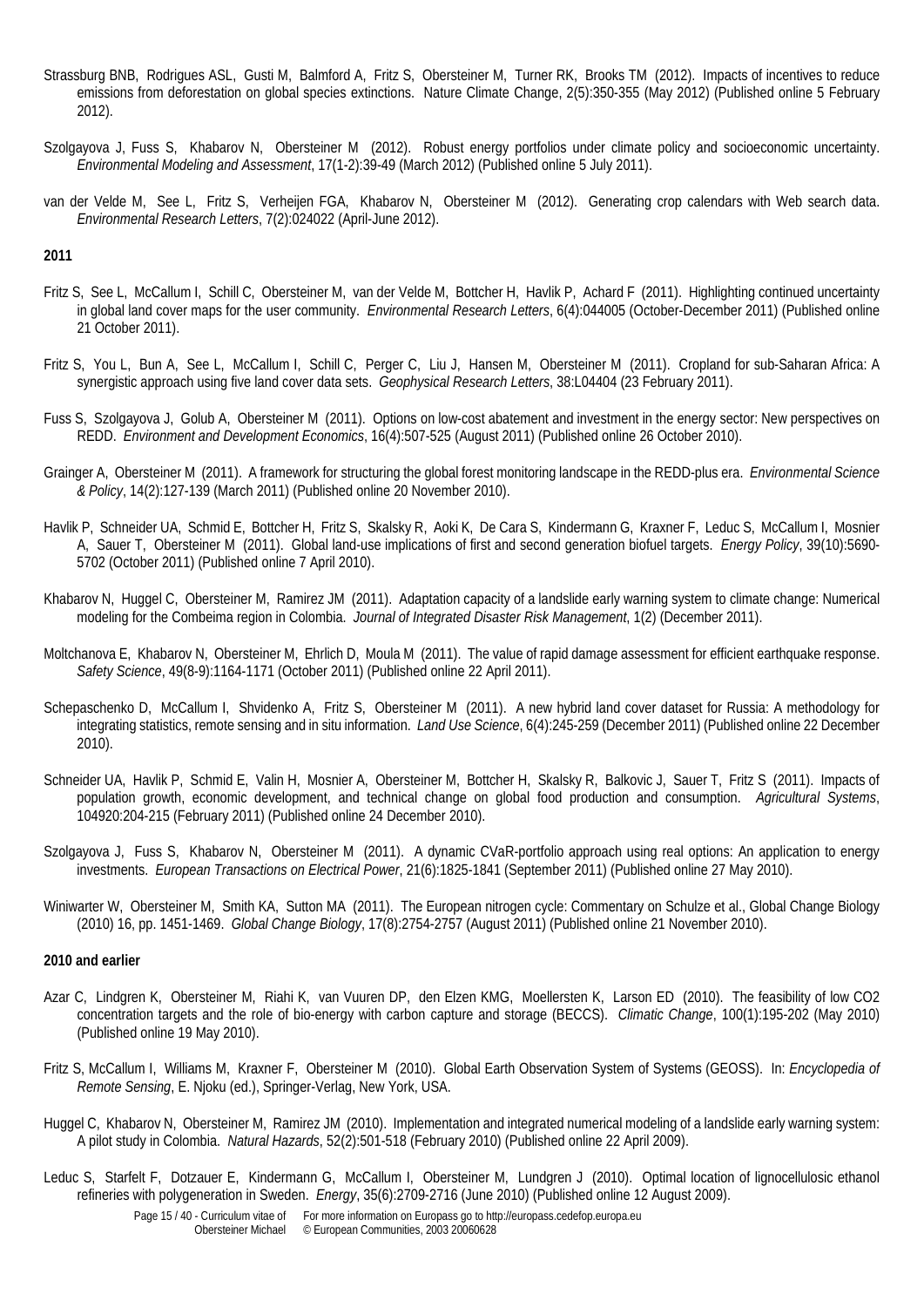Strassburg BNB, Rodrigues ASL, Gusti M, Balmford A, Fritz S, Obersteiner M, Turner RK, Brooks TM (2012). Impacts of incentives to reduce emissions from deforestation on global species extinctions. Nature Climate Change, 2(5):350-355 (May 2012) (Published online 5 February 2012).

Szolgayova J, Fuss S, Khabarov N, Obersteiner M (2012). Robust energy portfolios under climate policy and socioeconomic uncertainty. *Environmental Modeling and Assessment*, 17(1-2):39-49 (March 2012) (Published online 5 July 2011).

van der Velde M, See L, Fritz S, Verheijen FGA, Khabarov N, Obersteiner M (2012). Generating crop calendars with Web search data. *Environmental Research Letters*, 7(2):024022 (April-June 2012).

**2011**

Fritz S, See L, McCallum I, Schill C, Obersteiner M, van der Velde M, Bottcher H, Havlik P, Achard F (2011). Highlighting continued uncertainty in global land cover maps for the user community. *Environmental Research Letters*, 6(4):044005 (October-December 2011) (Published online 21 October 2011).

Fritz S, You L, Bun A, See L, McCallum I, Schill C, Perger C, Liu J, Hansen M, Obersteiner M (2011). Cropland for sub-Saharan Africa: A synergistic approach using five land cover data sets. *Geophysical Research Letters*, 38:L04404 (23 February 2011).

Fuss S, Szolgayova J, Golub A, Obersteiner M (2011). Options on low-cost abatement and investment in the energy sector: New perspectives on REDD. *Environment and Development Economics*, 16(4):507-525 (August 2011) (Published online 26 October 2010).

Grainger A, Obersteiner M (2011). A framework for structuring the global forest monitoring landscape in the REDD-plus era. *Environmental Science & Policy*, 14(2):127-139 (March 2011) (Published online 20 November 2010).

Havlik P, Schneider UA, Schmid E, Bottcher H, Fritz S, Skalsky R, Aoki K, De Cara S, Kindermann G, Kraxner F, Leduc S, McCallum I, Mosnier A, Sauer T, Obersteiner M (2011). Global land-use implications of first and second generation biofuel targets. *Energy Policy*, 39(10):5690-5702 (October 2011) (Published online 7 April 2010).

Khabarov N, Huggel C, Obersteiner M, Ramirez JM (2011). Adaptation capacity of a landslide early warning system to climate change: Numerical modeling for the Combeima region in Colombia. *Journal of Integrated Disaster Risk Management*, 1(2) (December 2011).

Moltchanova E, Khabarov N, Obersteiner M, Ehrlich D, Moula M (2011). The value of rapid damage assessment for efficient earthquake response. *Safety Science*, 49(8-9):1164-1171 (October 2011) (Published online 22 April 2011).

Schepaschenko D, McCallum I, Shvidenko A, Fritz S, Obersteiner M (2011). A new hybrid land cover dataset for Russia: A methodology for integrating statistics, remote sensing and in situ information. *Land Use Science*, 6(4):245-259 (December 2011) (Published online 22 December 2010).

Schneider UA, Havlik P, Schmid E, Valin H, Mosnier A, Obersteiner M, Bottcher H, Skalsky R, Balkovic J, Sauer T, Fritz S (2011). Impacts of population growth, economic development, and technical change on global food production and consumption. *Agricultural Systems*, 104920:204-215 (February 2011) (Published online 24 December 2010).

Szolgayova J, Fuss S, Khabarov N, Obersteiner M (2011). A dynamic CVaR-portfolio approach using real options: An application to energy investments. *European Transactions on Electrical Power*, 21(6):1825-1841 (September 2011) (Published online 27 May 2010).

Winiwarter W, Obersteiner M, Smith KA, Sutton MA (2011). The European nitrogen cycle: Commentary on Schulze et al., Global Change Biology (2010) 16, pp. 1451-1469. *Global Change Biology*, 17(8):2754-2757 (August 2011) (Published online 21 November 2010).

**2010 and earlier**

Azar C, Lindgren K, Obersteiner M, Riahi K, van Vuuren DP, den Elzen KMG, Moellersten K, Larson ED (2010). The feasibility of low CO2 concentration targets and the role of bio-energy with carbon capture and storage (BECCS). *Climatic Change*, 100(1):195-202 (May 2010) (Published online 19 May 2010).

Fritz S, McCallum I, Williams M, Kraxner F, Obersteiner M (2010). Global Earth Observation System of Systems (GEOSS). In: *Encyclopedia of Remote Sensing*, E. Njoku (ed.), Springer-Verlag, New York, USA.

Huggel C, Khabarov N, Obersteiner M, Ramirez JM (2010). Implementation and integrated numerical modeling of a landslide early warning system: A pilot study in Colombia. *Natural Hazards*, 52(2):501-518 (February 2010) (Published online 22 April 2009).

Leduc S, Starfelt F, Dotzauer E, Kindermann G, McCallum I, Obersteiner M, Lundgren J (2010). Optimal location of lignocellulosic ethanol refineries with polygeneration in Sweden. *Energy*, 35(6):2709-2716 (June 2010) (Published online 12 August 2009).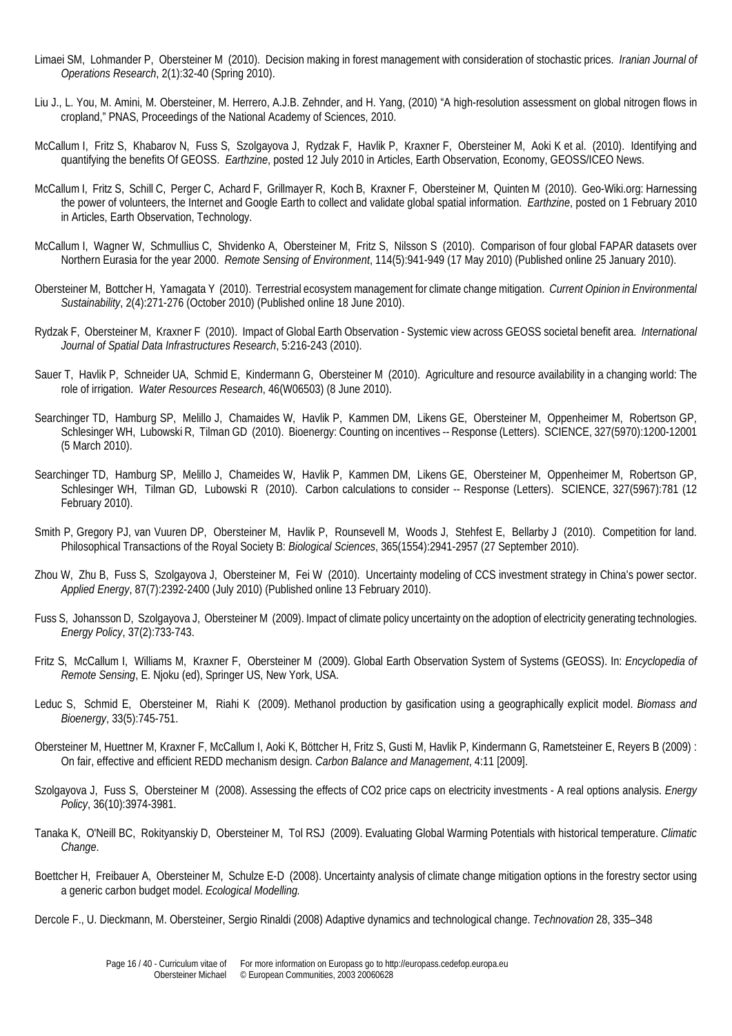Limaei SM, Lohmander P, Obersteiner M (2010). Decision making in forest management with consideration of stochastic prices. *Iranian Journal of Operations Research*, 2(1):32-40 (Spring 2010).

Liu J., L. You, M. Amini, M. Obersteiner, M. Herrero, A.J.B. Zehnder, and H. Yang, (2010) "A high-resolution assessment on global nitrogen flows in cropland," PNAS, Proceedings of the National Academy of Sciences, 2010.

McCallum I, Fritz S, Khabarov N, Fuss S, Szolgayova J, Rydzak F, Havlik P, Kraxner F, Obersteiner M, Aoki K et al. (2010). Identifying and quantifying the benefits Of GEOSS. *Earthzine*, posted 12 July 2010 in Articles, Earth Observation, Economy, GEOSS/ICEO News.

McCallum I, Fritz S, Schill C, Perger C, Achard F, Grillmayer R, Koch B, Kraxner F, Obersteiner M, Quinten M (2010). Geo-Wiki.org: Harnessing the power of volunteers, the Internet and Google Earth to collect and validate global spatial information. *Earthzine*, posted on 1 February 2010 in Articles, Earth Observation, Technology.

McCallum I, Wagner W, Schmullius C, Shvidenko A, Obersteiner M, Fritz S, Nilsson S (2010). Comparison of four global FAPAR datasets over Northern Eurasia for the year 2000. *Remote Sensing of Environment*, 114(5):941-949 (17 May 2010) (Published online 25 January 2010).

Obersteiner M, Bottcher H, Yamagata Y (2010). Terrestrial ecosystem management for climate change mitigation. *Current Opinion in Environmental Sustainability*, 2(4):271-276 (October 2010) (Published online 18 June 2010).

Rydzak F, Obersteiner M, Kraxner F (2010). Impact of Global Earth Observation - Systemic view across GEOSS societal benefit area. *International Journal of Spatial Data Infrastructures Research*, 5:216-243 (2010).

Sauer T, Havlik P, Schneider UA, Schmid E, Kindermann G, Obersteiner M (2010). Agriculture and resource availability in a changing world: The role of irrigation. *Water Resources Research*, 46(W06503) (8 June 2010).

Searchinger TD, Hamburg SP, Melillo J, Chamaides W, Havlik P, Kammen DM, Likens GE, Obersteiner M, Oppenheimer M, Robertson GP, Schlesinger WH, Lubowski R, Tilman GD (2010). Bioenergy: Counting on incentives -- Response (Letters). SCIENCE, 327(5970):1200-12001 (5 March 2010).

Searchinger TD, Hamburg SP, Melillo J, Chameides W, Havlik P, Kammen DM, Likens GE, Obersteiner M, Oppenheimer M, Robertson GP, Schlesinger WH, Tilman GD, Lubowski R (2010). Carbon calculations to consider -- Response (Letters). SCIENCE, 327(5967):781 (12 February 2010).

Smith P, Gregory PJ, van Vuuren DP, Obersteiner M, Havlik P, Rounsevell M, Woods J, Stehfest E, Bellarby J (2010). Competition for land. Philosophical Transactions of the Royal Society B: *Biological Sciences*, 365(1554):2941-2957 (27 September 2010).

Zhou W, Zhu B, Fuss S, Szolgayova J, Obersteiner M, Fei W (2010). Uncertainty modeling of CCS investment strategy in China's power sector. *Applied Energy*, 87(7):2392-2400 (July 2010) (Published online 13 February 2010).

Fuss S, Johansson D, Szolgayova J, Obersteiner M (2009). Impact of climate policy uncertainty on the adoption of electricity generating technologies. *Energy Policy*, 37(2):733-743.

Fritz S, McCallum I, Williams M, Kraxner F, Obersteiner M (2009). Global Earth Observation System of Systems (GEOSS). In: *Encyclopedia of Remote Sensing*, E. Njoku (ed), Springer US, New York, USA.

Leduc S, Schmid E, Obersteiner M, Riahi K (2009). Methanol production by gasification using a geographically explicit model. *Biomass and Bioenergy*, 33(5):745-751.

Obersteiner M, Huettner M, Kraxner F, McCallum I, Aoki K, Böttcher H, Fritz S, Gusti M, Havlik P, Kindermann G, Rametsteiner E, Reyers B (2009) : On fair, effective and efficient REDD mechanism design. *Carbon Balance and Management*, 4:11 [2009].

Szolgayova J, Fuss S, Obersteiner M (2008). Assessing the effects of CO2 price caps on electricity investments - A real options analysis. *Energy Policy*, 36(10):3974-3981.

Tanaka K, O'Neill BC, Rokityanskiy D, Obersteiner M, Tol RSJ (2009). Evaluating Global Warming Potentials with historical temperature. *Climatic Change*.

Boettcher H, Freibauer A, Obersteiner M, Schulze E-D (2008). Uncertainty analysis of climate change mitigation options in the forestry sector using a generic carbon budget model. *Ecological Modelling.*

Dercole F., U. Dieckmann, M. Obersteiner, Sergio Rinaldi (2008) Adaptive dynamics and technological change. *Technovation* 28, 335–348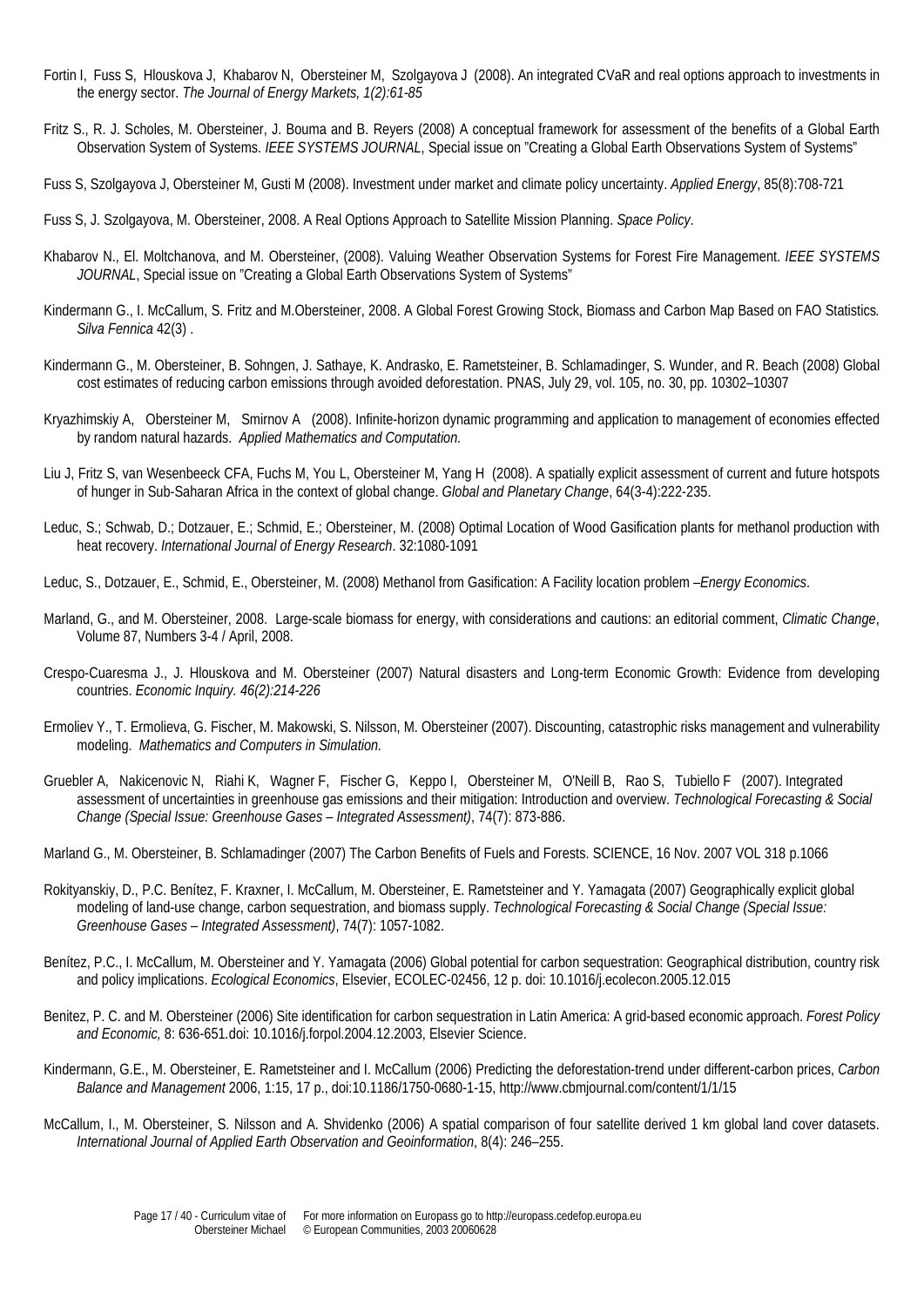Fortin I, Fuss S, Hlouskova J, Khabarov N, Obersteiner M, Szolgayova J (2008). An integrated CVaR and real options approach to investments in the energy sector. *The Journal of Energy Markets, 1(2):61-85*

Fritz S., R. J. Scholes, M. Obersteiner, J. Bouma and B. Reyers (2008) A conceptual framework for assessment of the benefits of a Global Earth Observation System of Systems. *IEEE SYSTEMS JOURNAL*, Special issue on "Creating a Global Earth Observations System of Systems"

Fuss S, Szolgayova J, Obersteiner M, Gusti M (2008). Investment under market and climate policy uncertainty. *Applied Energy*, 85(8):708-721

Fuss S, J. Szolgayova, M. Obersteiner, 2008. A Real Options Approach to Satellite Mission Planning. *Space Policy*.

Khabarov N., El. Moltchanova, and M. Obersteiner, (2008). Valuing Weather Observation Systems for Forest Fire Management. *IEEE SYSTEMS JOURNAL*, Special issue on "Creating a Global Earth Observations System of Systems"

Kindermann G., I. McCallum, S. Fritz and M.Obersteiner, 2008. A Global Forest Growing Stock, Biomass and Carbon Map Based on FAO Statistics. *Silva Fennica* 42(3) .

Kindermann G., M. Obersteiner, B. Sohngen, J. Sathaye, K. Andrasko, E. Rametsteiner, B. Schlamadinger, S. Wunder, and R. Beach (2008) Global cost estimates of reducing carbon emissions through avoided deforestation. PNAS, July 29, vol. 105, no. 30, pp. 10302–10307

Kryazhimskiy A, Obersteiner M, Smirnov A (2008). Infinite-horizon dynamic programming and application to management of economies effected by random natural hazards. *Applied Mathematics and Computation.*

Liu J, Fritz S, van Wesenbeeck CFA, Fuchs M, You L, Obersteiner M, Yang H (2008). A spatially explicit assessment of current and future hotspots of hunger in Sub-Saharan Africa in the context of global change. *Global and Planetary Change*, 64(3-4):222-235.

Leduc, S.; Schwab, D.; Dotzauer, E.; Schmid, E.; Obersteiner, M. (2008) Optimal Location of Wood Gasification plants for methanol production with heat recovery. *International Journal of Energy Research*. 32:1080-1091

Leduc, S., Dotzauer, E., Schmid, E., Obersteiner, M. (2008) Methanol from Gasification: A Facility location problem –*Energy Economics*.

Marland, G., and M. Obersteiner, 2008. Large-scale biomass for energy, with considerations and cautions: an editorial comment, *Climatic Change*, Volume 87, Numbers 3-4 / April, 2008.

Crespo-Cuaresma J., J. Hlouskova and M. Obersteiner (2007) Natural disasters and Long-term Economic Growth: Evidence from developing countries. *Economic Inquiry. 46(2):214-226*

Ermoliev Y., T. Ermolieva, G. Fischer, M. Makowski, S. Nilsson, M. Obersteiner (2007). Discounting, catastrophic risks management and vulnerability modeling. *Mathematics and Computers in Simulation.*

Gruebler A, Nakicenovic N, Riahi K, Wagner F, Fischer G, Keppo I, Obersteiner M, O'Neill B, Rao S, Tubiello F (2007). Integrated assessment of uncertainties in greenhouse gas emissions and their mitigation: Introduction and overview. *Technological Forecasting & Social Change (Special Issue: Greenhouse Gases – Integrated Assessment)*, 74(7): 873-886.

Marland G., M. Obersteiner, B. Schlamadinger (2007) The Carbon Benefits of Fuels and Forests. SCIENCE, 16 Nov. 2007 VOL 318 p.1066

Rokityanskiy, D., P.C. Benítez, F. Kraxner, I. McCallum, M. Obersteiner, E. Rametsteiner and Y. Yamagata (2007) Geographically explicit global modeling of land-use change, carbon sequestration, and biomass supply. *Technological Forecasting & Social Change (Special Issue: Greenhouse Gases – Integrated Assessment)*, 74(7): 1057-1082.

Benítez, P.C., I. McCallum, M. Obersteiner and Y. Yamagata (2006) Global potential for carbon sequestration: Geographical distribution, country risk and policy implications. *Ecological Economics*, Elsevier, ECOLEC-02456, 12 p. doi: 10.1016/j.ecolecon.2005.12.015

Benitez, P. C. and M. Obersteiner (2006) Site identification for carbon sequestration in Latin America: A grid-based economic approach. *Forest Policy and Economic,* 8: 636-651.doi: 10.1016/j.forpol.2004.12.2003, Elsevier Science.

Kindermann, G.E., M. Obersteiner, E. Rametsteiner and I. McCallum (2006) Predicting the deforestation-trend under different-carbon prices, *Carbon Balance and Management* 2006, 1:15, 17 p., doi:10.1186/1750-0680-1-15, http://www.cbmjournal.com/content/1/1/15

McCallum, I., M. Obersteiner, S. Nilsson and A. Shvidenko (2006) A spatial comparison of four satellite derived 1 km global land cover datasets. *International Journal of Applied Earth Observation and Geoinformation*, 8(4): 246–255.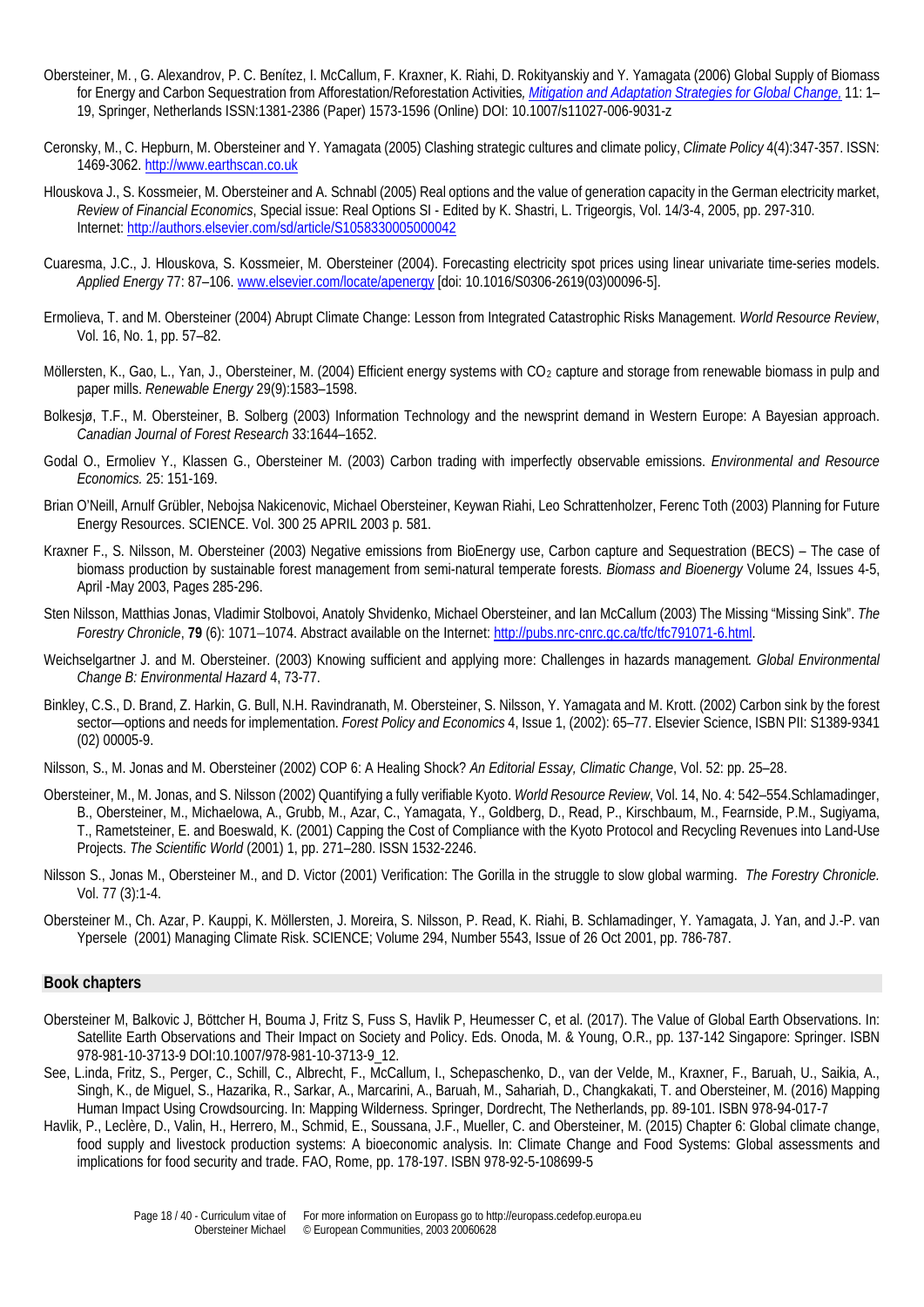Obersteiner, M. , G. Alexandrov, P. C. Benítez, I. McCallum, F. Kraxner, K. Riahi, D. Rokityanskiy and Y. Yamagata (2006) Global Supply of Biomass for Energy and Carbon Sequestration from Afforestation/Reforestation Activities*, Mitigation and Adaptation Strategies for Global Change,* 11: 1–19, Springer, Netherlands ISSN:1381-2386 (Paper) 1573-1596 (Online) DOI: 10.1007/s11027-006-9031-z

Ceronsky, M., C. Hepburn, M. Obersteiner and Y. Yamagata (2005) Clashing strategic cultures and climate policy, *Climate Policy* 4(4):347-357. ISSN: 1469-3062. http://www.earthscan.co.uk

Hlouskova J., S. Kossmeier, M. Obersteiner and A. Schnabl (2005) Real options and the value of generation capacity in the German electricity market, *Review of Financial Economics*, Special issue: Real Options SI - Edited by K. Shastri, L. Trigeorgis, Vol. 14/3-4, 2005, pp. 297-310. Internet: http://authors.elsevier.com/sd/article/S1058330005000042

Cuaresma, J.C., J. Hlouskova, S. Kossmeier, M. Obersteiner (2004). Forecasting electricity spot prices using linear univariate time-series models. *Applied Energy* 77: 87–106. www.elsevier.com/locate/apenergy [doi: 10.1016/S0306-2619(03)00096-5].

Ermolieva, T. and M. Obersteiner (2004) Abrupt Climate Change: Lesson from Integrated Catastrophic Risks Management. *World Resource Review*, Vol. 16, No. 1, pp. 57–82.

Möllersten, K., Gao, L., Yan, J., Obersteiner, M. (2004) Efficient energy systems with $CO_2$ capture and storage from renewable biomass in pulp and paper mills. *Renewable Energy* 29(9):1583–1598.

Bolkesjø, T.F., M. Obersteiner, B. Solberg (2003) Information Technology and the newsprint demand in Western Europe: A Bayesian approach. *Canadian Journal of Forest Research* 33:1644–1652.

Godal O., Ermoliev Y., Klassen G., Obersteiner M. (2003) Carbon trading with imperfectly observable emissions. *Environmental and Resource Economics.* 25: 151-169.

Brian O'Neill, Arnulf Grübler, Nebojsa Nakicenovic, Michael Obersteiner, Keywan Riahi, Leo Schrattenholzer, Ferenc Toth (2003) Planning for Future Energy Resources. SCIENCE. Vol. 300 25 APRIL 2003 p. 581.

Kraxner F., S. Nilsson, M. Obersteiner (2003) Negative emissions from BioEnergy use, Carbon capture and Sequestration (BECS) – The case of biomass production by sustainable forest management from semi-natural temperate forests. *Biomass and Bioenergy* Volume 24, Issues 4-5, April -May 2003, Pages 285-296.

Sten Nilsson, Matthias Jonas, Vladimir Stolbovoi, Anatoly Shvidenko, Michael Obersteiner, and Ian McCallum (2003) The Missing "Missing Sink". *The Forestry Chronicle*, **79** (6): 1071–1074. Abstract available on the Internet: http://pubs.nrc-cnrc.gc.ca/tfc/tfc791071-6.html.

Weichselgartner J. and M. Obersteiner. (2003) Knowing sufficient and applying more: Challenges in hazards management*. Global Environmental Change B: Environmental Hazard* 4, 73-77.

Binkley, C.S., D. Brand, Z. Harkin, G. Bull, N.H. Ravindranath, M. Obersteiner, S. Nilsson, Y. Yamagata and M. Krott. (2002) Carbon sink by the forest sector—options and needs for implementation. *Forest Policy and Economics* 4, Issue 1, (2002): 65–77. Elsevier Science, ISBN PII: S1389-9341 (02) 00005-9.

Nilsson, S., M. Jonas and M. Obersteiner (2002) COP 6: A Healing Shock? *An Editorial Essay, Climatic Change*, Vol. 52: pp. 25–28.

Obersteiner, M., M. Jonas, and S. Nilsson (2002) Quantifying a fully verifiable Kyoto. *World Resource Review*, Vol. 14, No. 4: 542–554.Schlamadinger, B., Obersteiner, M., Michaelowa, A., Grubb, M., Azar, C., Yamagata, Y., Goldberg, D., Read, P., Kirschbaum, M., Fearnside, P.M., Sugiyama, T., Rametsteiner, E. and Boeswald, K. (2001) Capping the Cost of Compliance with the Kyoto Protocol and Recycling Revenues into Land-Use Projects. *The Scientific World* (2001) 1, pp. 271–280. ISSN 1532-2246.

Nilsson S., Jonas M., Obersteiner M., and D. Victor (2001) Verification: The Gorilla in the struggle to slow global warming. *The Forestry Chronicle.* Vol. 77 (3):1-4.

Obersteiner M., Ch. Azar, P. Kauppi, K. Möllersten, J. Moreira, S. Nilsson, P. Read, K. Riahi, B. Schlamadinger, Y. Yamagata, J. Yan, and J.-P. van Ypersele (2001) Managing Climate Risk. SCIENCE; Volume 294, Number 5543, Issue of 26 Oct 2001, pp. 786-787.

## Book chapters

Obersteiner M, Balkovic J, Böttcher H, Bouma J, Fritz S, Fuss S, Havlik P, Heumesser C, et al. (2017). The Value of Global Earth Observations. In: Satellite Earth Observations and Their Impact on Society and Policy. Eds. Onoda, M. & Young, O.R., pp. 137-142 Singapore: Springer. ISBN 978-981-10-3713-9 DOI:10.1007/978-981-10-3713-9_12.

See, L.inda, Fritz, S., Perger, C., Schill, C., Albrecht, F., McCallum, I., Schepaschenko, D., van der Velde, M., Kraxner, F., Baruah, U., Saikia, A., Singh, K., de Miguel, S., Hazarika, R., Sarkar, A., Marcarini, A., Baruah, M., Sahariah, D., Changkakati, T. and Obersteiner, M. (2016) Mapping Human Impact Using Crowdsourcing. In: Mapping Wilderness. Springer, Dordrecht, The Netherlands, pp. 89-101. ISBN 978-94-017-7

Havlik, P., Leclère, D., Valin, H., Herrero, M., Schmid, E., Soussana, J.F., Mueller, C. and Obersteiner, M. (2015) Chapter 6: Global climate change, food supply and livestock production systems: A bioeconomic analysis. In: Climate Change and Food Systems: Global assessments and implications for food security and trade. FAO, Rome, pp. 178-197. ISBN 978-92-5-108699-5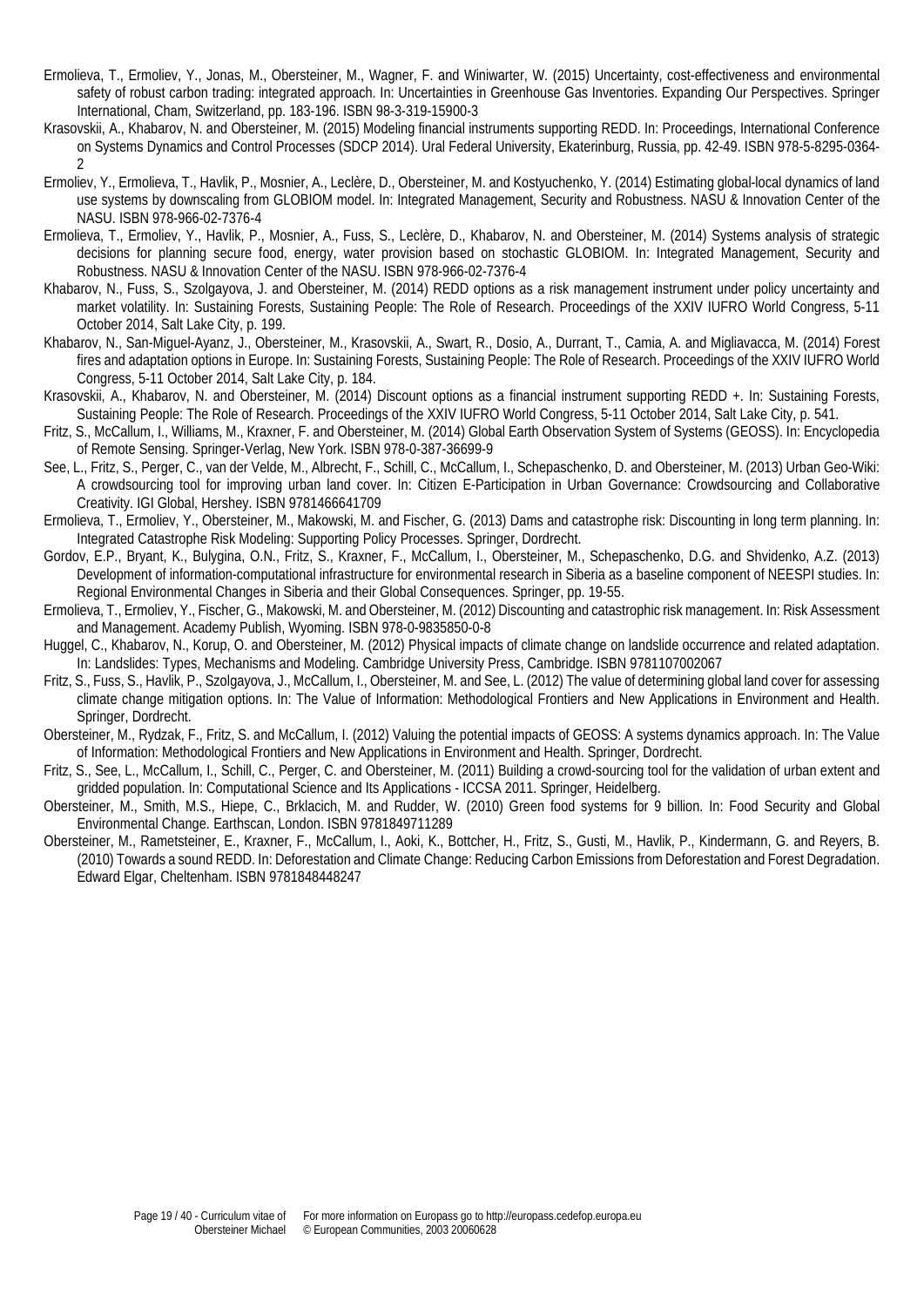Ermolieva, T., Ermoliev, Y., Jonas, M., Obersteiner, M., Wagner, F. and Winiwarter, W. (2015) Uncertainty, cost-effectiveness and environmental safety of robust carbon trading: integrated approach. In: Uncertainties in Greenhouse Gas Inventories. Expanding Our Perspectives. Springer International, Cham, Switzerland, pp. 183-196. ISBN 98-3-319-15900-3

Krasovskii, A., Khabarov, N. and Obersteiner, M. (2015) Modeling financial instruments supporting REDD. In: Proceedings, International Conference on Systems Dynamics and Control Processes (SDCP 2014). Ural Federal University, Ekaterinburg, Russia, pp. 42-49. ISBN 978-5-8295-0364-2

Ermoliev, Y., Ermolieva, T., Havlik, P., Mosnier, A., Leclère, D., Obersteiner, M. and Kostyuchenko, Y. (2014) Estimating global-local dynamics of land use systems by downscaling from GLOBIOM model. In: Integrated Management, Security and Robustness. NASU & Innovation Center of the NASU. ISBN 978-966-02-7376-4

Ermolieva, T., Ermoliev, Y., Havlik, P., Mosnier, A., Fuss, S., Leclère, D., Khabarov, N. and Obersteiner, M. (2014) Systems analysis of strategic decisions for planning secure food, energy, water provision based on stochastic GLOBIOM. In: Integrated Management, Security and Robustness. NASU & Innovation Center of the NASU. ISBN 978-966-02-7376-4

Khabarov, N., Fuss, S., Szolgayova, J. and Obersteiner, M. (2014) REDD options as a risk management instrument under policy uncertainty and market volatility. In: Sustaining Forests, Sustaining People: The Role of Research. Proceedings of the XXIV IUFRO World Congress, 5-11 October 2014, Salt Lake City, p. 199.

Khabarov, N., San-Miguel-Ayanz, J., Obersteiner, M., Krasovskii, A., Swart, R., Dosio, A., Durrant, T., Camia, A. and Migliavacca, M. (2014) Forest fires and adaptation options in Europe. In: Sustaining Forests, Sustaining People: The Role of Research. Proceedings of the XXIV IUFRO World Congress, 5-11 October 2014, Salt Lake City, p. 184.

Krasovskii, A., Khabarov, N. and Obersteiner, M. (2014) Discount options as a financial instrument supporting REDD +. In: Sustaining Forests, Sustaining People: The Role of Research. Proceedings of the XXIV IUFRO World Congress, 5-11 October 2014, Salt Lake City, p. 541.

Fritz, S., McCallum, I., Williams, M., Kraxner, F. and Obersteiner, M. (2014) Global Earth Observation System of Systems (GEOSS). In: Encyclopedia of Remote Sensing. Springer-Verlag, New York. ISBN 978-0-387-36699-9

See, L., Fritz, S., Perger, C., van der Velde, M., Albrecht, F., Schill, C., McCallum, I., Schepaschenko, D. and Obersteiner, M. (2013) Urban Geo-Wiki: A crowdsourcing tool for improving urban land cover. In: Citizen E-Participation in Urban Governance: Crowdsourcing and Collaborative Creativity. IGI Global, Hershey. ISBN 9781466641709

Ermolieva, T., Ermoliev, Y., Obersteiner, M., Makowski, M. and Fischer, G. (2013) Dams and catastrophe risk: Discounting in long term planning. In: Integrated Catastrophe Risk Modeling: Supporting Policy Processes. Springer, Dordrecht.

Gordov, E.P., Bryant, K., Bulygina, O.N., Fritz, S., Kraxner, F., McCallum, I., Obersteiner, M., Schepaschenko, D.G. and Shvidenko, A.Z. (2013) Development of information-computational infrastructure for environmental research in Siberia as a baseline component of NEESPI studies. In: Regional Environmental Changes in Siberia and their Global Consequences. Springer, pp. 19-55.

Ermolieva, T., Ermoliev, Y., Fischer, G., Makowski, M. and Obersteiner, M. (2012) Discounting and catastrophic risk management. In: Risk Assessment and Management. Academy Publish, Wyoming. ISBN 978-0-9835850-0-8

Huggel, C., Khabarov, N., Korup, O. and Obersteiner, M. (2012) Physical impacts of climate change on landslide occurrence and related adaptation. In: Landslides: Types, Mechanisms and Modeling. Cambridge University Press, Cambridge. ISBN 9781107002067

Fritz, S., Fuss, S., Havlik, P., Szolgayova, J., McCallum, I., Obersteiner, M. and See, L. (2012) The value of determining global land cover for assessing climate change mitigation options. In: The Value of Information: Methodological Frontiers and New Applications in Environment and Health. Springer, Dordrecht.

Obersteiner, M., Rydzak, F., Fritz, S. and McCallum, I. (2012) Valuing the potential impacts of GEOSS: A systems dynamics approach. In: The Value of Information: Methodological Frontiers and New Applications in Environment and Health. Springer, Dordrecht.

Fritz, S., See, L., McCallum, I., Schill, C., Perger, C. and Obersteiner, M. (2011) Building a crowd-sourcing tool for the validation of urban extent and gridded population. In: Computational Science and Its Applications - ICCSA 2011. Springer, Heidelberg.

Obersteiner, M., Smith, M.S., Hiepe, C., Brklacich, M. and Rudder, W. (2010) Green food systems for 9 billion. In: Food Security and Global Environmental Change. Earthscan, London. ISBN 9781849711289

Obersteiner, M., Rametsteiner, E., Kraxner, F., McCallum, I., Aoki, K., Bottcher, H., Fritz, S., Gusti, M., Havlik, P., Kindermann, G. and Reyers, B. (2010) Towards a sound REDD. In: Deforestation and Climate Change: Reducing Carbon Emissions from Deforestation and Forest Degradation. Edward Elgar, Cheltenham. ISBN 9781848448247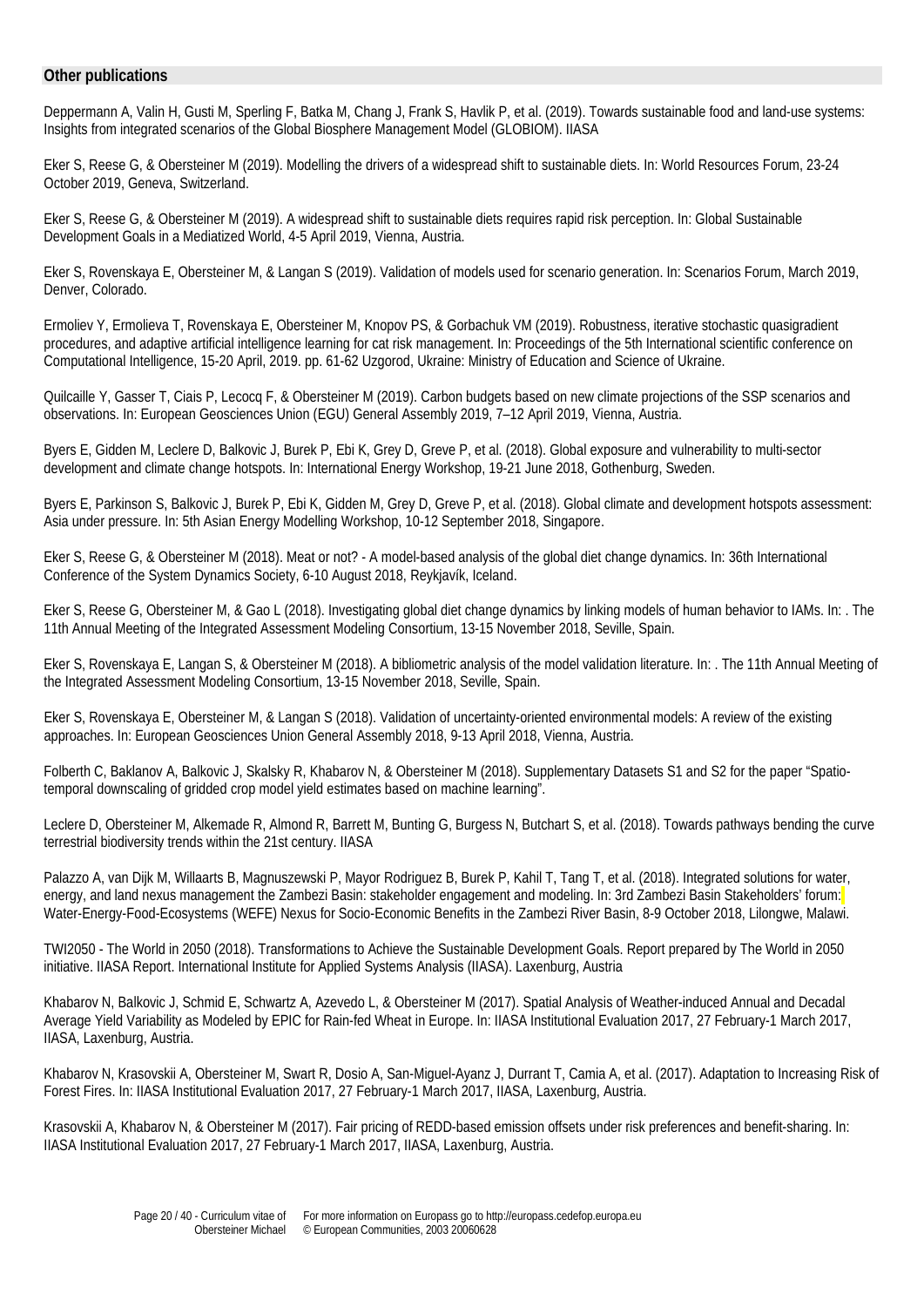**Other publications**

Deppermann A, Valin H, Gusti M, Sperling F, Batka M, Chang J, Frank S, Havlik P, et al. (2019). Towards sustainable food and land-use systems: Insights from integrated scenarios of the Global Biosphere Management Model (GLOBIOM). IIASA

Eker S, Reese G, & Obersteiner M (2019). Modelling the drivers of a widespread shift to sustainable diets. In: World Resources Forum, 23-24 October 2019, Geneva, Switzerland.

Eker S, Reese G, & Obersteiner M (2019). A widespread shift to sustainable diets requires rapid risk perception. In: Global Sustainable Development Goals in a Mediatized World, 4-5 April 2019, Vienna, Austria.

Eker S, Rovenskaya E, Obersteiner M, & Langan S (2019). Validation of models used for scenario generation. In: Scenarios Forum, March 2019, Denver, Colorado.

Ermoliev Y, Ermolieva T, Rovenskaya E, Obersteiner M, Knopov PS, & Gorbachuk VM (2019). Robustness, iterative stochastic quasigradient procedures, and adaptive artificial intelligence learning for cat risk management. In: Proceedings of the 5th International scientific conference on Computational Intelligence, 15-20 April, 2019. pp. 61-62 Uzgorod, Ukraine: Ministry of Education and Science of Ukraine.

Quilcaille Y, Gasser T, Ciais P, Lecocq F, & Obersteiner M (2019). Carbon budgets based on new climate projections of the SSP scenarios and observations. In: European Geosciences Union (EGU) General Assembly 2019, 7–12 April 2019, Vienna, Austria.

Byers E, Gidden M, Leclere D, Balkovic J, Burek P, Ebi K, Grey D, Greve P, et al. (2018). Global exposure and vulnerability to multi-sector development and climate change hotspots. In: International Energy Workshop, 19-21 June 2018, Gothenburg, Sweden.

Byers E, Parkinson S, Balkovic J, Burek P, Ebi K, Gidden M, Grey D, Greve P, et al. (2018). Global climate and development hotspots assessment: Asia under pressure. In: 5th Asian Energy Modelling Workshop, 10-12 September 2018, Singapore.

Eker S, Reese G, & Obersteiner M (2018). Meat or not? - A model-based analysis of the global diet change dynamics. In: 36th International Conference of the System Dynamics Society, 6-10 August 2018, Reykjavík, Iceland.

Eker S, Reese G, Obersteiner M, & Gao L (2018). Investigating global diet change dynamics by linking models of human behavior to IAMs. In: . The 11th Annual Meeting of the Integrated Assessment Modeling Consortium, 13-15 November 2018, Seville, Spain.

Eker S, Rovenskaya E, Langan S, & Obersteiner M (2018). A bibliometric analysis of the model validation literature. In: . The 11th Annual Meeting of the Integrated Assessment Modeling Consortium, 13-15 November 2018, Seville, Spain.

Eker S, Rovenskaya E, Obersteiner M, & Langan S (2018). Validation of uncertainty-oriented environmental models: A review of the existing approaches. In: European Geosciences Union General Assembly 2018, 9-13 April 2018, Vienna, Austria.

Folberth C, Baklanov A, Balkovic J, Skalsky R, Khabarov N, & Obersteiner M (2018). Supplementary Datasets S1 and S2 for the paper "Spatio-temporal downscaling of gridded crop model yield estimates based on machine learning".

Leclere D, Obersteiner M, Alkemade R, Almond R, Barrett M, Bunting G, Burgess N, Butchart S, et al. (2018). Towards pathways bending the curve terrestrial biodiversity trends within the 21st century. IIASA

Palazzo A, van Dijk M, Willaarts B, Magnuszewski P, Mayor Rodriguez B, Burek P, Kahil T, Tang T, et al. (2018). Integrated solutions for water, energy, and land nexus management the Zambezi Basin: stakeholder engagement and modeling. In: 3rd Zambezi Basin Stakeholders' forum: Water-Energy-Food-Ecosystems (WEFE) Nexus for Socio-Economic Benefits in the Zambezi River Basin, 8-9 October 2018, Lilongwe, Malawi.

TWI2050 - The World in 2050 (2018). Transformations to Achieve the Sustainable Development Goals. Report prepared by The World in 2050 initiative. IIASA Report. International Institute for Applied Systems Analysis (IIASA). Laxenburg, Austria

Khabarov N, Balkovic J, Schmid E, Schwartz A, Azevedo L, & Obersteiner M (2017). Spatial Analysis of Weather-induced Annual and Decadal Average Yield Variability as Modeled by EPIC for Rain-fed Wheat in Europe. In: IIASA Institutional Evaluation 2017, 27 February-1 March 2017, IIASA, Laxenburg, Austria.

Khabarov N, Krasovskii A, Obersteiner M, Swart R, Dosio A, San-Miguel-Ayanz J, Durrant T, Camia A, et al. (2017). Adaptation to Increasing Risk of Forest Fires. In: IIASA Institutional Evaluation 2017, 27 February-1 March 2017, IIASA, Laxenburg, Austria.

Krasovskii A, Khabarov N, & Obersteiner M (2017). Fair pricing of REDD-based emission offsets under risk preferences and benefit-sharing. In: IIASA Institutional Evaluation 2017, 27 February-1 March 2017, IIASA, Laxenburg, Austria.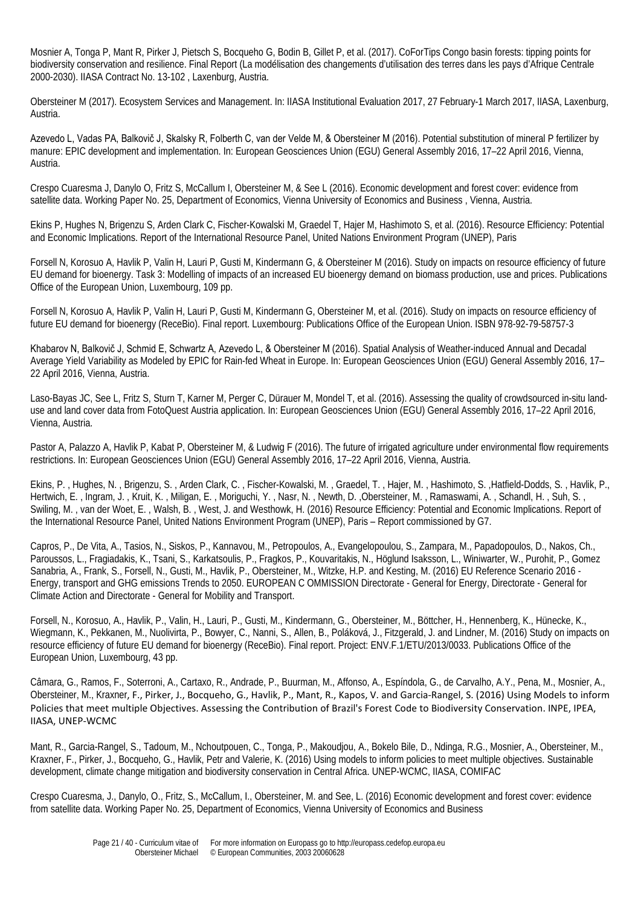Mosnier A, Tonga P, Mant R, Pirker J, Pietsch S, Bocqueho G, Bodin B, Gillet P, et al. (2017). CoForTips Congo basin forests: tipping points for biodiversity conservation and resilience. Final Report (La modélisation des changements d'utilisation des terres dans les pays d'Afrique Centrale 2000-2030). IIASA Contract No. 13-102 , Laxenburg, Austria.

Obersteiner M (2017). Ecosystem Services and Management. In: IIASA Institutional Evaluation 2017, 27 February-1 March 2017, IIASA, Laxenburg, Austria.

Azevedo L, Vadas PA, Balkovič J, Skalsky R, Folberth C, van der Velde M, & Obersteiner M (2016). Potential substitution of mineral P fertilizer by manure: EPIC development and implementation. In: European Geosciences Union (EGU) General Assembly 2016, 17–22 April 2016, Vienna, Austria.

Crespo Cuaresma J, Danylo O, Fritz S, McCallum I, Obersteiner M, & See L (2016). Economic development and forest cover: evidence from satellite data. Working Paper No. 25, Department of Economics, Vienna University of Economics and Business , Vienna, Austria.

Ekins P, Hughes N, Brigenzu S, Arden Clark C, Fischer-Kowalski M, Graedel T, Hajer M, Hashimoto S, et al. (2016). Resource Efficiency: Potential and Economic Implications. Report of the International Resource Panel, United Nations Environment Program (UNEP), Paris

Forsell N, Korosuo A, Havlik P, Valin H, Lauri P, Gusti M, Kindermann G, & Obersteiner M (2016). Study on impacts on resource efficiency of future EU demand for bioenergy. Task 3: Modelling of impacts of an increased EU bioenergy demand on biomass production, use and prices. Publications Office of the European Union, Luxembourg, 109 pp.

Forsell N, Korosuo A, Havlik P, Valin H, Lauri P, Gusti M, Kindermann G, Obersteiner M, et al. (2016). Study on impacts on resource efficiency of future EU demand for bioenergy (ReceBio). Final report. Luxembourg: Publications Office of the European Union. ISBN 978-92-79-58757-3

Khabarov N, Balkovič J, Schmid E, Schwartz A, Azevedo L, & Obersteiner M (2016). Spatial Analysis of Weather-induced Annual and Decadal Average Yield Variability as Modeled by EPIC for Rain-fed Wheat in Europe. In: European Geosciences Union (EGU) General Assembly 2016, 17–22 April 2016, Vienna, Austria.

Laso-Bayas JC, See L, Fritz S, Sturn T, Karner M, Perger C, Dürauer M, Mondel T, et al. (2016). Assessing the quality of crowdsourced in-situ land-use and land cover data from FotoQuest Austria application. In: European Geosciences Union (EGU) General Assembly 2016, 17–22 April 2016, Vienna, Austria.

Pastor A, Palazzo A, Havlik P, Kabat P, Obersteiner M, & Ludwig F (2016). The future of irrigated agriculture under environmental flow requirements restrictions. In: European Geosciences Union (EGU) General Assembly 2016, 17–22 April 2016, Vienna, Austria.

Ekins, P. , Hughes, N. , Brigenzu, S. , Arden Clark, C. , Fischer-Kowalski, M. , Graedel, T. , Hajer, M. , Hashimoto, S. ,Hatfield-Dodds, S. , Havlik, P., Hertwich, E. , Ingram, J. , Kruit, K. , Miligan, E. , Moriguchi, Y. , Nasr, N. , Newth, D. ,Obersteiner, M. , Ramaswami, A. , Schandl, H. , Suh, S. , Swiling, M. , van der Woet, E. , Walsh, B. , West, J. and Westhowk, H. (2016) Resource Efficiency: Potential and Economic Implications. Report of the International Resource Panel, United Nations Environment Program (UNEP), Paris – Report commissioned by G7.

Capros, P., De Vita, A., Tasios, N., Siskos, P., Kannavou, M., Petropoulos, A., Evangelopoulou, S., Zampara, M., Papadopoulos, D., Nakos, Ch., Paroussos, L., Fragiadakis, K., Tsani, S., Karkatsoulis, P., Fragkos, P., Kouvaritakis, N., Höglund Isaksson, L., Winiwarter, W., Purohit, P., Gomez Sanabria, A., Frank, S., Forsell, N., Gusti, M., Havlik, P., Obersteiner, M., Witzke, H.P. and Kesting, M. (2016) EU Reference Scenario 2016 - Energy, transport and GHG emissions Trends to 2050. EUROPEAN C OMMISSION Directorate - General for Energy, Directorate - General for Climate Action and Directorate - General for Mobility and Transport.

Forsell, N., Korosuo, A., Havlik, P., Valin, H., Lauri, P., Gusti, M., Kindermann, G., Obersteiner, M., Böttcher, H., Hennenberg, K., Hünecke, K., Wiegmann, K., Pekkanen, M., Nuolivirta, P., Bowyer, C., Nanni, S., Allen, B., Poláková, J., Fitzgerald, J. and Lindner, M. (2016) Study on impacts on resource efficiency of future EU demand for bioenergy (ReceBio). Final report. Project: ENV.F.1/ETU/2013/0033. Publications Office of the European Union, Luxembourg, 43 pp.

Câmara, G., Ramos, F., Soterroni, A., Cartaxo, R., Andrade, P., Buurman, M., Affonso, A., Espíndola, G., de Carvalho, A.Y., Pena, M., Mosnier, A., Obersteiner, M., Kraxner, F., Pirker, J., Bocqueho, G., Havlik, P., Mant, R., Kapos, V. and Garcia-Rangel, S. (2016) Using Models to inform Policies that meet multiple Objectives. Assessing the Contribution of Brazil's Forest Code to Biodiversity Conservation. INPE, IPEA, IIASA, UNEP-WCMC

Mant, R., Garcia-Rangel, S., Tadoum, M., Nchoutpouen, C., Tonga, P., Makoudjou, A., Bokelo Bile, D., Ndinga, R.G., Mosnier, A., Obersteiner, M., Kraxner, F., Pirker, J., Bocqueho, G., Havlik, Petr and Valerie, K. (2016) Using models to inform policies to meet multiple objectives. Sustainable development, climate change mitigation and biodiversity conservation in Central Africa. UNEP-WCMC, IIASA, COMIFAC

Crespo Cuaresma, J., Danylo, O., Fritz, S., McCallum, I., Obersteiner, M. and See, L. (2016) Economic development and forest cover: evidence from satellite data. Working Paper No. 25, Department of Economics, Vienna University of Economics and Business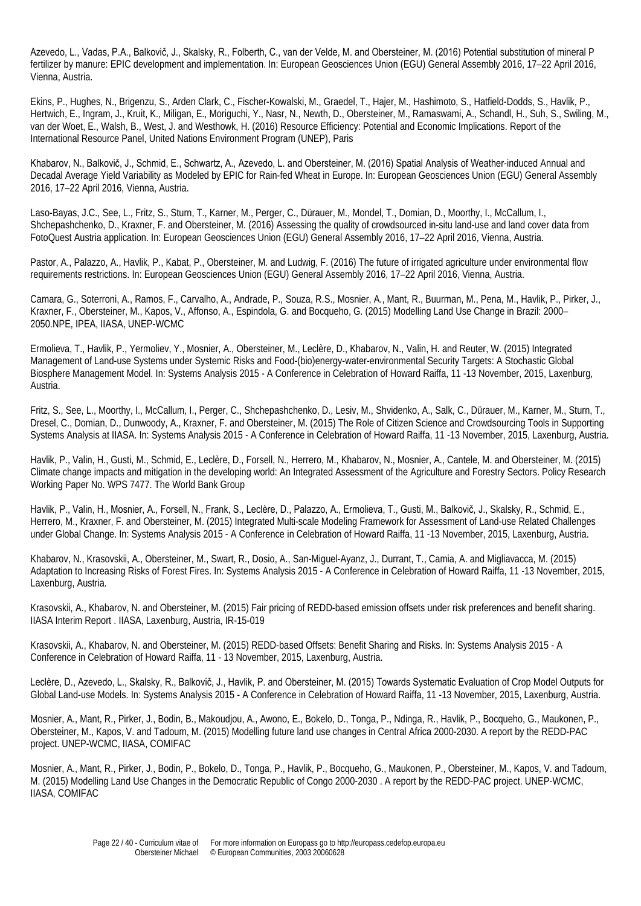Azevedo, L., Vadas, P.A., Balkovič, J., Skalsky, R., Folberth, C., van der Velde, M. and Obersteiner, M. (2016) Potential substitution of mineral P fertilizer by manure: EPIC development and implementation. In: European Geosciences Union (EGU) General Assembly 2016, 17–22 April 2016, Vienna, Austria.

Ekins, P., Hughes, N., Brigenzu, S., Arden Clark, C., Fischer-Kowalski, M., Graedel, T., Hajer, M., Hashimoto, S., Hatfield-Dodds, S., Havlik, P., Hertwich, E., Ingram, J., Kruit, K., Miligan, E., Moriguchi, Y., Nasr, N., Newth, D., Obersteiner, M., Ramaswami, A., Schandl, H., Suh, S., Swiling, M., van der Woet, E., Walsh, B., West, J. and Westhowk, H. (2016) Resource Efficiency: Potential and Economic Implications. Report of the International Resource Panel, United Nations Environment Program (UNEP), Paris

Khabarov, N., Balkovič, J., Schmid, E., Schwartz, A., Azevedo, L. and Obersteiner, M. (2016) Spatial Analysis of Weather-induced Annual and Decadal Average Yield Variability as Modeled by EPIC for Rain-fed Wheat in Europe. In: European Geosciences Union (EGU) General Assembly 2016, 17–22 April 2016, Vienna, Austria.

Laso-Bayas, J.C., See, L., Fritz, S., Sturn, T., Karner, M., Perger, C., Dürauer, M., Mondel, T., Domian, D., Moorthy, I., McCallum, I., Shchepashchenko, D., Kraxner, F. and Obersteiner, M. (2016) Assessing the quality of crowdsourced in-situ land-use and land cover data from FotoQuest Austria application. In: European Geosciences Union (EGU) General Assembly 2016, 17–22 April 2016, Vienna, Austria.

Pastor, A., Palazzo, A., Havlik, P., Kabat, P., Obersteiner, M. and Ludwig, F. (2016) The future of irrigated agriculture under environmental flow requirements restrictions. In: European Geosciences Union (EGU) General Assembly 2016, 17–22 April 2016, Vienna, Austria.

Camara, G., Soterroni, A., Ramos, F., Carvalho, A., Andrade, P., Souza, R.S., Mosnier, A., Mant, R., Buurman, M., Pena, M., Havlik, P., Pirker, J., Kraxner, F., Obersteiner, M., Kapos, V., Affonso, A., Espindola, G. and Bocqueho, G. (2015) Modelling Land Use Change in Brazil: 2000–2050.NPE, IPEA, IIASA, UNEP-WCMC

Ermolieva, T., Havlik, P., Yermoliev, Y., Mosnier, A., Obersteiner, M., Leclère, D., Khabarov, N., Valin, H. and Reuter, W. (2015) Integrated Management of Land-use Systems under Systemic Risks and Food-(bio)energy-water-environmental Security Targets: A Stochastic Global Biosphere Management Model. In: Systems Analysis 2015 - A Conference in Celebration of Howard Raiffa, 11 -13 November, 2015, Laxenburg, Austria.

Fritz, S., See, L., Moorthy, I., McCallum, I., Perger, C., Shchepashchenko, D., Lesiv, M., Shvidenko, A., Salk, C., Dürauer, M., Karner, M., Sturn, T., Dresel, C., Domian, D., Dunwoody, A., Kraxner, F. and Obersteiner, M. (2015) The Role of Citizen Science and Crowdsourcing Tools in Supporting Systems Analysis at IIASA. In: Systems Analysis 2015 - A Conference in Celebration of Howard Raiffa, 11 -13 November, 2015, Laxenburg, Austria.

Havlik, P., Valin, H., Gusti, M., Schmid, E., Leclère, D., Forsell, N., Herrero, M., Khabarov, N., Mosnier, A., Cantele, M. and Obersteiner, M. (2015) Climate change impacts and mitigation in the developing world: An Integrated Assessment of the Agriculture and Forestry Sectors. Policy Research Working Paper No. WPS 7477. The World Bank Group

Havlik, P., Valin, H., Mosnier, A., Forsell, N., Frank, S., Leclère, D., Palazzo, A., Ermolieva, T., Gusti, M., Balkovič, J., Skalsky, R., Schmid, E., Herrero, M., Kraxner, F. and Obersteiner, M. (2015) Integrated Multi-scale Modeling Framework for Assessment of Land-use Related Challenges under Global Change. In: Systems Analysis 2015 - A Conference in Celebration of Howard Raiffa, 11 -13 November, 2015, Laxenburg, Austria.

Khabarov, N., Krasovskii, A., Obersteiner, M., Swart, R., Dosio, A., San-Miguel-Ayanz, J., Durrant, T., Camia, A. and Migliavacca, M. (2015) Adaptation to Increasing Risks of Forest Fires. In: Systems Analysis 2015 - A Conference in Celebration of Howard Raiffa, 11 -13 November, 2015, Laxenburg, Austria.

Krasovskii, A., Khabarov, N. and Obersteiner, M. (2015) Fair pricing of REDD-based emission offsets under risk preferences and benefit sharing. IIASA Interim Report . IIASA, Laxenburg, Austria, IR-15-019

Krasovskii, A., Khabarov, N. and Obersteiner, M. (2015) REDD-based Offsets: Benefit Sharing and Risks. In: Systems Analysis 2015 - A Conference in Celebration of Howard Raiffa, 11 - 13 November, 2015, Laxenburg, Austria.

Leclère, D., Azevedo, L., Skalsky, R., Balkovič, J., Havlik, P. and Obersteiner, M. (2015) Towards Systematic Evaluation of Crop Model Outputs for Global Land-use Models. In: Systems Analysis 2015 - A Conference in Celebration of Howard Raiffa, 11 -13 November, 2015, Laxenburg, Austria.

Mosnier, A., Mant, R., Pirker, J., Bodin, B., Makoudjou, A., Awono, E., Bokelo, D., Tonga, P., Ndinga, R., Havlik, P., Bocqueho, G., Maukonen, P., Obersteiner, M., Kapos, V. and Tadoum, M. (2015) Modelling future land use changes in Central Africa 2000-2030. A report by the REDD-PAC project. UNEP-WCMC, IIASA, COMIFAC

Mosnier, A., Mant, R., Pirker, J., Bodin, P., Bokelo, D., Tonga, P., Havlik, P., Bocqueho, G., Maukonen, P., Obersteiner, M., Kapos, V. and Tadoum, M. (2015) Modelling Land Use Changes in the Democratic Republic of Congo 2000-2030 . A report by the REDD-PAC project. UNEP-WCMC, IIASA, COMIFAC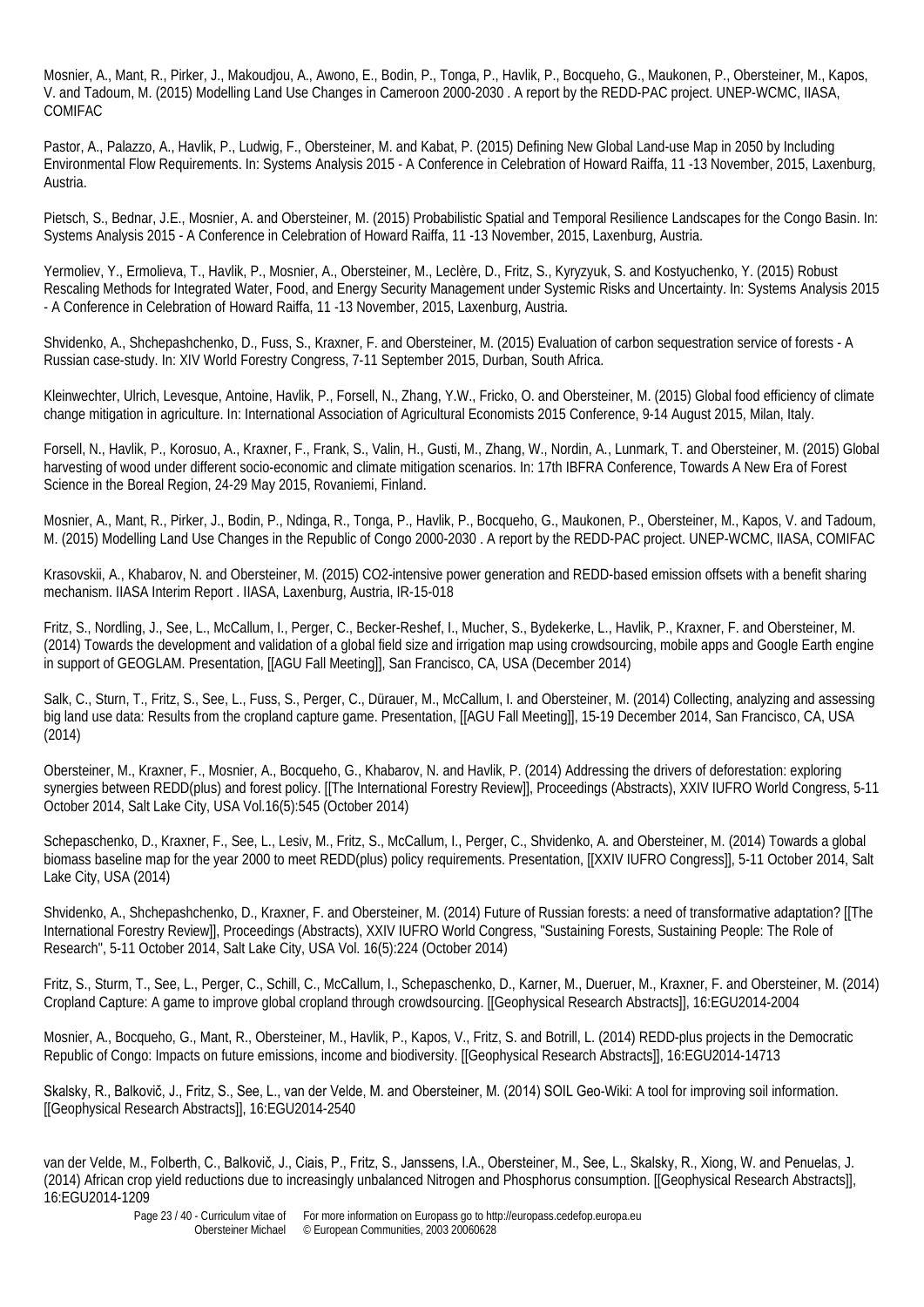Mosnier, A., Mant, R., Pirker, J., Makoudjou, A., Awono, E., Bodin, P., Tonga, P., Havlik, P., Bocqueho, G., Maukonen, P., Obersteiner, M., Kapos, V. and Tadoum, M. (2015) Modelling Land Use Changes in Cameroon 2000-2030 . A report by the REDD-PAC project. UNEP-WCMC, IIASA, COMIFAC

Pastor, A., Palazzo, A., Havlik, P., Ludwig, F., Obersteiner, M. and Kabat, P. (2015) Defining New Global Land-use Map in 2050 by Including Environmental Flow Requirements. In: Systems Analysis 2015 - A Conference in Celebration of Howard Raiffa, 11 -13 November, 2015, Laxenburg, Austria.

Pietsch, S., Bednar, J.E., Mosnier, A. and Obersteiner, M. (2015) Probabilistic Spatial and Temporal Resilience Landscapes for the Congo Basin. In: Systems Analysis 2015 - A Conference in Celebration of Howard Raiffa, 11 -13 November, 2015, Laxenburg, Austria.

Yermoliev, Y., Ermolieva, T., Havlik, P., Mosnier, A., Obersteiner, M., Leclère, D., Fritz, S., Kyryzyuk, S. and Kostyuchenko, Y. (2015) Robust Rescaling Methods for Integrated Water, Food, and Energy Security Management under Systemic Risks and Uncertainty. In: Systems Analysis 2015 - A Conference in Celebration of Howard Raiffa, 11 -13 November, 2015, Laxenburg, Austria.

Shvidenko, A., Shchepashchenko, D., Fuss, S., Kraxner, F. and Obersteiner, M. (2015) Evaluation of carbon sequestration service of forests - A Russian case-study. In: XIV World Forestry Congress, 7-11 September 2015, Durban, South Africa.

Kleinwechter, Ulrich, Levesque, Antoine, Havlik, P., Forsell, N., Zhang, Y.W., Fricko, O. and Obersteiner, M. (2015) Global food efficiency of climate change mitigation in agriculture. In: International Association of Agricultural Economists 2015 Conference, 9-14 August 2015, Milan, Italy.

Forsell, N., Havlik, P., Korosuo, A., Kraxner, F., Frank, S., Valin, H., Gusti, M., Zhang, W., Nordin, A., Lunmark, T. and Obersteiner, M. (2015) Global harvesting of wood under different socio-economic and climate mitigation scenarios. In: 17th IBFRA Conference, Towards A New Era of Forest Science in the Boreal Region, 24-29 May 2015, Rovaniemi, Finland.

Mosnier, A., Mant, R., Pirker, J., Bodin, P., Ndinga, R., Tonga, P., Havlik, P., Bocqueho, G., Maukonen, P., Obersteiner, M., Kapos, V. and Tadoum, M. (2015) Modelling Land Use Changes in the Republic of Congo 2000-2030 . A report by the REDD-PAC project. UNEP-WCMC, IIASA, COMIFAC

Krasovskii, A., Khabarov, N. and Obersteiner, M. (2015) CO2-intensive power generation and REDD-based emission offsets with a benefit sharing mechanism. IIASA Interim Report . IIASA, Laxenburg, Austria, IR-15-018

Fritz, S., Nordling, J., See, L., McCallum, I., Perger, C., Becker-Reshef, I., Mucher, S., Bydekerke, L., Havlik, P., Kraxner, F. and Obersteiner, M. (2014) Towards the development and validation of a global field size and irrigation map using crowdsourcing, mobile apps and Google Earth engine in support of GEOGLAM. Presentation, [[AGU Fall Meeting]], San Francisco, CA, USA (December 2014)

Salk, C., Sturn, T., Fritz, S., See, L., Fuss, S., Perger, C., Dürauer, M., McCallum, I. and Obersteiner, M. (2014) Collecting, analyzing and assessing big land use data: Results from the cropland capture game. Presentation, [[AGU Fall Meeting]], 15-19 December 2014, San Francisco, CA, USA (2014)

Obersteiner, M., Kraxner, F., Mosnier, A., Bocqueho, G., Khabarov, N. and Havlik, P. (2014) Addressing the drivers of deforestation: exploring synergies between REDD(plus) and forest policy. [[The International Forestry Review]], Proceedings (Abstracts), XXIV IUFRO World Congress, 5-11 October 2014, Salt Lake City, USA Vol.16(5):545 (October 2014)

Schepaschenko, D., Kraxner, F., See, L., Lesiv, M., Fritz, S., McCallum, I., Perger, C., Shvidenko, A. and Obersteiner, M. (2014) Towards a global biomass baseline map for the year 2000 to meet REDD(plus) policy requirements. Presentation, [[XXIV IUFRO Congress]], 5-11 October 2014, Salt Lake City, USA (2014)

Shvidenko, A., Shchepashchenko, D., Kraxner, F. and Obersteiner, M. (2014) Future of Russian forests: a need of transformative adaptation? [[The International Forestry Review]], Proceedings (Abstracts), XXIV IUFRO World Congress, "Sustaining Forests, Sustaining People: The Role of Research", 5-11 October 2014, Salt Lake City, USA Vol. 16(5):224 (October 2014)

Fritz, S., Sturm, T., See, L., Perger, C., Schill, C., McCallum, I., Schepaschenko, D., Karner, M., Dueruer, M., Kraxner, F. and Obersteiner, M. (2014) Cropland Capture: A game to improve global cropland through crowdsourcing. [[Geophysical Research Abstracts]], 16:EGU2014-2004

Mosnier, A., Bocqueho, G., Mant, R., Obersteiner, M., Havlik, P., Kapos, V., Fritz, S. and Botrill, L. (2014) REDD-plus projects in the Democratic Republic of Congo: Impacts on future emissions, income and biodiversity. [[Geophysical Research Abstracts]], 16:EGU2014-14713

Skalsky, R., Balkovič, J., Fritz, S., See, L., van der Velde, M. and Obersteiner, M. (2014) SOIL Geo-Wiki: A tool for improving soil information. [[Geophysical Research Abstracts]], 16:EGU2014-2540

van der Velde, M., Folberth, C., Balkovič, J., Ciais, P., Fritz, S., Janssens, I.A., Obersteiner, M., See, L., Skalsky, R., Xiong, W. and Penuelas, J. (2014) African crop yield reductions due to increasingly unbalanced Nitrogen and Phosphorus consumption. [[Geophysical Research Abstracts]], 16:EGU2014-1209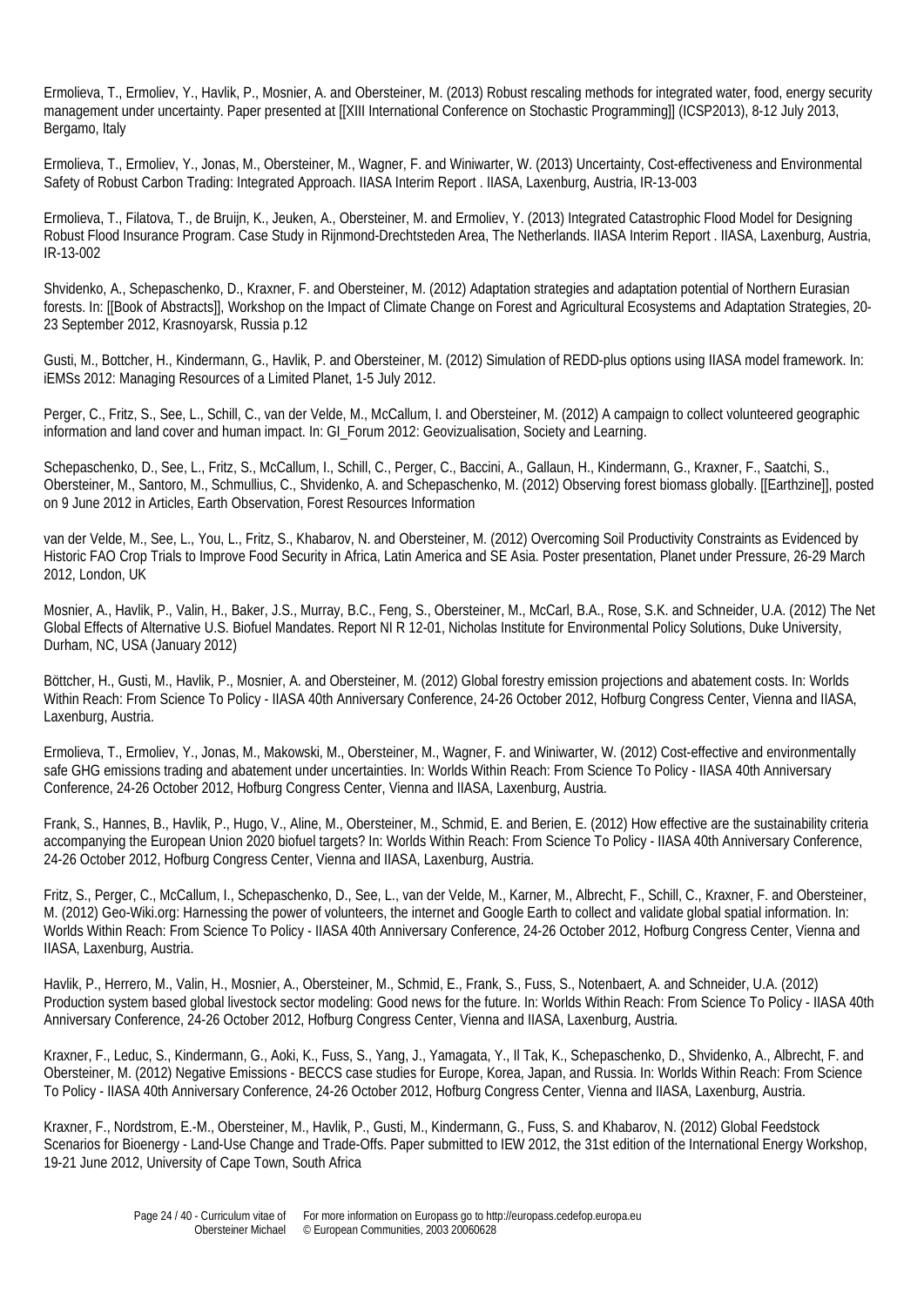Ermolieva, T., Ermoliev, Y., Havlik, P., Mosnier, A. and Obersteiner, M. (2013) Robust rescaling methods for integrated water, food, energy security management under uncertainty. Paper presented at [[XIII International Conference on Stochastic Programming]] (ICSP2013), 8-12 July 2013, Bergamo, Italy

Ermolieva, T., Ermoliev, Y., Jonas, M., Obersteiner, M., Wagner, F. and Winiwarter, W. (2013) Uncertainty, Cost-effectiveness and Environmental Safety of Robust Carbon Trading: Integrated Approach. IIASA Interim Report . IIASA, Laxenburg, Austria, IR-13-003

Ermolieva, T., Filatova, T., de Bruijn, K., Jeuken, A., Obersteiner, M. and Ermoliev, Y. (2013) Integrated Catastrophic Flood Model for Designing Robust Flood Insurance Program. Case Study in Rijnmond-Drechtsteden Area, The Netherlands. IIASA Interim Report . IIASA, Laxenburg, Austria, IR-13-002

Shvidenko, A., Schepaschenko, D., Kraxner, F. and Obersteiner, M. (2012) Adaptation strategies and adaptation potential of Northern Eurasian forests. In: [[Book of Abstracts]], Workshop on the Impact of Climate Change on Forest and Agricultural Ecosystems and Adaptation Strategies, 20-23 September 2012, Krasnoyarsk, Russia p.12

Gusti, M., Bottcher, H., Kindermann, G., Havlik, P. and Obersteiner, M. (2012) Simulation of REDD-plus options using IIASA model framework. In: iEMSs 2012: Managing Resources of a Limited Planet, 1-5 July 2012.

Perger, C., Fritz, S., See, L., Schill, C., van der Velde, M., McCallum, I. and Obersteiner, M. (2012) A campaign to collect volunteered geographic information and land cover and human impact. In: GI_Forum 2012: Geovizualisation, Society and Learning.

Schepaschenko, D., See, L., Fritz, S., McCallum, I., Schill, C., Perger, C., Baccini, A., Gallaun, H., Kindermann, G., Kraxner, F., Saatchi, S., Obersteiner, M., Santoro, M., Schmullius, C., Shvidenko, A. and Schepaschenko, M. (2012) Observing forest biomass globally. [[Earthzine]], posted on 9 June 2012 in Articles, Earth Observation, Forest Resources Information

van der Velde, M., See, L., You, L., Fritz, S., Khabarov, N. and Obersteiner, M. (2012) Overcoming Soil Productivity Constraints as Evidenced by Historic FAO Crop Trials to Improve Food Security in Africa, Latin America and SE Asia. Poster presentation, Planet under Pressure, 26-29 March 2012, London, UK

Mosnier, A., Havlik, P., Valin, H., Baker, J.S., Murray, B.C., Feng, S., Obersteiner, M., McCarl, B.A., Rose, S.K. and Schneider, U.A. (2012) The Net Global Effects of Alternative U.S. Biofuel Mandates. Report NI R 12-01, Nicholas Institute for Environmental Policy Solutions, Duke University, Durham, NC, USA (January 2012)

Böttcher, H., Gusti, M., Havlik, P., Mosnier, A. and Obersteiner, M. (2012) Global forestry emission projections and abatement costs. In: Worlds Within Reach: From Science To Policy - IIASA 40th Anniversary Conference, 24-26 October 2012, Hofburg Congress Center, Vienna and IIASA, Laxenburg, Austria.

Ermolieva, T., Ermoliev, Y., Jonas, M., Makowski, M., Obersteiner, M., Wagner, F. and Winiwarter, W. (2012) Cost-effective and environmentally safe GHG emissions trading and abatement under uncertainties. In: Worlds Within Reach: From Science To Policy - IIASA 40th Anniversary Conference, 24-26 October 2012, Hofburg Congress Center, Vienna and IIASA, Laxenburg, Austria.

Frank, S., Hannes, B., Havlik, P., Hugo, V., Aline, M., Obersteiner, M., Schmid, E. and Berien, E. (2012) How effective are the sustainability criteria accompanying the European Union 2020 biofuel targets? In: Worlds Within Reach: From Science To Policy - IIASA 40th Anniversary Conference, 24-26 October 2012, Hofburg Congress Center, Vienna and IIASA, Laxenburg, Austria.

Fritz, S., Perger, C., McCallum, I., Schepaschenko, D., See, L., van der Velde, M., Karner, M., Albrecht, F., Schill, C., Kraxner, F. and Obersteiner, M. (2012) Geo-Wiki.org: Harnessing the power of volunteers, the internet and Google Earth to collect and validate global spatial information. In: Worlds Within Reach: From Science To Policy - IIASA 40th Anniversary Conference, 24-26 October 2012, Hofburg Congress Center, Vienna and IIASA, Laxenburg, Austria.

Havlik, P., Herrero, M., Valin, H., Mosnier, A., Obersteiner, M., Schmid, E., Frank, S., Fuss, S., Notenbaert, A. and Schneider, U.A. (2012) Production system based global livestock sector modeling: Good news for the future. In: Worlds Within Reach: From Science To Policy - IIASA 40th Anniversary Conference, 24-26 October 2012, Hofburg Congress Center, Vienna and IIASA, Laxenburg, Austria.

Kraxner, F., Leduc, S., Kindermann, G., Aoki, K., Fuss, S., Yang, J., Yamagata, Y., Il Tak, K., Schepaschenko, D., Shvidenko, A., Albrecht, F. and Obersteiner, M. (2012) Negative Emissions - BECCS case studies for Europe, Korea, Japan, and Russia. In: Worlds Within Reach: From Science To Policy - IIASA 40th Anniversary Conference, 24-26 October 2012, Hofburg Congress Center, Vienna and IIASA, Laxenburg, Austria.

Kraxner, F., Nordstrom, E.-M., Obersteiner, M., Havlik, P., Gusti, M., Kindermann, G., Fuss, S. and Khabarov, N. (2012) Global Feedstock Scenarios for Bioenergy - Land-Use Change and Trade-Offs. Paper submitted to IEW 2012, the 31st edition of the International Energy Workshop, 19-21 June 2012, University of Cape Town, South Africa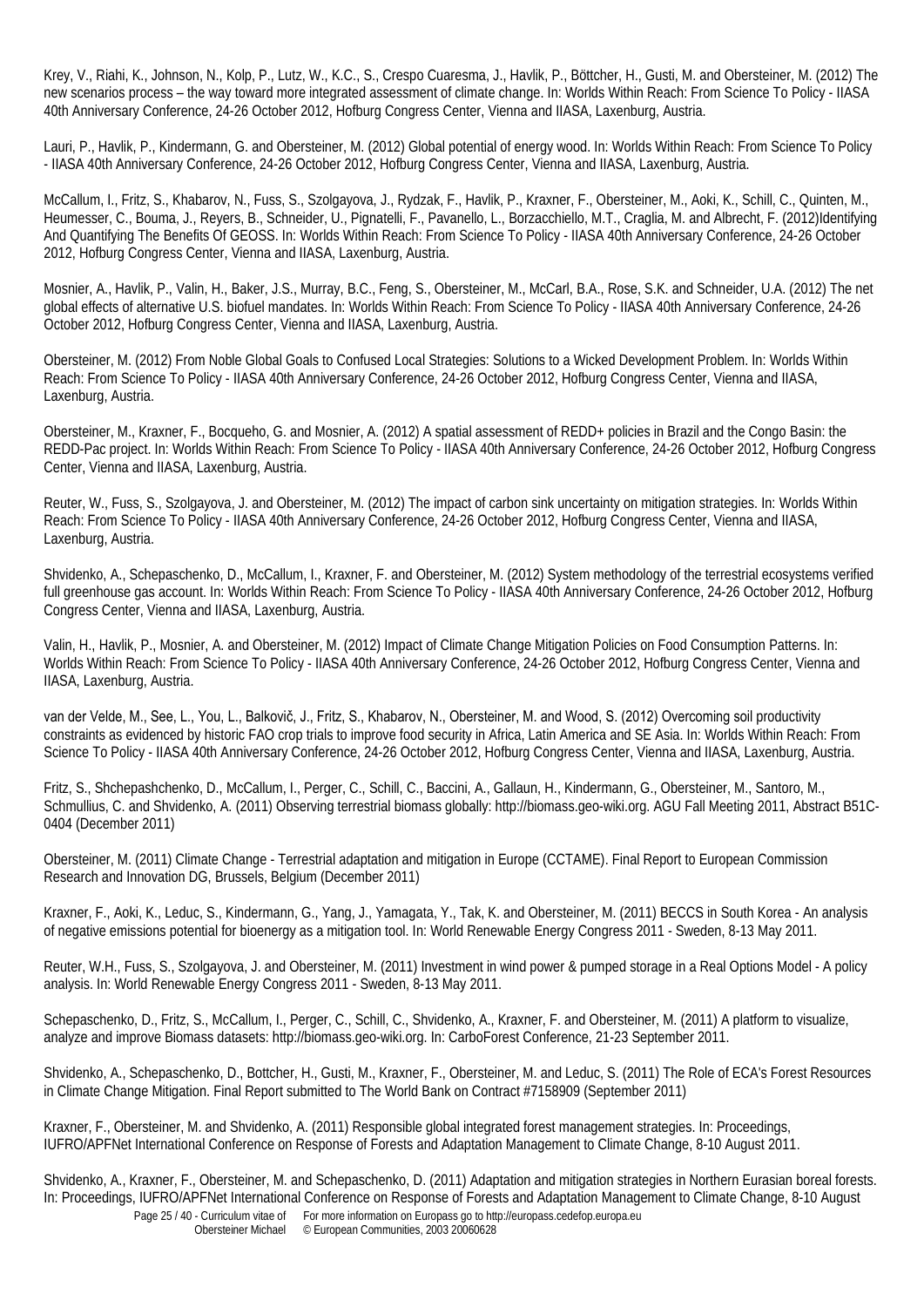Krey, V., Riahi, K., Johnson, N., Kolp, P., Lutz, W., K.C., S., Crespo Cuaresma, J., Havlik, P., Böttcher, H., Gusti, M. and Obersteiner, M. (2012) The new scenarios process – the way toward more integrated assessment of climate change. In: Worlds Within Reach: From Science To Policy - IIASA 40th Anniversary Conference, 24-26 October 2012, Hofburg Congress Center, Vienna and IIASA, Laxenburg, Austria.

Lauri, P., Havlik, P., Kindermann, G. and Obersteiner, M. (2012) Global potential of energy wood. In: Worlds Within Reach: From Science To Policy - IIASA 40th Anniversary Conference, 24-26 October 2012, Hofburg Congress Center, Vienna and IIASA, Laxenburg, Austria.

McCallum, I., Fritz, S., Khabarov, N., Fuss, S., Szolgayova, J., Rydzak, F., Havlik, P., Kraxner, F., Obersteiner, M., Aoki, K., Schill, C., Quinten, M., Heumesser, C., Bouma, J., Reyers, B., Schneider, U., Pignatelli, F., Pavanello, L., Borzacchiello, M.T., Craglia, M. and Albrecht, F. (2012)Identifying And Quantifying The Benefits Of GEOSS. In: Worlds Within Reach: From Science To Policy - IIASA 40th Anniversary Conference, 24-26 October 2012, Hofburg Congress Center, Vienna and IIASA, Laxenburg, Austria.

Mosnier, A., Havlik, P., Valin, H., Baker, J.S., Murray, B.C., Feng, S., Obersteiner, M., McCarl, B.A., Rose, S.K. and Schneider, U.A. (2012) The net global effects of alternative U.S. biofuel mandates. In: Worlds Within Reach: From Science To Policy - IIASA 40th Anniversary Conference, 24-26 October 2012, Hofburg Congress Center, Vienna and IIASA, Laxenburg, Austria.

Obersteiner, M. (2012) From Noble Global Goals to Confused Local Strategies: Solutions to a Wicked Development Problem. In: Worlds Within Reach: From Science To Policy - IIASA 40th Anniversary Conference, 24-26 October 2012, Hofburg Congress Center, Vienna and IIASA, Laxenburg, Austria.

Obersteiner, M., Kraxner, F., Bocqueho, G. and Mosnier, A. (2012) A spatial assessment of REDD+ policies in Brazil and the Congo Basin: the REDD-Pac project. In: Worlds Within Reach: From Science To Policy - IIASA 40th Anniversary Conference, 24-26 October 2012, Hofburg Congress Center, Vienna and IIASA, Laxenburg, Austria.

Reuter, W., Fuss, S., Szolgayova, J. and Obersteiner, M. (2012) The impact of carbon sink uncertainty on mitigation strategies. In: Worlds Within Reach: From Science To Policy - IIASA 40th Anniversary Conference, 24-26 October 2012, Hofburg Congress Center, Vienna and IIASA, Laxenburg, Austria.

Shvidenko, A., Schepaschenko, D., McCallum, I., Kraxner, F. and Obersteiner, M. (2012) System methodology of the terrestrial ecosystems verified full greenhouse gas account. In: Worlds Within Reach: From Science To Policy - IIASA 40th Anniversary Conference, 24-26 October 2012, Hofburg Congress Center, Vienna and IIASA, Laxenburg, Austria.

Valin, H., Havlik, P., Mosnier, A. and Obersteiner, M. (2012) Impact of Climate Change Mitigation Policies on Food Consumption Patterns. In: Worlds Within Reach: From Science To Policy - IIASA 40th Anniversary Conference, 24-26 October 2012, Hofburg Congress Center, Vienna and IIASA, Laxenburg, Austria.

van der Velde, M., See, L., You, L., Balkovič, J., Fritz, S., Khabarov, N., Obersteiner, M. and Wood, S. (2012) Overcoming soil productivity constraints as evidenced by historic FAO crop trials to improve food security in Africa, Latin America and SE Asia. In: Worlds Within Reach: From Science To Policy - IIASA 40th Anniversary Conference, 24-26 October 2012, Hofburg Congress Center, Vienna and IIASA, Laxenburg, Austria.

Fritz, S., Shchepashchenko, D., McCallum, I., Perger, C., Schill, C., Baccini, A., Gallaun, H., Kindermann, G., Obersteiner, M., Santoro, M., Schmullius, C. and Shvidenko, A. (2011) Observing terrestrial biomass globally: http://biomass.geo-wiki.org. AGU Fall Meeting 2011, Abstract B51C-0404 (December 2011)

Obersteiner, M. (2011) Climate Change - Terrestrial adaptation and mitigation in Europe (CCTAME). Final Report to European Commission Research and Innovation DG, Brussels, Belgium (December 2011)

Kraxner, F., Aoki, K., Leduc, S., Kindermann, G., Yang, J., Yamagata, Y., Tak, K. and Obersteiner, M. (2011) BECCS in South Korea - An analysis of negative emissions potential for bioenergy as a mitigation tool. In: World Renewable Energy Congress 2011 - Sweden, 8-13 May 2011.

Reuter, W.H., Fuss, S., Szolgayova, J. and Obersteiner, M. (2011) Investment in wind power & pumped storage in a Real Options Model - A policy analysis. In: World Renewable Energy Congress 2011 - Sweden, 8-13 May 2011.

Schepaschenko, D., Fritz, S., McCallum, I., Perger, C., Schill, C., Shvidenko, A., Kraxner, F. and Obersteiner, M. (2011) A platform to visualize, analyze and improve Biomass datasets: http://biomass.geo-wiki.org. In: CarboForest Conference, 21-23 September 2011.

Shvidenko, A., Schepaschenko, D., Bottcher, H., Gusti, M., Kraxner, F., Obersteiner, M. and Leduc, S. (2011) The Role of ECA's Forest Resources in Climate Change Mitigation. Final Report submitted to The World Bank on Contract #7158909 (September 2011)

Kraxner, F., Obersteiner, M. and Shvidenko, A. (2011) Responsible global integrated forest management strategies. In: Proceedings, IUFRO/APFNet International Conference on Response of Forests and Adaptation Management to Climate Change, 8-10 August 2011.

Shvidenko, A., Kraxner, F., Obersteiner, M. and Schepaschenko, D. (2011) Adaptation and mitigation strategies in Northern Eurasian boreal forests. In: Proceedings, IUFRO/APFNet International Conference on Response of Forests and Adaptation Management to Climate Change, 8-10 August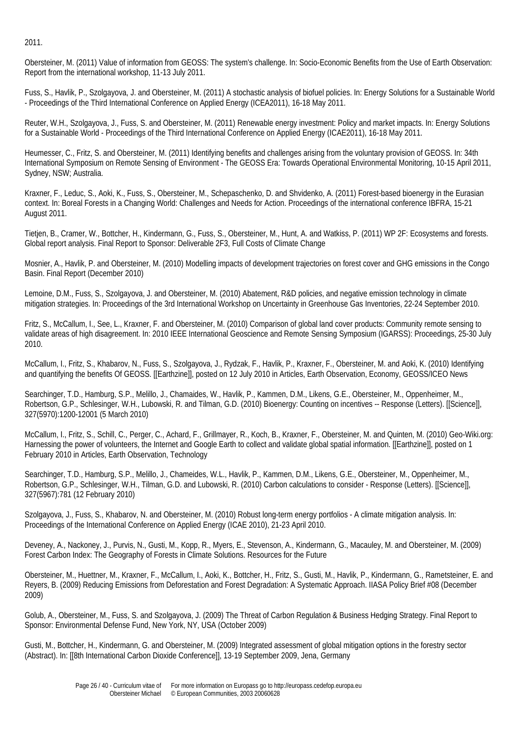2011.

Obersteiner, M. (2011) Value of information from GEOSS: The system's challenge. In: Socio-Economic Benefits from the Use of Earth Observation: Report from the international workshop, 11-13 July 2011.

Fuss, S., Havlik, P., Szolgayova, J. and Obersteiner, M. (2011) A stochastic analysis of biofuel policies. In: Energy Solutions for a Sustainable World - Proceedings of the Third International Conference on Applied Energy (ICEA2011), 16-18 May 2011.

Reuter, W.H., Szolgayova, J., Fuss, S. and Obersteiner, M. (2011) Renewable energy investment: Policy and market impacts. In: Energy Solutions for a Sustainable World - Proceedings of the Third International Conference on Applied Energy (ICAE2011), 16-18 May 2011.

Heumesser, C., Fritz, S. and Obersteiner, M. (2011) Identifying benefits and challenges arising from the voluntary provision of GEOSS. In: 34th International Symposium on Remote Sensing of Environment - The GEOSS Era: Towards Operational Environmental Monitoring, 10-15 April 2011, Sydney, NSW; Australia.

Kraxner, F., Leduc, S., Aoki, K., Fuss, S., Obersteiner, M., Schepaschenko, D. and Shvidenko, A. (2011) Forest-based bioenergy in the Eurasian context. In: Boreal Forests in a Changing World: Challenges and Needs for Action. Proceedings of the international conference IBFRA, 15-21 August 2011.

Tietjen, B., Cramer, W., Bottcher, H., Kindermann, G., Fuss, S., Obersteiner, M., Hunt, A. and Watkiss, P. (2011) WP 2F: Ecosystems and forests. Global report analysis. Final Report to Sponsor: Deliverable 2F3, Full Costs of Climate Change

Mosnier, A., Havlik, P. and Obersteiner, M. (2010) Modelling impacts of development trajectories on forest cover and GHG emissions in the Congo Basin. Final Report (December 2010)

Lemoine, D.M., Fuss, S., Szolgayova, J. and Obersteiner, M. (2010) Abatement, R&D policies, and negative emission technology in climate mitigation strategies. In: Proceedings of the 3rd International Workshop on Uncertainty in Greenhouse Gas Inventories, 22-24 September 2010.

Fritz, S., McCallum, I., See, L., Kraxner, F. and Obersteiner, M. (2010) Comparison of global land cover products: Community remote sensing to validate areas of high disagreement. In: 2010 IEEE International Geoscience and Remote Sensing Symposium (IGARSS): Proceedings, 25-30 July 2010.

McCallum, I., Fritz, S., Khabarov, N., Fuss, S., Szolgayova, J., Rydzak, F., Havlik, P., Kraxner, F., Obersteiner, M. and Aoki, K. (2010) Identifying and quantifying the benefits Of GEOSS. [[Earthzine]], posted on 12 July 2010 in Articles, Earth Observation, Economy, GEOSS/ICEO News

Searchinger, T.D., Hamburg, S.P., Melillo, J., Chamaides, W., Havlik, P., Kammen, D.M., Likens, G.E., Obersteiner, M., Oppenheimer, M., Robertson, G.P., Schlesinger, W.H., Lubowski, R. and Tilman, G.D. (2010) Bioenergy: Counting on incentives -- Response (Letters). [[Science]], 327(5970):1200-12001 (5 March 2010)

McCallum, I., Fritz, S., Schill, C., Perger, C., Achard, F., Grillmayer, R., Koch, B., Kraxner, F., Obersteiner, M. and Quinten, M. (2010) Geo-Wiki.org: Harnessing the power of volunteers, the Internet and Google Earth to collect and validate global spatial information. [[Earthzine]], posted on 1 February 2010 in Articles, Earth Observation, Technology

Searchinger, T.D., Hamburg, S.P., Melillo, J., Chameides, W.L., Havlik, P., Kammen, D.M., Likens, G.E., Obersteiner, M., Oppenheimer, M., Robertson, G.P., Schlesinger, W.H., Tilman, G.D. and Lubowski, R. (2010) Carbon calculations to consider - Response (Letters). [[Science]], 327(5967):781 (12 February 2010)

Szolgayova, J., Fuss, S., Khabarov, N. and Obersteiner, M. (2010) Robust long-term energy portfolios - A climate mitigation analysis. In: Proceedings of the International Conference on Applied Energy (ICAE 2010), 21-23 April 2010.

Deveney, A., Nackoney, J., Purvis, N., Gusti, M., Kopp, R., Myers, E., Stevenson, A., Kindermann, G., Macauley, M. and Obersteiner, M. (2009) Forest Carbon Index: The Geography of Forests in Climate Solutions. Resources for the Future

Obersteiner, M., Huettner, M., Kraxner, F., McCallum, I., Aoki, K., Bottcher, H., Fritz, S., Gusti, M., Havlik, P., Kindermann, G., Rametsteiner, E. and Reyers, B. (2009) Reducing Emissions from Deforestation and Forest Degradation: A Systematic Approach. IIASA Policy Brief #08 (December 2009)

Golub, A., Obersteiner, M., Fuss, S. and Szolgayova, J. (2009) The Threat of Carbon Regulation & Business Hedging Strategy. Final Report to Sponsor: Environmental Defense Fund, New York, NY, USA (October 2009)

Gusti, M., Bottcher, H., Kindermann, G. and Obersteiner, M. (2009) Integrated assessment of global mitigation options in the forestry sector (Abstract). In: [[8th International Carbon Dioxide Conference]], 13-19 September 2009, Jena, Germany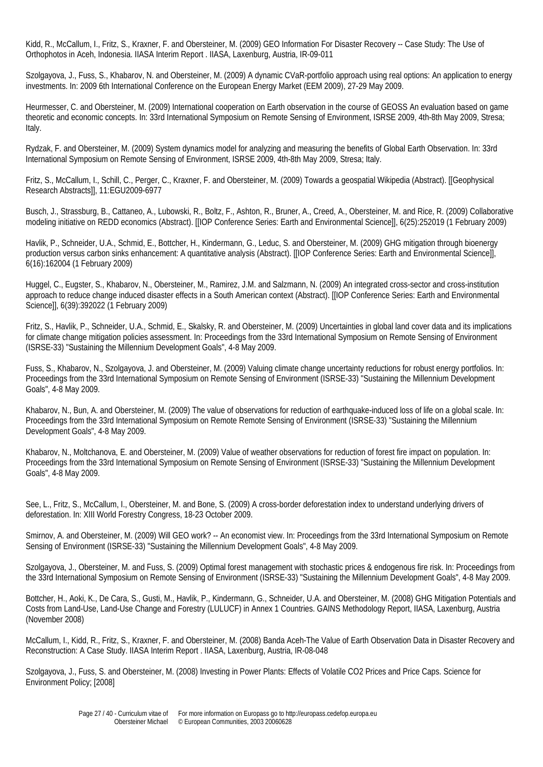Kidd, R., McCallum, I., Fritz, S., Kraxner, F. and Obersteiner, M. (2009) GEO Information For Disaster Recovery -- Case Study: The Use of Orthophotos in Aceh, Indonesia. IIASA Interim Report . IIASA, Laxenburg, Austria, IR-09-011

Szolgayova, J., Fuss, S., Khabarov, N. and Obersteiner, M. (2009) A dynamic CVaR-portfolio approach using real options: An application to energy investments. In: 2009 6th International Conference on the European Energy Market (EEM 2009), 27-29 May 2009.

Heurmesser, C. and Obersteiner, M. (2009) International cooperation on Earth observation in the course of GEOSS An evaluation based on game theoretic and economic concepts. In: 33rd International Symposium on Remote Sensing of Environment, ISRSE 2009, 4th-8th May 2009, Stresa; Italy.

Rydzak, F. and Obersteiner, M. (2009) System dynamics model for analyzing and measuring the benefits of Global Earth Observation. In: 33rd International Symposium on Remote Sensing of Environment, ISRSE 2009, 4th-8th May 2009, Stresa; Italy.

Fritz, S., McCallum, I., Schill, C., Perger, C., Kraxner, F. and Obersteiner, M. (2009) Towards a geospatial Wikipedia (Abstract). [[Geophysical Research Abstracts]], 11:EGU2009-6977

Busch, J., Strassburg, B., Cattaneo, A., Lubowski, R., Boltz, F., Ashton, R., Bruner, A., Creed, A., Obersteiner, M. and Rice, R. (2009) Collaborative modeling initiative on REDD economics (Abstract). [[IOP Conference Series: Earth and Environmental Science]], 6(25):252019 (1 February 2009)

Havlik, P., Schneider, U.A., Schmid, E., Bottcher, H., Kindermann, G., Leduc, S. and Obersteiner, M. (2009) GHG mitigation through bioenergy production versus carbon sinks enhancement: A quantitative analysis (Abstract). [[IOP Conference Series: Earth and Environmental Science]], 6(16):162004 (1 February 2009)

Huggel, C., Eugster, S., Khabarov, N., Obersteiner, M., Ramirez, J.M. and Salzmann, N. (2009) An integrated cross-sector and cross-institution approach to reduce change induced disaster effects in a South American context (Abstract). [[IOP Conference Series: Earth and Environmental Science]], 6(39):392022 (1 February 2009)

Fritz, S., Havlik, P., Schneider, U.A., Schmid, E., Skalsky, R. and Obersteiner, M. (2009) Uncertainties in global land cover data and its implications for climate change mitigation policies assessment. In: Proceedings from the 33rd International Symposium on Remote Sensing of Environment (ISRSE-33) "Sustaining the Millennium Development Goals", 4-8 May 2009.

Fuss, S., Khabarov, N., Szolgayova, J. and Obersteiner, M. (2009) Valuing climate change uncertainty reductions for robust energy portfolios. In: Proceedings from the 33rd International Symposium on Remote Sensing of Environment (ISRSE-33) "Sustaining the Millennium Development Goals", 4-8 May 2009.

Khabarov, N., Bun, A. and Obersteiner, M. (2009) The value of observations for reduction of earthquake-induced loss of life on a global scale. In: Proceedings from the 33rd International Symposium on Remote Remote Sensing of Environment (ISRSE-33) "Sustaining the Millennium Development Goals", 4-8 May 2009.

Khabarov, N., Moltchanova, E. and Obersteiner, M. (2009) Value of weather observations for reduction of forest fire impact on population. In: Proceedings from the 33rd International Symposium on Remote Sensing of Environment (ISRSE-33) "Sustaining the Millennium Development Goals", 4-8 May 2009.

See, L., Fritz, S., McCallum, I., Obersteiner, M. and Bone, S. (2009) A cross-border deforestation index to understand underlying drivers of deforestation. In: XIII World Forestry Congress, 18-23 October 2009.

Smirnov, A. and Obersteiner, M. (2009) Will GEO work? -- An economist view. In: Proceedings from the 33rd International Symposium on Remote Sensing of Environment (ISRSE-33) "Sustaining the Millennium Development Goals", 4-8 May 2009.

Szolgayova, J., Obersteiner, M. and Fuss, S. (2009) Optimal forest management with stochastic prices & endogenous fire risk. In: Proceedings from the 33rd International Symposium on Remote Sensing of Environment (ISRSE-33) "Sustaining the Millennium Development Goals", 4-8 May 2009.

Bottcher, H., Aoki, K., De Cara, S., Gusti, M., Havlik, P., Kindermann, G., Schneider, U.A. and Obersteiner, M. (2008) GHG Mitigation Potentials and Costs from Land-Use, Land-Use Change and Forestry (LULUCF) in Annex 1 Countries. GAINS Methodology Report, IIASA, Laxenburg, Austria (November 2008)

McCallum, I., Kidd, R., Fritz, S., Kraxner, F. and Obersteiner, M. (2008) Banda Aceh-The Value of Earth Observation Data in Disaster Recovery and Reconstruction: A Case Study. IIASA Interim Report . IIASA, Laxenburg, Austria, IR-08-048

Szolgayova, J., Fuss, S. and Obersteiner, M. (2008) Investing in Power Plants: Effects of Volatile CO2 Prices and Price Caps. Science for Environment Policy; [2008]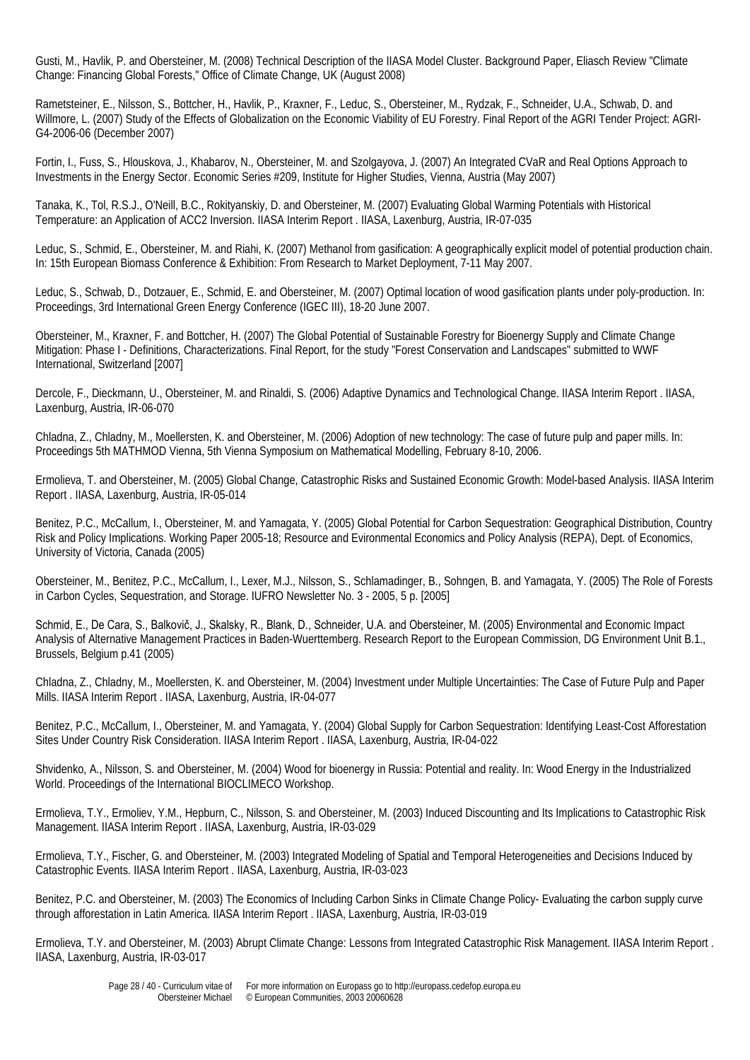Gusti, M., Havlik, P. and Obersteiner, M. (2008) Technical Description of the IIASA Model Cluster. Background Paper, Eliasch Review "Climate Change: Financing Global Forests," Office of Climate Change, UK (August 2008)

Rametsteiner, E., Nilsson, S., Bottcher, H., Havlik, P., Kraxner, F., Leduc, S., Obersteiner, M., Rydzak, F., Schneider, U.A., Schwab, D. and Willmore, L. (2007) Study of the Effects of Globalization on the Economic Viability of EU Forestry. Final Report of the AGRI Tender Project: AGRI-G4-2006-06 (December 2007)

Fortin, I., Fuss, S., Hlouskova, J., Khabarov, N., Obersteiner, M. and Szolgayova, J. (2007) An Integrated CVaR and Real Options Approach to Investments in the Energy Sector. Economic Series #209, Institute for Higher Studies, Vienna, Austria (May 2007)

Tanaka, K., Tol, R.S.J., O'Neill, B.C., Rokityanskiy, D. and Obersteiner, M. (2007) Evaluating Global Warming Potentials with Historical Temperature: an Application of ACC2 Inversion. IIASA Interim Report . IIASA, Laxenburg, Austria, IR-07-035

Leduc, S., Schmid, E., Obersteiner, M. and Riahi, K. (2007) Methanol from gasification: A geographically explicit model of potential production chain. In: 15th European Biomass Conference & Exhibition: From Research to Market Deployment, 7-11 May 2007.

Leduc, S., Schwab, D., Dotzauer, E., Schmid, E. and Obersteiner, M. (2007) Optimal location of wood gasification plants under poly-production. In: Proceedings, 3rd International Green Energy Conference (IGEC III), 18-20 June 2007.

Obersteiner, M., Kraxner, F. and Bottcher, H. (2007) The Global Potential of Sustainable Forestry for Bioenergy Supply and Climate Change Mitigation: Phase I - Definitions, Characterizations. Final Report, for the study "Forest Conservation and Landscapes" submitted to WWF International, Switzerland [2007]

Dercole, F., Dieckmann, U., Obersteiner, M. and Rinaldi, S. (2006) Adaptive Dynamics and Technological Change. IIASA Interim Report . IIASA, Laxenburg, Austria, IR-06-070

Chladna, Z., Chladny, M., Moellersten, K. and Obersteiner, M. (2006) Adoption of new technology: The case of future pulp and paper mills. In: Proceedings 5th MATHMOD Vienna, 5th Vienna Symposium on Mathematical Modelling, February 8-10, 2006.

Ermolieva, T. and Obersteiner, M. (2005) Global Change, Catastrophic Risks and Sustained Economic Growth: Model-based Analysis. IIASA Interim Report . IIASA, Laxenburg, Austria, IR-05-014

Benitez, P.C., McCallum, I., Obersteiner, M. and Yamagata, Y. (2005) Global Potential for Carbon Sequestration: Geographical Distribution, Country Risk and Policy Implications. Working Paper 2005-18; Resource and Evironmental Economics and Policy Analysis (REPA), Dept. of Economics, University of Victoria, Canada (2005)

Obersteiner, M., Benitez, P.C., McCallum, I., Lexer, M.J., Nilsson, S., Schlamadinger, B., Sohngen, B. and Yamagata, Y. (2005) The Role of Forests in Carbon Cycles, Sequestration, and Storage. IUFRO Newsletter No. 3 - 2005, 5 p. [2005]

Schmid, E., De Cara, S., Balkovič, J., Skalsky, R., Blank, D., Schneider, U.A. and Obersteiner, M. (2005) Environmental and Economic Impact Analysis of Alternative Management Practices in Baden-Wuerttemberg. Research Report to the European Commission, DG Environment Unit B.1., Brussels, Belgium p.41 (2005)

Chladna, Z., Chladny, M., Moellersten, K. and Obersteiner, M. (2004) Investment under Multiple Uncertainties: The Case of Future Pulp and Paper Mills. IIASA Interim Report . IIASA, Laxenburg, Austria, IR-04-077

Benitez, P.C., McCallum, I., Obersteiner, M. and Yamagata, Y. (2004) Global Supply for Carbon Sequestration: Identifying Least-Cost Afforestation Sites Under Country Risk Consideration. IIASA Interim Report . IIASA, Laxenburg, Austria, IR-04-022

Shvidenko, A., Nilsson, S. and Obersteiner, M. (2004) Wood for bioenergy in Russia: Potential and reality. In: Wood Energy in the Industrialized World. Proceedings of the International BIOCLIMECO Workshop.

Ermolieva, T.Y., Ermoliev, Y.M., Hepburn, C., Nilsson, S. and Obersteiner, M. (2003) Induced Discounting and Its Implications to Catastrophic Risk Management. IIASA Interim Report . IIASA, Laxenburg, Austria, IR-03-029

Ermolieva, T.Y., Fischer, G. and Obersteiner, M. (2003) Integrated Modeling of Spatial and Temporal Heterogeneities and Decisions Induced by Catastrophic Events. IIASA Interim Report . IIASA, Laxenburg, Austria, IR-03-023

Benitez, P.C. and Obersteiner, M. (2003) The Economics of Including Carbon Sinks in Climate Change Policy- Evaluating the carbon supply curve through afforestation in Latin America. IIASA Interim Report . IIASA, Laxenburg, Austria, IR-03-019

Ermolieva, T.Y. and Obersteiner, M. (2003) Abrupt Climate Change: Lessons from Integrated Catastrophic Risk Management. IIASA Interim Report . IIASA, Laxenburg, Austria, IR-03-017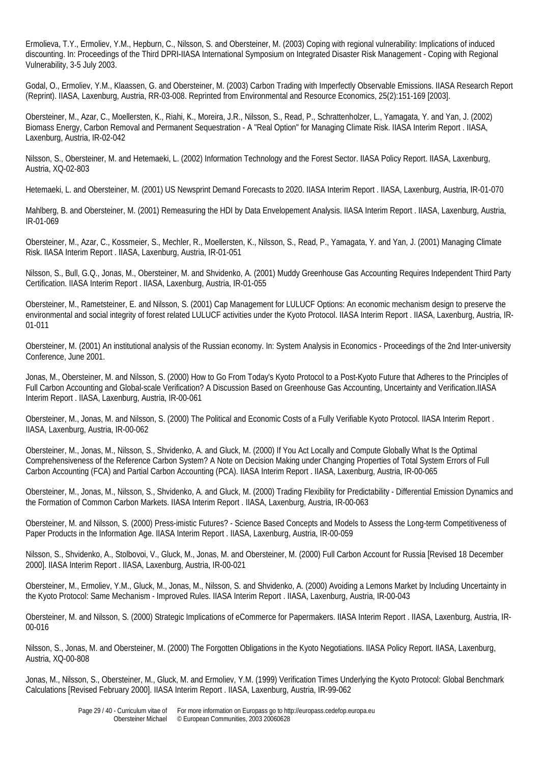Ermolieva, T.Y., Ermoliev, Y.M., Hepburn, C., Nilsson, S. and Obersteiner, M. (2003) Coping with regional vulnerability: Implications of induced discounting. In: Proceedings of the Third DPRI-IIASA International Symposium on Integrated Disaster Risk Management - Coping with Regional Vulnerability, 3-5 July 2003.

Godal, O., Ermoliev, Y.M., Klaassen, G. and Obersteiner, M. (2003) Carbon Trading with Imperfectly Observable Emissions. IIASA Research Report (Reprint). IIASA, Laxenburg, Austria, RR-03-008. Reprinted from Environmental and Resource Economics, 25(2):151-169 [2003].

Obersteiner, M., Azar, C., Moellersten, K., Riahi, K., Moreira, J.R., Nilsson, S., Read, P., Schrattenholzer, L., Yamagata, Y. and Yan, J. (2002) Biomass Energy, Carbon Removal and Permanent Sequestration - A "Real Option" for Managing Climate Risk. IIASA Interim Report . IIASA, Laxenburg, Austria, IR-02-042

Nilsson, S., Obersteiner, M. and Hetemaeki, L. (2002) Information Technology and the Forest Sector. IIASA Policy Report. IIASA, Laxenburg, Austria, XQ-02-803

Hetemaeki, L. and Obersteiner, M. (2001) US Newsprint Demand Forecasts to 2020. IIASA Interim Report . IIASA, Laxenburg, Austria, IR-01-070

Mahlberg, B. and Obersteiner, M. (2001) Remeasuring the HDI by Data Envelopement Analysis. IIASA Interim Report . IIASA, Laxenburg, Austria, IR-01-069

Obersteiner, M., Azar, C., Kossmeier, S., Mechler, R., Moellersten, K., Nilsson, S., Read, P., Yamagata, Y. and Yan, J. (2001) Managing Climate Risk. IIASA Interim Report . IIASA, Laxenburg, Austria, IR-01-051

Nilsson, S., Bull, G.Q., Jonas, M., Obersteiner, M. and Shvidenko, A. (2001) Muddy Greenhouse Gas Accounting Requires Independent Third Party Certification. IIASA Interim Report . IIASA, Laxenburg, Austria, IR-01-055

Obersteiner, M., Rametsteiner, E. and Nilsson, S. (2001) Cap Management for LULUCF Options: An economic mechanism design to preserve the environmental and social integrity of forest related LULUCF activities under the Kyoto Protocol. IIASA Interim Report . IIASA, Laxenburg, Austria, IR-01-011

Obersteiner, M. (2001) An institutional analysis of the Russian economy. In: System Analysis in Economics - Proceedings of the 2nd Inter-university Conference, June 2001.

Jonas, M., Obersteiner, M. and Nilsson, S. (2000) How to Go From Today's Kyoto Protocol to a Post-Kyoto Future that Adheres to the Principles of Full Carbon Accounting and Global-scale Verification? A Discussion Based on Greenhouse Gas Accounting, Uncertainty and Verification.IIASA Interim Report . IIASA, Laxenburg, Austria, IR-00-061

Obersteiner, M., Jonas, M. and Nilsson, S. (2000) The Political and Economic Costs of a Fully Verifiable Kyoto Protocol. IIASA Interim Report . IIASA, Laxenburg, Austria, IR-00-062

Obersteiner, M., Jonas, M., Nilsson, S., Shvidenko, A. and Gluck, M. (2000) If You Act Locally and Compute Globally What Is the Optimal Comprehensiveness of the Reference Carbon System? A Note on Decision Making under Changing Properties of Total System Errors of Full Carbon Accounting (FCA) and Partial Carbon Accounting (PCA). IIASA Interim Report . IIASA, Laxenburg, Austria, IR-00-065

Obersteiner, M., Jonas, M., Nilsson, S., Shvidenko, A. and Gluck, M. (2000) Trading Flexibility for Predictability - Differential Emission Dynamics and the Formation of Common Carbon Markets. IIASA Interim Report . IIASA, Laxenburg, Austria, IR-00-063

Obersteiner, M. and Nilsson, S. (2000) Press-imistic Futures? - Science Based Concepts and Models to Assess the Long-term Competitiveness of Paper Products in the Information Age. IIASA Interim Report . IIASA, Laxenburg, Austria, IR-00-059

Nilsson, S., Shvidenko, A., Stolbovoi, V., Gluck, M., Jonas, M. and Obersteiner, M. (2000) Full Carbon Account for Russia [Revised 18 December 2000]. IIASA Interim Report . IIASA, Laxenburg, Austria, IR-00-021

Obersteiner, M., Ermoliev, Y.M., Gluck, M., Jonas, M., Nilsson, S. and Shvidenko, A. (2000) Avoiding a Lemons Market by Including Uncertainty in the Kyoto Protocol: Same Mechanism - Improved Rules. IIASA Interim Report . IIASA, Laxenburg, Austria, IR-00-043

Obersteiner, M. and Nilsson, S. (2000) Strategic Implications of eCommerce for Papermakers. IIASA Interim Report . IIASA, Laxenburg, Austria, IR-00-016

Nilsson, S., Jonas, M. and Obersteiner, M. (2000) The Forgotten Obligations in the Kyoto Negotiations. IIASA Policy Report. IIASA, Laxenburg, Austria, XQ-00-808

Jonas, M., Nilsson, S., Obersteiner, M., Gluck, M. and Ermoliev, Y.M. (1999) Verification Times Underlying the Kyoto Protocol: Global Benchmark Calculations [Revised February 2000]. IIASA Interim Report . IIASA, Laxenburg, Austria, IR-99-062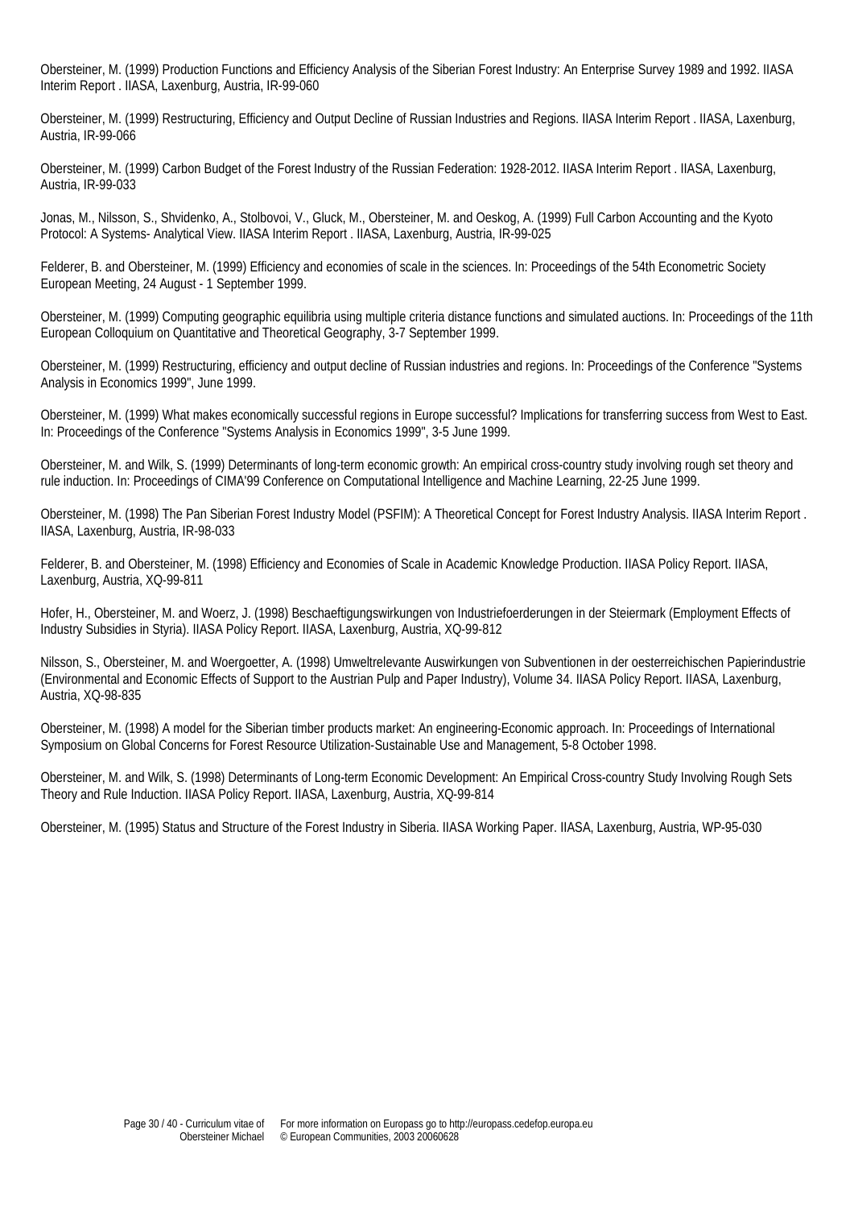Obersteiner, M. (1999) Production Functions and Efficiency Analysis of the Siberian Forest Industry: An Enterprise Survey 1989 and 1992. IIASA Interim Report . IIASA, Laxenburg, Austria, IR-99-060

Obersteiner, M. (1999) Restructuring, Efficiency and Output Decline of Russian Industries and Regions. IIASA Interim Report . IIASA, Laxenburg, Austria, IR-99-066

Obersteiner, M. (1999) Carbon Budget of the Forest Industry of the Russian Federation: 1928-2012. IIASA Interim Report . IIASA, Laxenburg, Austria, IR-99-033

Jonas, M., Nilsson, S., Shvidenko, A., Stolbovoi, V., Gluck, M., Obersteiner, M. and Oeskog, A. (1999) Full Carbon Accounting and the Kyoto Protocol: A Systems- Analytical View. IIASA Interim Report . IIASA, Laxenburg, Austria, IR-99-025

Felderer, B. and Obersteiner, M. (1999) Efficiency and economies of scale in the sciences. In: Proceedings of the 54th Econometric Society European Meeting, 24 August - 1 September 1999.

Obersteiner, M. (1999) Computing geographic equilibria using multiple criteria distance functions and simulated auctions. In: Proceedings of the 11th European Colloquium on Quantitative and Theoretical Geography, 3-7 September 1999.

Obersteiner, M. (1999) Restructuring, efficiency and output decline of Russian industries and regions. In: Proceedings of the Conference "Systems Analysis in Economics 1999", June 1999.

Obersteiner, M. (1999) What makes economically successful regions in Europe successful? Implications for transferring success from West to East. In: Proceedings of the Conference "Systems Analysis in Economics 1999", 3-5 June 1999.

Obersteiner, M. and Wilk, S. (1999) Determinants of long-term economic growth: An empirical cross-country study involving rough set theory and rule induction. In: Proceedings of CIMA'99 Conference on Computational Intelligence and Machine Learning, 22-25 June 1999.

Obersteiner, M. (1998) The Pan Siberian Forest Industry Model (PSFIM): A Theoretical Concept for Forest Industry Analysis. IIASA Interim Report . IIASA, Laxenburg, Austria, IR-98-033

Felderer, B. and Obersteiner, M. (1998) Efficiency and Economies of Scale in Academic Knowledge Production. IIASA Policy Report. IIASA, Laxenburg, Austria, XQ-99-811

Hofer, H., Obersteiner, M. and Woerz, J. (1998) Beschaeftigungswirkungen von Industriefoerderungen in der Steiermark (Employment Effects of Industry Subsidies in Styria). IIASA Policy Report. IIASA, Laxenburg, Austria, XQ-99-812

Nilsson, S., Obersteiner, M. and Woergoetter, A. (1998) Umweltrelevante Auswirkungen von Subventionen in der oesterreichischen Papierindustrie (Environmental and Economic Effects of Support to the Austrian Pulp and Paper Industry), Volume 34. IIASA Policy Report. IIASA, Laxenburg, Austria, XQ-98-835

Obersteiner, M. (1998) A model for the Siberian timber products market: An engineering-Economic approach. In: Proceedings of International Symposium on Global Concerns for Forest Resource Utilization-Sustainable Use and Management, 5-8 October 1998.

Obersteiner, M. and Wilk, S. (1998) Determinants of Long-term Economic Development: An Empirical Cross-country Study Involving Rough Sets Theory and Rule Induction. IIASA Policy Report. IIASA, Laxenburg, Austria, XQ-99-814

Obersteiner, M. (1995) Status and Structure of the Forest Industry in Siberia. IIASA Working Paper. IIASA, Laxenburg, Austria, WP-95-030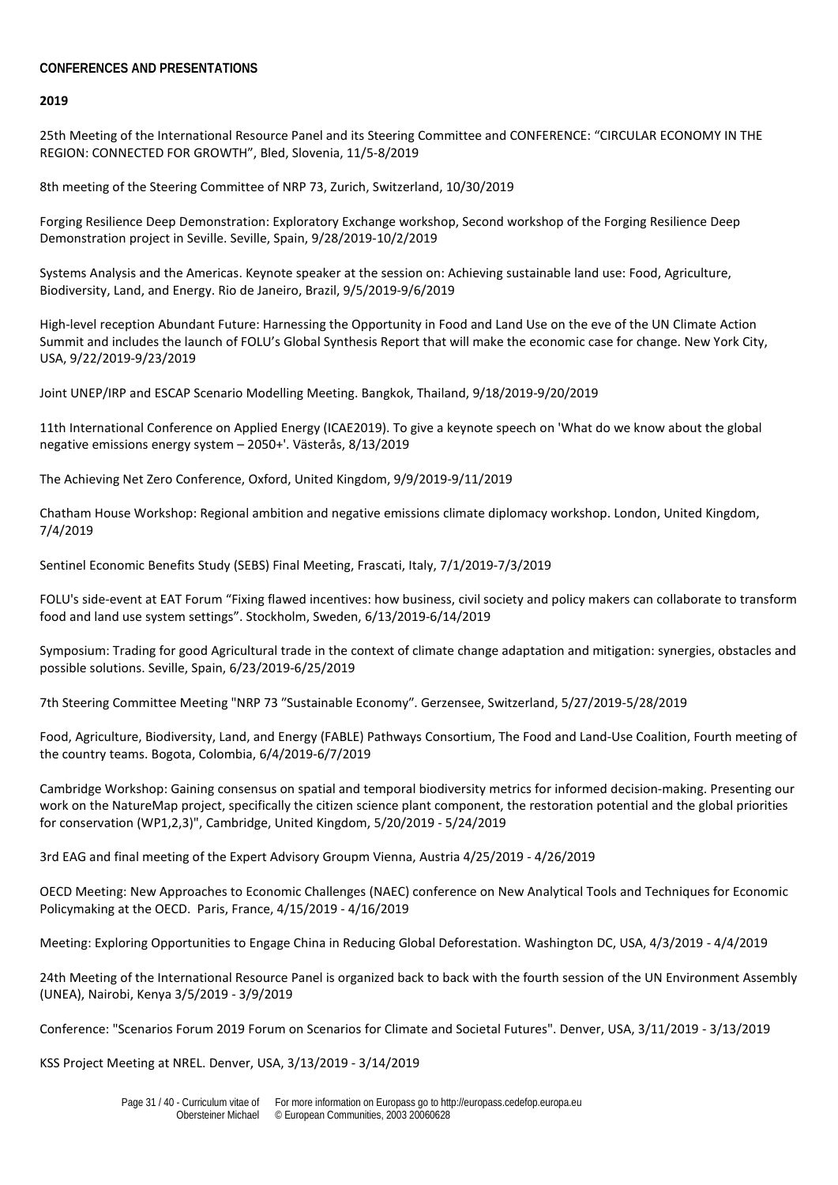**CONFERENCES AND PRESENTATIONS**

**2019**

25th Meeting of the International Resource Panel and its Steering Committee and CONFERENCE: “CIRCULAR ECONOMY IN THE REGION: CONNECTED FOR GROWTH”, Bled, Slovenia, 11/5-8/2019

8th meeting of the Steering Committee of NRP 73, Zurich, Switzerland, 10/30/2019

Forging Resilience Deep Demonstration: Exploratory Exchange workshop, Second workshop of the Forging Resilience Deep Demonstration project in Seville. Seville, Spain, 9/28/2019-10/2/2019

Systems Analysis and the Americas. Keynote speaker at the session on: Achieving sustainable land use: Food, Agriculture, Biodiversity, Land, and Energy. Rio de Janeiro, Brazil, 9/5/2019-9/6/2019

High-level reception Abundant Future: Harnessing the Opportunity in Food and Land Use on the eve of the UN Climate Action Summit and includes the launch of FOLU’s Global Synthesis Report that will make the economic case for change. New York City, USA, 9/22/2019-9/23/2019

Joint UNEP/IRP and ESCAP Scenario Modelling Meeting. Bangkok, Thailand, 9/18/2019-9/20/2019

11th International Conference on Applied Energy (ICAE2019). To give a keynote speech on 'What do we know about the global negative emissions energy system – 2050+'. Västerås, 8/13/2019

The Achieving Net Zero Conference, Oxford, United Kingdom, 9/9/2019-9/11/2019

Chatham House Workshop: Regional ambition and negative emissions climate diplomacy workshop. London, United Kingdom, 7/4/2019

Sentinel Economic Benefits Study (SEBS) Final Meeting, Frascati, Italy, 7/1/2019-7/3/2019

FOLU's side-event at EAT Forum “Fixing flawed incentives: how business, civil society and policy makers can collaborate to transform food and land use system settings”. Stockholm, Sweden, 6/13/2019-6/14/2019

Symposium: Trading for good Agricultural trade in the context of climate change adaptation and mitigation: synergies, obstacles and possible solutions. Seville, Spain, 6/23/2019-6/25/2019

7th Steering Committee Meeting "NRP 73 ”Sustainable Economy”. Gerzensee, Switzerland, 5/27/2019-5/28/2019

Food, Agriculture, Biodiversity, Land, and Energy (FABLE) Pathways Consortium, The Food and Land-Use Coalition, Fourth meeting of the country teams. Bogota, Colombia, 6/4/2019-6/7/2019

Cambridge Workshop: Gaining consensus on spatial and temporal biodiversity metrics for informed decision-making. Presenting our work on the NatureMap project, specifically the citizen science plant component, the restoration potential and the global priorities for conservation (WP1,2,3)", Cambridge, United Kingdom, 5/20/2019 - 5/24/2019

3rd EAG and final meeting of the Expert Advisory Groupm Vienna, Austria 4/25/2019 - 4/26/2019

OECD Meeting: New Approaches to Economic Challenges (NAEC) conference on New Analytical Tools and Techniques for Economic Policymaking at the OECD. Paris, France, 4/15/2019 - 4/16/2019

Meeting: Exploring Opportunities to Engage China in Reducing Global Deforestation. Washington DC, USA, 4/3/2019 - 4/4/2019

24th Meeting of the International Resource Panel is organized back to back with the fourth session of the UN Environment Assembly (UNEA), Nairobi, Kenya 3/5/2019 - 3/9/2019

Conference: "Scenarios Forum 2019 Forum on Scenarios for Climate and Societal Futures". Denver, USA, 3/11/2019 - 3/13/2019

KSS Project Meeting at NREL. Denver, USA, 3/13/2019 - 3/14/2019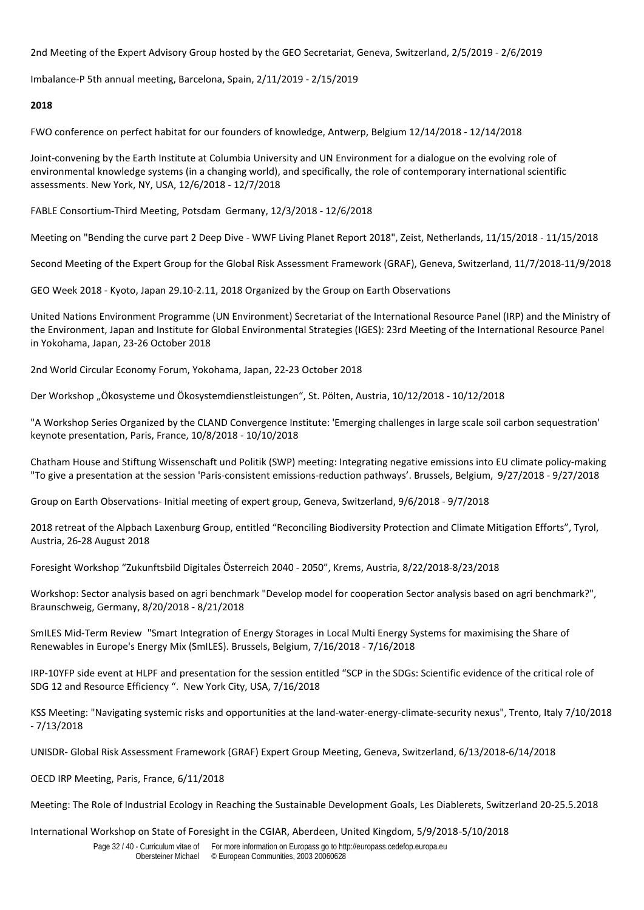2nd Meeting of the Expert Advisory Group hosted by the GEO Secretariat, Geneva, Switzerland, 2/5/2019 - 2/6/2019

Imbalance-P 5th annual meeting, Barcelona, Spain, 2/11/2019 - 2/15/2019

**2018**

FWO conference on perfect habitat for our founders of knowledge, Antwerp, Belgium 12/14/2018 - 12/14/2018

Joint-convening by the Earth Institute at Columbia University and UN Environment for a dialogue on the evolving role of environmental knowledge systems (in a changing world), and specifically, the role of contemporary international scientific assessments. New York, NY, USA, 12/6/2018 - 12/7/2018

FABLE Consortium-Third Meeting, Potsdam Germany, 12/3/2018 - 12/6/2018

Meeting on "Bending the curve part 2 Deep Dive - WWF Living Planet Report 2018", Zeist, Netherlands, 11/15/2018 - 11/15/2018

Second Meeting of the Expert Group for the Global Risk Assessment Framework (GRAF), Geneva, Switzerland, 11/7/2018-11/9/2018

GEO Week 2018 - Kyoto, Japan 29.10-2.11, 2018 Organized by the Group on Earth Observations

United Nations Environment Programme (UN Environment) Secretariat of the International Resource Panel (IRP) and the Ministry of the Environment, Japan and Institute for Global Environmental Strategies (IGES): 23rd Meeting of the International Resource Panel in Yokohama, Japan, 23-26 October 2018

2nd World Circular Economy Forum, Yokohama, Japan, 22-23 October 2018

Der Workshop „Ökosysteme und Ökosystemdienstleistungen", St. Pölten, Austria, 10/12/2018 - 10/12/2018

"A Workshop Series Organized by the CLAND Convergence Institute: 'Emerging challenges in large scale soil carbon sequestration' keynote presentation, Paris, France, 10/8/2018 - 10/10/2018

Chatham House and Stiftung Wissenschaft und Politik (SWP) meeting: Integrating negative emissions into EU climate policy-making "To give a presentation at the session 'Paris-consistent emissions-reduction pathways'. Brussels, Belgium, 9/27/2018 - 9/27/2018

Group on Earth Observations- Initial meeting of expert group, Geneva, Switzerland, 9/6/2018 - 9/7/2018

2018 retreat of the Alpbach Laxenburg Group, entitled "Reconciling Biodiversity Protection and Climate Mitigation Efforts", Tyrol, Austria, 26-28 August 2018

Foresight Workshop "Zukunftsbild Digitales Österreich 2040 - 2050", Krems, Austria, 8/22/2018-8/23/2018

Workshop: Sector analysis based on agri benchmark "Develop model for cooperation Sector analysis based on agri benchmark?", Braunschweig, Germany, 8/20/2018 - 8/21/2018

SmILES Mid-Term Review "Smart Integration of Energy Storages in Local Multi Energy Systems for maximising the Share of Renewables in Europe's Energy Mix (SmILES). Brussels, Belgium, 7/16/2018 - 7/16/2018

IRP-10YFP side event at HLPF and presentation for the session entitled "SCP in the SDGs: Scientific evidence of the critical role of SDG 12 and Resource Efficiency ". New York City, USA, 7/16/2018

KSS Meeting: "Navigating systemic risks and opportunities at the land-water-energy-climate-security nexus", Trento, Italy 7/10/2018 - 7/13/2018

UNISDR- Global Risk Assessment Framework (GRAF) Expert Group Meeting, Geneva, Switzerland, 6/13/2018-6/14/2018

OECD IRP Meeting, Paris, France, 6/11/2018

Meeting: The Role of Industrial Ecology in Reaching the Sustainable Development Goals, Les Diablerets, Switzerland 20-25.5.2018

International Workshop on State of Foresight in the CGIAR, Aberdeen, United Kingdom, 5/9/2018-5/10/2018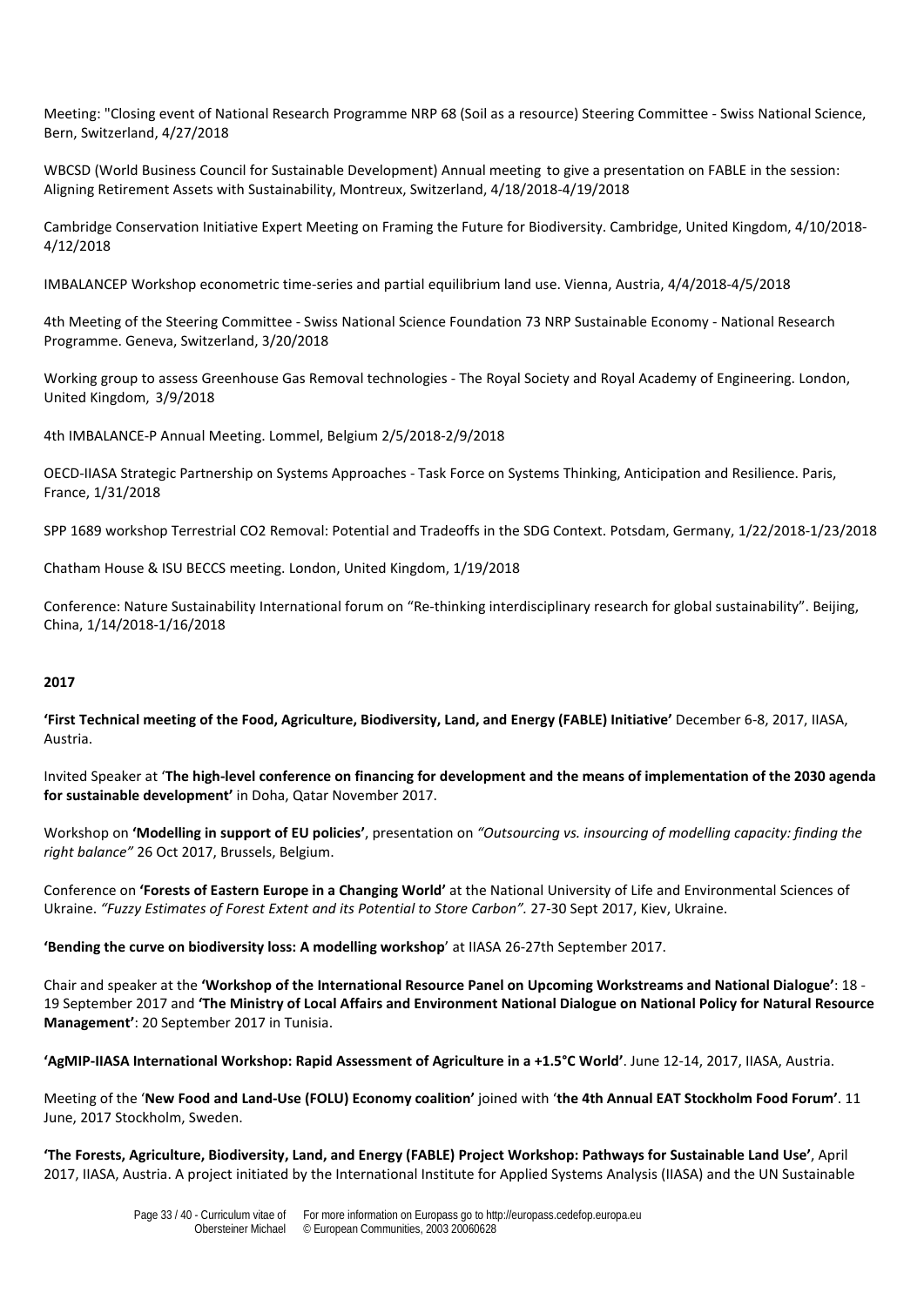Meeting: "Closing event of National Research Programme NRP 68 (Soil as a resource) Steering Committee - Swiss National Science, Bern, Switzerland, 4/27/2018

WBCSD (World Business Council for Sustainable Development) Annual meeting to give a presentation on FABLE in the session: Aligning Retirement Assets with Sustainability, Montreux, Switzerland, 4/18/2018-4/19/2018

Cambridge Conservation Initiative Expert Meeting on Framing the Future for Biodiversity. Cambridge, United Kingdom, 4/10/2018-4/12/2018

IMBALANCEP Workshop econometric time-series and partial equilibrium land use. Vienna, Austria, 4/4/2018-4/5/2018

4th Meeting of the Steering Committee - Swiss National Science Foundation 73 NRP Sustainable Economy - National Research Programme. Geneva, Switzerland, 3/20/2018

Working group to assess Greenhouse Gas Removal technologies - The Royal Society and Royal Academy of Engineering. London, United Kingdom, 3/9/2018

4th IMBALANCE-P Annual Meeting. Lommel, Belgium 2/5/2018-2/9/2018

OECD-IIASA Strategic Partnership on Systems Approaches - Task Force on Systems Thinking, Anticipation and Resilience. Paris, France, 1/31/2018

SPP 1689 workshop Terrestrial CO2 Removal: Potential and Tradeoffs in the SDG Context. Potsdam, Germany, 1/22/2018-1/23/2018

Chatham House & ISU BECCS meeting. London, United Kingdom, 1/19/2018

Conference: Nature Sustainability International forum on "Re-thinking interdisciplinary research for global sustainability". Beijing, China, 1/14/2018-1/16/2018

**2017**

**'First Technical meeting of the Food, Agriculture, Biodiversity, Land, and Energy (FABLE) Initiative'** December 6-8, 2017, IIASA, Austria.

Invited Speaker at '**The high-level conference on financing for development and the means of implementation of the 2030 agenda for sustainable development'** in Doha, Qatar November 2017.

Workshop on **'Modelling in support of EU policies'**, presentation on *"Outsourcing vs. insourcing of modelling capacity: finding the right balance"* 26 Oct 2017, Brussels, Belgium.

Conference on **'Forests of Eastern Europe in a Changing World'** at the National University of Life and Environmental Sciences of Ukraine. *"Fuzzy Estimates of Forest Extent and its Potential to Store Carbon".* 27-30 Sept 2017, Kiev, Ukraine.

**'Bending the curve on biodiversity loss: A modelling workshop**' at IIASA 26-27th September 2017.

Chair and speaker at the **'Workshop of the International Resource Panel on Upcoming Workstreams and National Dialogue'**: 18 - 19 September 2017 and **'The Ministry of Local Affairs and Environment National Dialogue on National Policy for Natural Resource Management'**: 20 September 2017 in Tunisia.

**'AgMIP-IIASA International Workshop: Rapid Assessment of Agriculture in a +1.5°C World'**. June 12-14, 2017, IIASA, Austria.

Meeting of the '**New Food and Land-Use (FOLU) Economy coalition'** joined with '**the 4th Annual EAT Stockholm Food Forum'**. 11 June, 2017 Stockholm, Sweden.

**'The Forests, Agriculture, Biodiversity, Land, and Energy (FABLE) Project Workshop: Pathways for Sustainable Land Use'**, April 2017, IIASA, Austria. A project initiated by the International Institute for Applied Systems Analysis (IIASA) and the UN Sustainable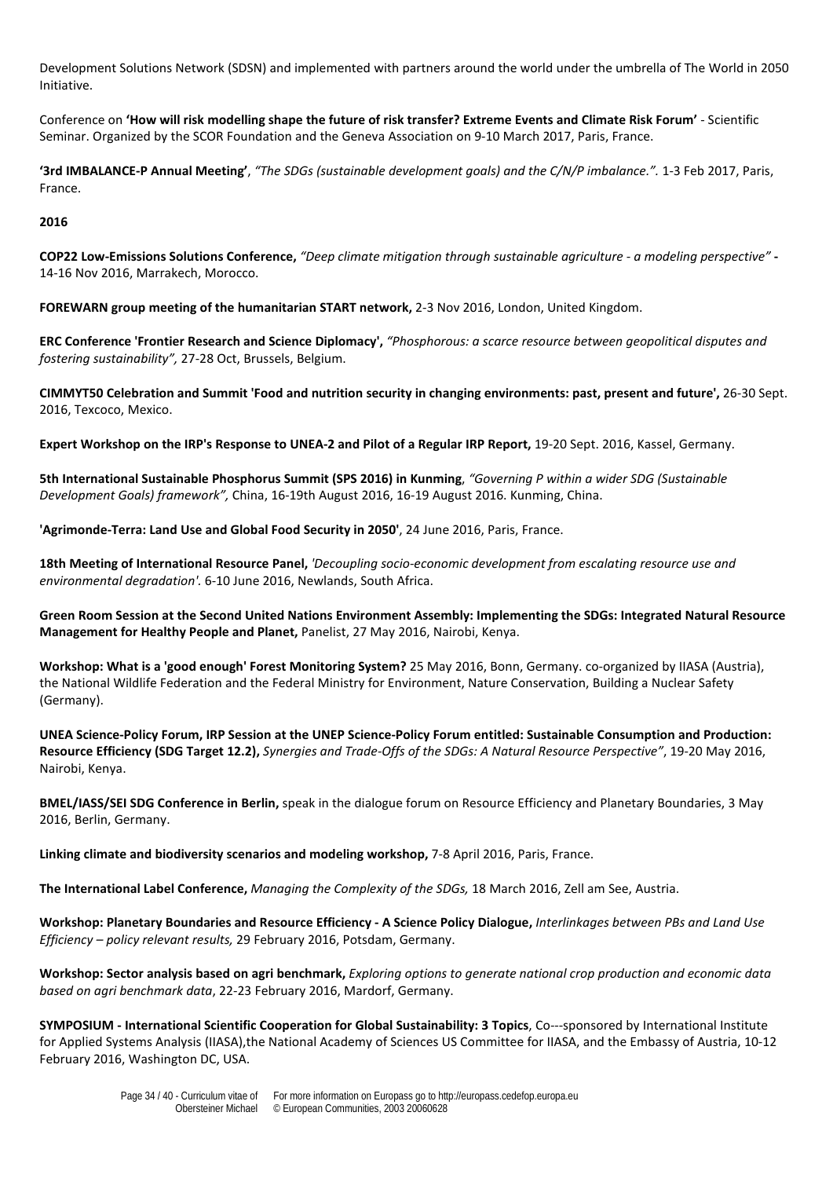Development Solutions Network (SDSN) and implemented with partners around the world under the umbrella of The World in 2050 Initiative.

Conference on **'How will risk modelling shape the future of risk transfer? Extreme Events and Climate Risk Forum'** - Scientific Seminar. Organized by the SCOR Foundation and the Geneva Association on 9-10 March 2017, Paris, France.

**'3rd IMBALANCE-P Annual Meeting'**, *"The SDGs (sustainable development goals) and the C/N/P imbalance."*. 1-3 Feb 2017, Paris, France.

**2016**

**COP22 Low-Emissions Solutions Conference,** *"Deep climate mitigation through sustainable agriculture - a modeling perspective"* **-** 14-16 Nov 2016, Marrakech, Morocco.

**FOREWARN group meeting of the humanitarian START network,** 2-3 Nov 2016, London, United Kingdom.

**ERC Conference 'Frontier Research and Science Diplomacy',** *"Phosphorous: a scarce resource between geopolitical disputes and fostering sustainability",* 27-28 Oct, Brussels, Belgium.

**CIMMYT50 Celebration and Summit 'Food and nutrition security in changing environments: past, present and future',** 26-30 Sept. 2016, Texcoco, Mexico.

**Expert Workshop on the IRP's Response to UNEA-2 and Pilot of a Regular IRP Report,** 19-20 Sept. 2016, Kassel, Germany.

**5th International Sustainable Phosphorus Summit (SPS 2016) in Kunming**, *"Governing P within a wider SDG (Sustainable Development Goals) framework",* China, 16-19th August 2016, 16-19 August 2016. Kunming, China.

**'Agrimonde-Terra: Land Use and Global Food Security in 2050'**, 24 June 2016, Paris, France.

**18th Meeting of International Resource Panel,** *'Decoupling socio-economic development from escalating resource use and environmental degradation'.* 6-10 June 2016, Newlands, South Africa.

**Green Room Session at the Second United Nations Environment Assembly: Implementing the SDGs: Integrated Natural Resource Management for Healthy People and Planet,** Panelist, 27 May 2016, Nairobi, Kenya.

**Workshop: What is a 'good enough' Forest Monitoring System?** 25 May 2016, Bonn, Germany. co-organized by IIASA (Austria), the National Wildlife Federation and the Federal Ministry for Environment, Nature Conservation, Building a Nuclear Safety (Germany).

**UNEA Science-Policy Forum, IRP Session at the UNEP Science-Policy Forum entitled: Sustainable Consumption and Production: Resource Efficiency (SDG Target 12.2),** *Synergies and Trade-Offs of the SDGs: A Natural Resource Perspective"*, 19-20 May 2016, Nairobi, Kenya.

**BMEL/IASS/SEI SDG Conference in Berlin,** speak in the dialogue forum on Resource Efficiency and Planetary Boundaries, 3 May 2016, Berlin, Germany.

**Linking climate and biodiversity scenarios and modeling workshop,** 7-8 April 2016, Paris, France.

**The International Label Conference,** *Managing the Complexity of the SDGs,* 18 March 2016, Zell am See, Austria.

**Workshop: Planetary Boundaries and Resource Efficiency - A Science Policy Dialogue,** *Interlinkages between PBs and Land Use Efficiency – policy relevant results,* 29 February 2016, Potsdam, Germany.

**Workshop: Sector analysis based on agri benchmark,** *Exploring options to generate national crop production and economic data based on agri benchmark data*, 22-23 February 2016, Mardorf, Germany.

**SYMPOSIUM - International Scientific Cooperation for Global Sustainability: 3 Topics**, Co---sponsored by International Institute for Applied Systems Analysis (IIASA),the National Academy of Sciences US Committee for IIASA, and the Embassy of Austria, 10-12 February 2016, Washington DC, USA.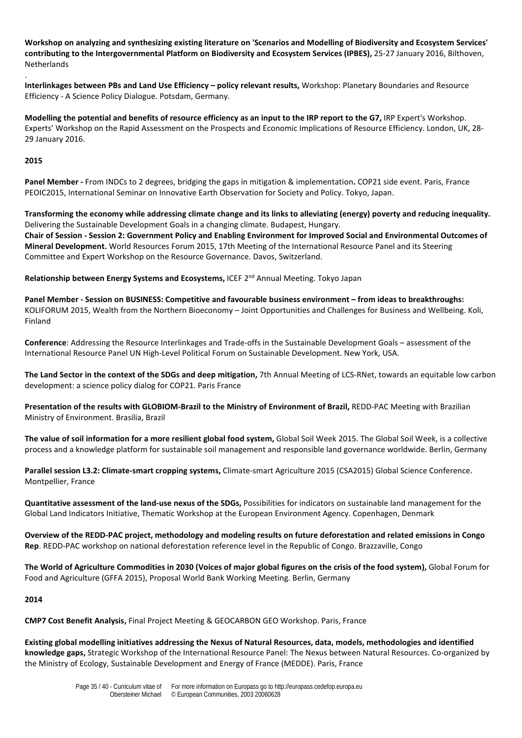**Workshop on analyzing and synthesizing existing literature on 'Scenarios and Modelling of Biodiversity and Ecosystem Services' contributing to the Intergovernmental Platform on Biodiversity and Ecosystem Services (IPBES),** 25-27 January 2016, Bilthoven, Netherlands

.

**Interlinkages between PBs and Land Use Efficiency – policy relevant results,** Workshop: Planetary Boundaries and Resource Efficiency - A Science Policy Dialogue. Potsdam, Germany.

**Modelling the potential and benefits of resource efficiency as an input to the IRP report to the G7,** IRP Expert's Workshop. Experts' Workshop on the Rapid Assessment on the Prospects and Economic Implications of Resource Efficiency. London, UK, 28-29 January 2016.

**2015**

**Panel Member -** From INDCs to 2 degrees, bridging the gaps in mitigation & implementation**.** COP21 side event. Paris, France PEOIC2015, International Seminar on Innovative Earth Observation for Society and Policy. Tokyo, Japan.

**Transforming the economy while addressing climate change and its links to alleviating (energy) poverty and reducing inequality.** Delivering the Sustainable Development Goals in a changing climate. Budapest, Hungary.
**Chair of Session - Session 2: Government Policy and Enabling Environment for Improved Social and Environmental Outcomes of Mineral Development.** World Resources Forum 2015, 17th Meeting of the International Resource Panel and its Steering Committee and Expert Workshop on the Resource Governance. Davos, Switzerland.

**Relationship between Energy Systems and Ecosystems,** ICEF 2nd Annual Meeting. Tokyo Japan

**Panel Member - Session on BUSINESS: Competitive and favourable business environment – from ideas to breakthroughs:** KOLIFORUM 2015, Wealth from the Northern Bioeconomy – Joint Opportunities and Challenges for Business and Wellbeing. Koli, Finland

**Conference**: Addressing the Resource Interlinkages and Trade-offs in the Sustainable Development Goals – assessment of the International Resource Panel UN High-Level Political Forum on Sustainable Development. New York, USA.

**The Land Sector in the context of the SDGs and deep mitigation,** 7th Annual Meeting of LCS-RNet, towards an equitable low carbon development: a science policy dialog for COP21. Paris France

**Presentation of the results with GLOBIOM-Brazil to the Ministry of Environment of Brazil,** REDD-PAC Meeting with Brazilian Ministry of Environment. Brasilia, Brazil

**The value of soil information for a more resilient global food system,** Global Soil Week 2015. The Global Soil Week, is a collective process and a knowledge platform for sustainable soil management and responsible land governance worldwide. Berlin, Germany

**Parallel session L3.2: Climate-smart cropping systems,** Climate-smart Agriculture 2015 (CSA2015) Global Science Conference. Montpellier, France

**Quantitative assessment of the land-use nexus of the SDGs,** Possibilities for indicators on sustainable land management for the Global Land Indicators Initiative, Thematic Workshop at the European Environment Agency. Copenhagen, Denmark

**Overview of the REDD-PAC project, methodology and modeling results on future deforestation and related emissions in Congo Rep**. REDD-PAC workshop on national deforestation reference level in the Republic of Congo. Brazzaville, Congo

**The World of Agriculture Commodities in 2030 (Voices of major global figures on the crisis of the food system),** Global Forum for Food and Agriculture (GFFA 2015), Proposal World Bank Working Meeting. Berlin, Germany

**2014**

**CMP7 Cost Benefit Analysis,** Final Project Meeting & GEOCARBON GEO Workshop. Paris, France

**Existing global modelling initiatives addressing the Nexus of Natural Resources, data, models, methodologies and identified knowledge gaps,** Strategic Workshop of the International Resource Panel: The Nexus between Natural Resources. Co-organized by the Ministry of Ecology, Sustainable Development and Energy of France (MEDDE). Paris, France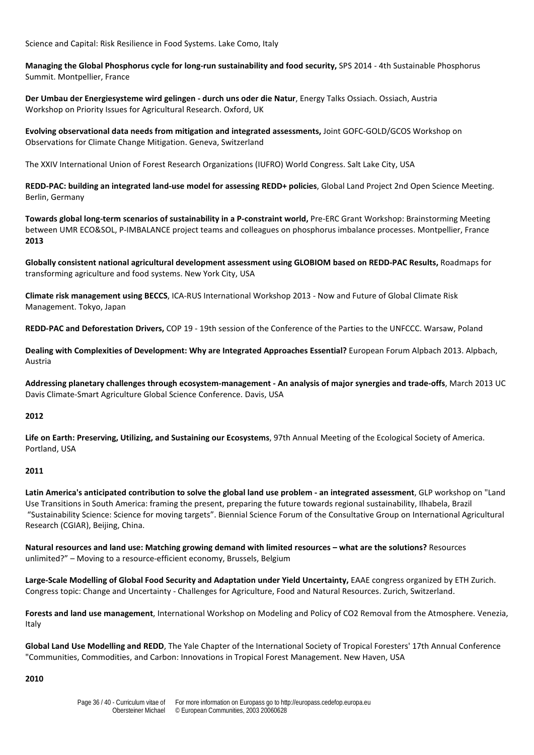Science and Capital: Risk Resilience in Food Systems. Lake Como, Italy

**Managing the Global Phosphorus cycle for long-run sustainability and food security,** SPS 2014 - 4th Sustainable Phosphorus Summit. Montpellier, France

**Der Umbau der Energiesysteme wird gelingen - durch uns oder die Natur**, Energy Talks Ossiach. Ossiach, Austria
Workshop on Priority Issues for Agricultural Research. Oxford, UK

**Evolving observational data needs from mitigation and integrated assessments,** Joint GOFC-GOLD/GCOS Workshop on Observations for Climate Change Mitigation. Geneva, Switzerland

The XXIV International Union of Forest Research Organizations (IUFRO) World Congress. Salt Lake City, USA

**REDD-PAC: building an integrated land-use model for assessing REDD+ policies**, Global Land Project 2nd Open Science Meeting. Berlin, Germany

**Towards global long-term scenarios of sustainability in a P-constraint world,** Pre-ERC Grant Workshop: Brainstorming Meeting between UMR ECO&SOL, P-IMBALANCE project teams and colleagues on phosphorus imbalance processes. Montpellier, France
**2013**

**Globally consistent national agricultural development assessment using GLOBIOM based on REDD-PAC Results,** Roadmaps for transforming agriculture and food systems. New York City, USA

**Climate risk management using BECCS**, ICA-RUS International Workshop 2013 - Now and Future of Global Climate Risk Management. Tokyo, Japan

**REDD-PAC and Deforestation Drivers,** COP 19 - 19th session of the Conference of the Parties to the UNFCCC. Warsaw, Poland

**Dealing with Complexities of Development: Why are Integrated Approaches Essential?** European Forum Alpbach 2013. Alpbach, Austria

**Addressing planetary challenges through ecosystem-management - An analysis of major synergies and trade-offs**, March 2013 UC Davis Climate-Smart Agriculture Global Science Conference. Davis, USA

**2012**

**Life on Earth: Preserving, Utilizing, and Sustaining our Ecosystems**, 97th Annual Meeting of the Ecological Society of America. Portland, USA

**2011**

**Latin America's anticipated contribution to solve the global land use problem - an integrated assessment**, GLP workshop on "Land Use Transitions in South America: framing the present, preparing the future towards regional sustainability, Ilhabela, Brazil
"Sustainability Science: Science for moving targets". Biennial Science Forum of the Consultative Group on International Agricultural Research (CGIAR), Beijing, China.

**Natural resources and land use: Matching growing demand with limited resources – what are the solutions?** Resources unlimited?" – Moving to a resource-efficient economy, Brussels, Belgium

**Large-Scale Modelling of Global Food Security and Adaptation under Yield Uncertainty,** EAAE congress organized by ETH Zurich. Congress topic: Change and Uncertainty - Challenges for Agriculture, Food and Natural Resources. Zurich, Switzerland.

**Forests and land use management**, International Workshop on Modeling and Policy of CO2 Removal from the Atmosphere. Venezia, Italy

**Global Land Use Modelling and REDD**, The Yale Chapter of the International Society of Tropical Foresters' 17th Annual Conference "Communities, Commodities, and Carbon: Innovations in Tropical Forest Management. New Haven, USA

**2010**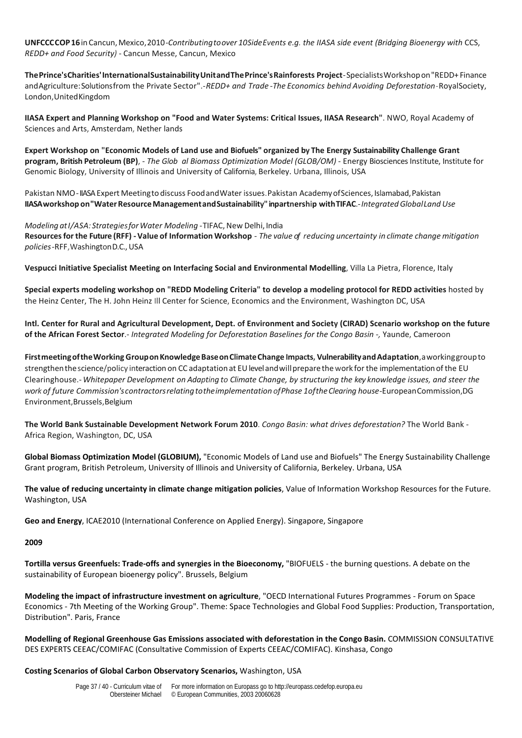**UNFCCC COP 16** in Cancun, Mexico, 2010 - *Contributing to over 10 Side Events e.g. the IIASA side event (Bridging Bioenergy with* CCS, *REDD+ and Food Security)* - Cancun Messe, Cancun, Mexico

**The Prince's Charities' International Sustainability Unit and The Prince's Rainforests Project** - Specialists Workshop on "REDD+ Finance and Agriculture: Solutions from the Private Sector". - *REDD+ and Trade - The Economics behind Avoiding Deforestation* - Royal Society, London, United Kingdom

**IIASA Expert and Planning Workshop on "Food and Water Systems: Critical Issues, IIASA Research"**. NWO, Royal Academy of Sciences and Arts, Amsterdam, Nether lands

**Expert Workshop on "Economic Models of Land use and Biofuels" organized by The Energy Sustainability Challenge Grant program, British Petroleum (BP)**, - *The Glob al Biomass Optimization Model (GLOB/OM)* - Energy Biosciences Institute, Institute for Genomic Biology, University of Illinois and University of California, Berkeley. Urbana, Illinois, USA

Pakistan NMO - IIASA Expert Meeting to discuss Food and Water issues. Pakistan Academy of Sciences, Islamabad, Pakistan
**IIASA workshop on "Water Resource Management and Sustainability" in partnership with TIFAC**. - *Integrated Global Land Use*

*Modeling at I/ASA: Strategies for Water Modeling* - TIFAC, New Delhi, India
**Resources for the Future (RFF) - Value of Information Workshop** - *The value of reducing uncertainty in climate change mitigation policies* - RFF, Washington D.C., USA

**Vespucci Initiative Specialist Meeting on Interfacing Social and Environmental Modelling**, Villa La Pietra, Florence, Italy

**Special experts modeling workshop on "REDD Modeling Criteria" to develop a modeling protocol for REDD activities** hosted by the Heinz Center, The H. John Heinz Ill Center for Science, Economics and the Environment, Washington DC, USA

**Intl. Center for Rural and Agricultural Development, Dept. of Environment and Society (CIRAD) Scenario workshop on the future of the African Forest Sector**. - *Integrated Modeling for Deforestation Baselines for the Congo Basin -,* Yaunde, Cameroon

**First meeting of the Working Group on Knowledge Base on Climate Change Impacts, Vulnerability and Adaptation**, a working group to strengthen the science/policy interaction on CC adaptation at EU level and will prepare the work for the implementation of the EU Clearinghouse. - *Whitepaper Development on Adapting to Climate Change, by structuring the key knowledge issues, and steer the work of future Commission's contractors relating to the implementation of Phase 1 of the Clearing house* - European Commission, DG Environment, Brussels, Belgium

**The World Bank Sustainable Development Network Forum 2010**. *Congo Basin: what drives deforestation?* The World Bank - Africa Region, Washington, DC, USA

**Global Biomass Optimization Model (GLOBIUM),** "Economic Models of Land use and Biofuels" The Energy Sustainability Challenge Grant program, British Petroleum, University of Illinois and University of California, Berkeley. Urbana, USA

**The value of reducing uncertainty in climate change mitigation policies**, Value of Information Workshop Resources for the Future. Washington, USA

**Geo and Energy**, ICAE2010 (International Conference on Applied Energy). Singapore, Singapore

**2009**

**Tortilla versus Greenfuels: Trade-offs and synergies in the Bioeconomy,** "BIOFUELS - the burning questions. A debate on the sustainability of European bioenergy policy". Brussels, Belgium

**Modeling the impact of infrastructure investment on agriculture**, "OECD International Futures Programmes - Forum on Space Economics - 7th Meeting of the Working Group". Theme: Space Technologies and Global Food Supplies: Production, Transportation, Distribution". Paris, France

**Modelling of Regional Greenhouse Gas Emissions associated with deforestation in the Congo Basin.** COMMISSION CONSULTATIVE DES EXPERTS CEEAC/COMIFAC (Consultative Commission of Experts CEEAC/COMIFAC). Kinshasa, Congo

**Costing Scenarios of Global Carbon Observatory Scenarios,** Washington, USA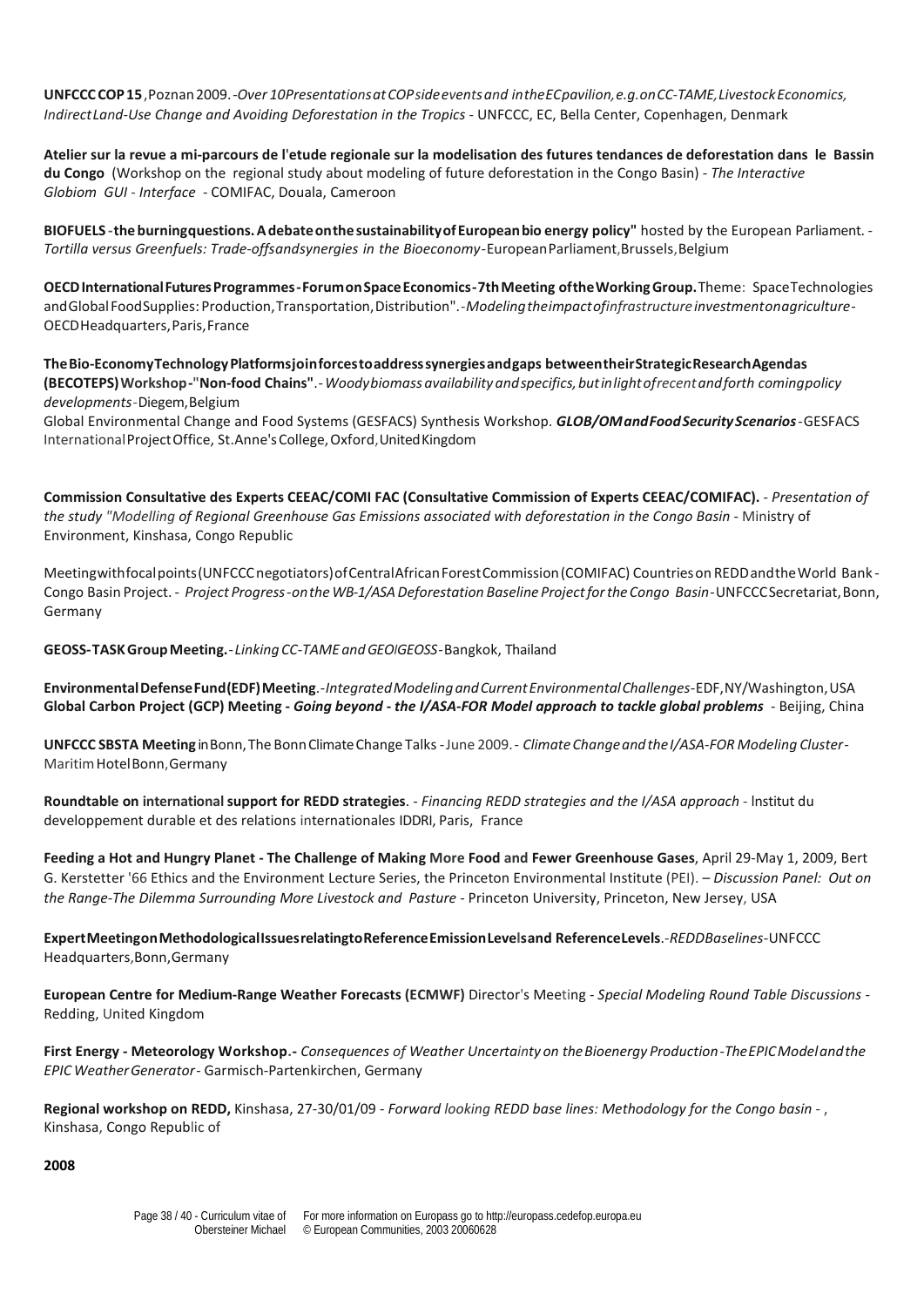**UNFCCC COP 15**, Poznan 2009. - *Over 10 Presentations at COP side events and in the EC pavilion, e.g. on CC-TAME, Livestock Economics, Indirect Land-Use Change and Avoiding Deforestation in the Tropics* - UNFCCC, EC, Bella Center, Copenhagen, Denmark

**Atelier sur la revue a mi-parcours de l'etude regionale sur la modelisation des futures tendances de deforestation dans le Bassin du Congo** (Workshop on the regional study about modeling of future deforestation in the Congo Basin) - *The Interactive Globiom GUI - Interface* - COMIFAC, Douala, Cameroon

**BIOFUELS - the burning questions. A debate on the sustainability of European bio energy policy"** hosted by the European Parliament. - *Tortilla versus Greenfuels: Trade-offs and synergies in the Bioeconomy* - European Parliament, Brussels, Belgium

**OECD International Futures Programmes - Forum on Space Economics - 7th Meeting of the Working Group.** Theme: Space Technologies and Global Food Supplies: Production, Transportation, Distribution". - *Modeling the impact of infrastructure investment on agriculture* - OECD Headquarters, Paris, France

**The Bio-Economy Technology Platforms join forces to address synergies and gaps between their Strategic Research Agendas (BECOTEPS) Workshop - "Non-food Chains"**. - *Woody biomass availability and specifics, but in light of recent and forth coming policy developments* - Diegem, Belgium

Global Environmental Change and Food Systems (GESFACS) Synthesis Workshop. ***GLOB/OM and Food Security Scenarios*** - GESFACS International Project Office, St. Anne's College, Oxford, United Kingdom

**Commission Consultative des Experts CEEAC/COMI FAC (Consultative Commission of Experts CEEAC/COMIFAC).** - *Presentation of the study "Modelling of Regional Greenhouse Gas Emissions associated with deforestation in the Congo Basin* - Ministry of Environment, Kinshasa, Congo Republic

Meeting with focal points (UNFCCC negotiators) of Central African Forest Commission (COMIFAC) Countries on REDD and the World Bank - Congo Basin Project. - *Project Progress - on the WB-1/ASA Deforestation Baseline Project for the Congo Basin* - UNFCCC Secretariat, Bonn, Germany

**GEOSS-TASK Group Meeting.** - *Linking CC-TAME and GEO/GEOSS* - Bangkok, Thailand

**Environmental Defense Fund (EDF) Meeting**. - *Integrated Modeling and Current Environmental Challenges* - EDF, NY/Washington, USA

**Global Carbon Project (GCP) Meeting - *Going beyond - the I/ASA-FOR Model approach to tackle global problems*** - Beijing, China

**UNFCCC SBSTA Meeting** in Bonn, The Bonn Climate Change Talks - June 2009. - *Climate Change and the I/ASA-FOR Modeling Cluster* - Maritim Hotel Bonn, Germany

**Roundtable on international support for REDD strategies**. - *Financing REDD strategies and the I/ASA approach* - Institut du developpement durable et des relations internationales IDDRI, Paris, France

**Feeding a Hot and Hungry Planet - The Challenge of Making More Food and Fewer Greenhouse Gases**, April 29-May 1, 2009, Bert G. Kerstetter '66 Ethics and the Environment Lecture Series, the Princeton Environmental Institute (PEI). – *Discussion Panel: Out on the Range-The Dilemma Surrounding More Livestock and Pasture* - Princeton University, Princeton, New Jersey, USA

**Expert Meeting on Methodological Issues relating to Reference Emission Levels and Reference Levels**. - *REDD Baselines* - UNFCCC Headquarters, Bonn, Germany

**European Centre for Medium-Range Weather Forecasts (ECMWF)** Director's Meeting - *Special Modeling Round Table Discussions* - Redding, United Kingdom

**First Energy - Meteorology Workshop.** - *Consequences of Weather Uncertainty on the Bioenergy Production - The EPIC Model and the EPIC Weather Generator* - Garmisch-Partenkirchen, Germany

**Regional workshop on REDD,** Kinshasa, 27-30/01/09 - *Forward looking REDD base lines: Methodology for the Congo basin* - , Kinshasa, Congo Republic of

**2008**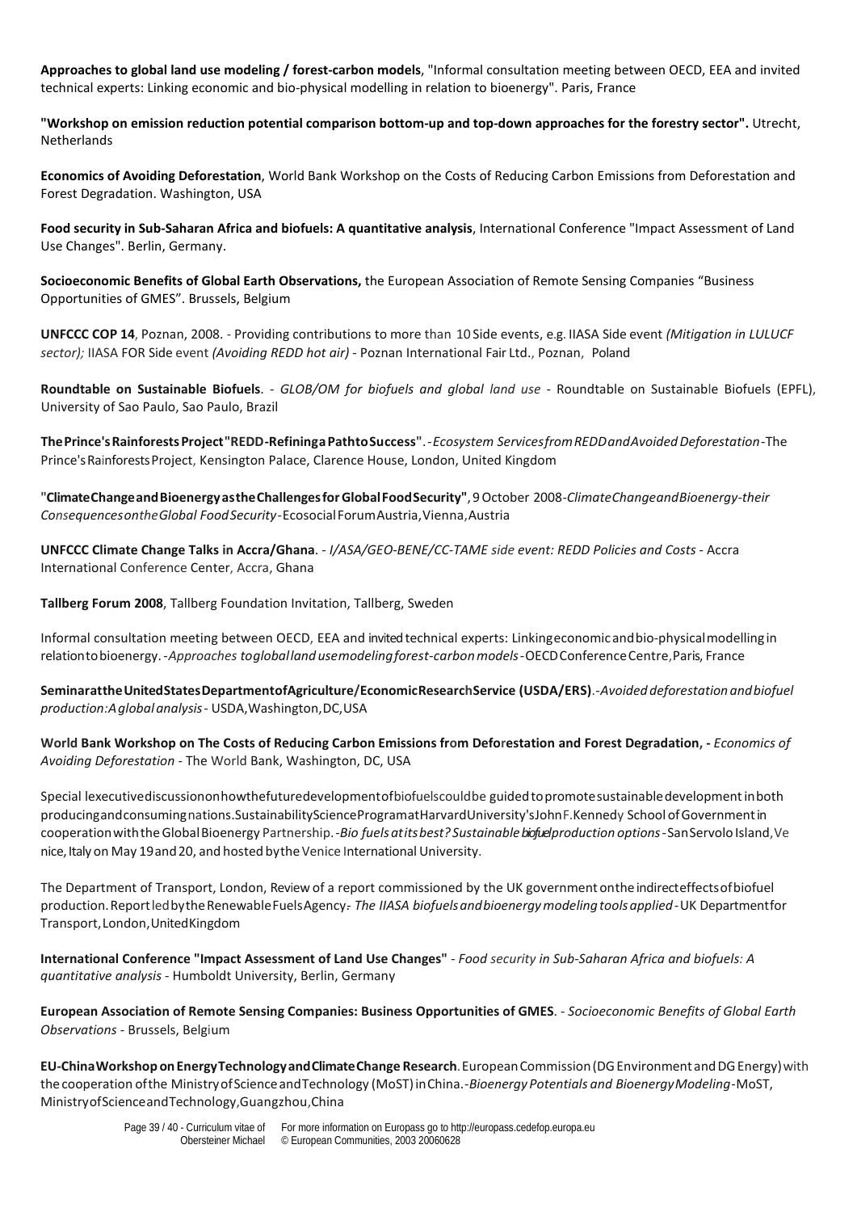**Approaches to global land use modeling / forest-carbon models**, "Informal consultation meeting between OECD, EEA and invited technical experts: Linking economic and bio-physical modelling in relation to bioenergy". Paris, France

**"Workshop on emission reduction potential comparison bottom-up and top-down approaches for the forestry sector".** Utrecht, Netherlands

**Economics of Avoiding Deforestation**, World Bank Workshop on the Costs of Reducing Carbon Emissions from Deforestation and Forest Degradation. Washington, USA

**Food security in Sub-Saharan Africa and biofuels: A quantitative analysis**, International Conference "Impact Assessment of Land Use Changes". Berlin, Germany.

**Socioeconomic Benefits of Global Earth Observations,** the European Association of Remote Sensing Companies "Business Opportunities of GMES". Brussels, Belgium

**UNFCCC COP 14**, Poznan, 2008. - Providing contributions to more than 10 Side events, e.g. IIASA Side event *(Mitigation in LULUCF sector);* IIASA FOR Side event *(Avoiding REDD hot air)* - Poznan International Fair Ltd., Poznan, Poland

**Roundtable on Sustainable Biofuels**. - *GLOB/OM for biofuels and global land use* - Roundtable on Sustainable Biofuels (EPFL), University of Sao Paulo, Sao Paulo, Brazil

**The Prince's Rainforests Project "REDD-Refining a Path to Success"**. - *Ecosystem Services from REDD and Avoided Deforestation* - The Prince's Rainforests Project, Kensington Palace, Clarence House, London, United Kingdom

**"Climate Change and Bioenergy as the Challenges for Global Food Security"**, 9 October 2008 - *Climate Change and Bioenergy - their Consequences on the Global Food Security* - Ecosocial Forum Austria, Vienna, Austria

**UNFCCC Climate Change Talks in Accra/Ghana**. - *I/ASA/GEO-BENE/CC-TAME side event: REDD Policies and Costs* - Accra International Conference Center, Accra, Ghana

**Tallberg Forum 2008**, Tallberg Foundation Invitation, Tallberg, Sweden

Informal consultation meeting between OECD, EEA and invited technical experts: Linking economic and bio-physical modelling in relation to bioenergy. - *Approaches to global land use modeling forest-carbon models* - OECD Conference Centre, Paris, France

**Seminar at the United States Department of Agriculture/Economic Research Service (USDA/ERS)**. - *Avoided deforestation and biofuel production: A global analysis* - USDA, Washington, DC, USA

**World Bank Workshop on The Costs of Reducing Carbon Emissions from Deforestation and Forest Degradation, -** *Economics of Avoiding Deforestation* - The World Bank, Washington, DC, USA

Special lexecutive discussion on how the future development of biofuels could be guided to promote sustainable development in both producing and consuming nations. Sustainability Science Program at Harvard University's John F. Kennedy School of Government in cooperation with the Global Bioenergy Partnership. - *Bio fuels at its best? Sustainable biofuel production options* - San Servolo Island, Venice, Italy on May 19 and 20, and hosted by the Venice International University.

The Department of Transport, London, Review of a report commissioned by the UK government on the indirect effects of biofuel production. Report led by the Renewable Fuels Agency. *The IIASA biofuels and bioenergy modeling tools applied* - UK Department for Transport, London, United Kingdom

**International Conference "Impact Assessment of Land Use Changes"** - *Food security in Sub-Saharan Africa and biofuels: A quantitative analysis* - Humboldt University, Berlin, Germany

**European Association of Remote Sensing Companies: Business Opportunities of GMES**. - *Socioeconomic Benefits of Global Earth Observations* - Brussels, Belgium

**EU-China Workshop on Energy Technology and Climate Change Research**. European Commission (DG Environment and DG Energy) with the cooperation of the Ministry of Science and Technology (MoST) in China. - *Bioenergy Potentials and Bioenergy Modeling* - MoST, Ministry of Science and Technology, Guangzhou, China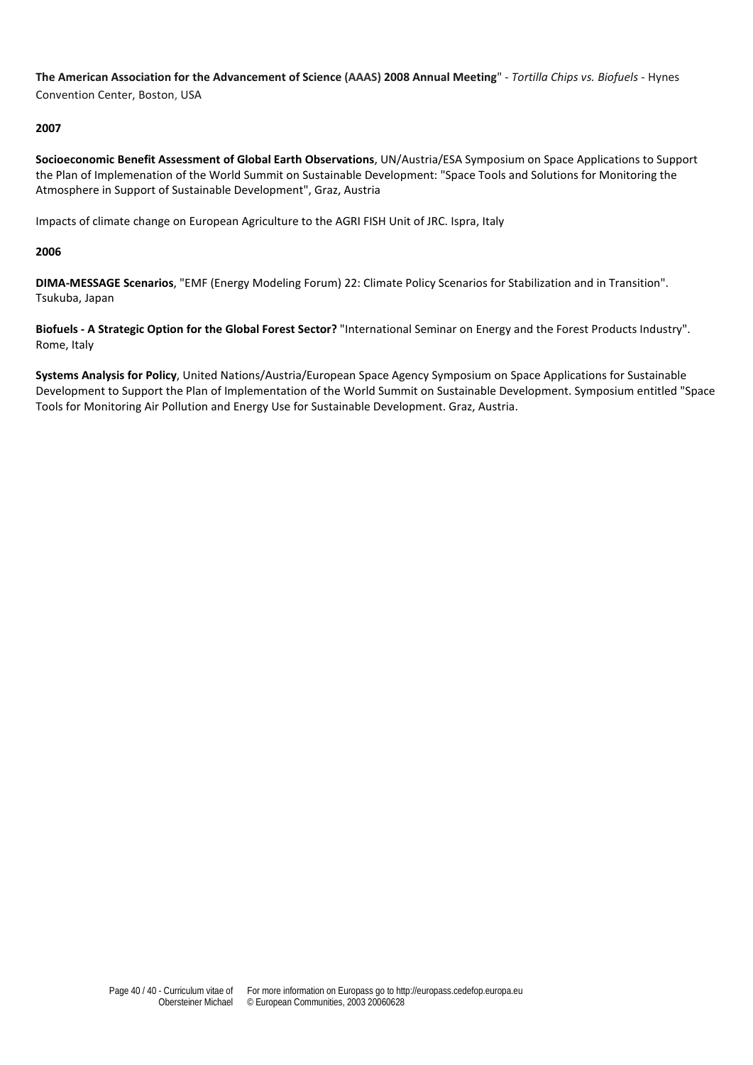**The American Association for the Advancement of Science (AAAS) 2008 Annual Meeting**" - *Tortilla Chips vs. Biofuels* - Hynes Convention Center, Boston, USA

**2007**

**Socioeconomic Benefit Assessment of Global Earth Observations**, UN/Austria/ESA Symposium on Space Applications to Support the Plan of Implemenation of the World Summit on Sustainable Development: "Space Tools and Solutions for Monitoring the Atmosphere in Support of Sustainable Development", Graz, Austria

Impacts of climate change on European Agriculture to the AGRI FISH Unit of JRC. Ispra, Italy

**2006**

**DIMA-MESSAGE Scenarios**, "EMF (Energy Modeling Forum) 22: Climate Policy Scenarios for Stabilization and in Transition". Tsukuba, Japan

**Biofuels - A Strategic Option for the Global Forest Sector?** "International Seminar on Energy and the Forest Products Industry". Rome, Italy

**Systems Analysis for Policy**, United Nations/Austria/European Space Agency Symposium on Space Applications for Sustainable Development to Support the Plan of Implementation of the World Summit on Sustainable Development. Symposium entitled "Space Tools for Monitoring Air Pollution and Energy Use for Sustainable Development. Graz, Austria.